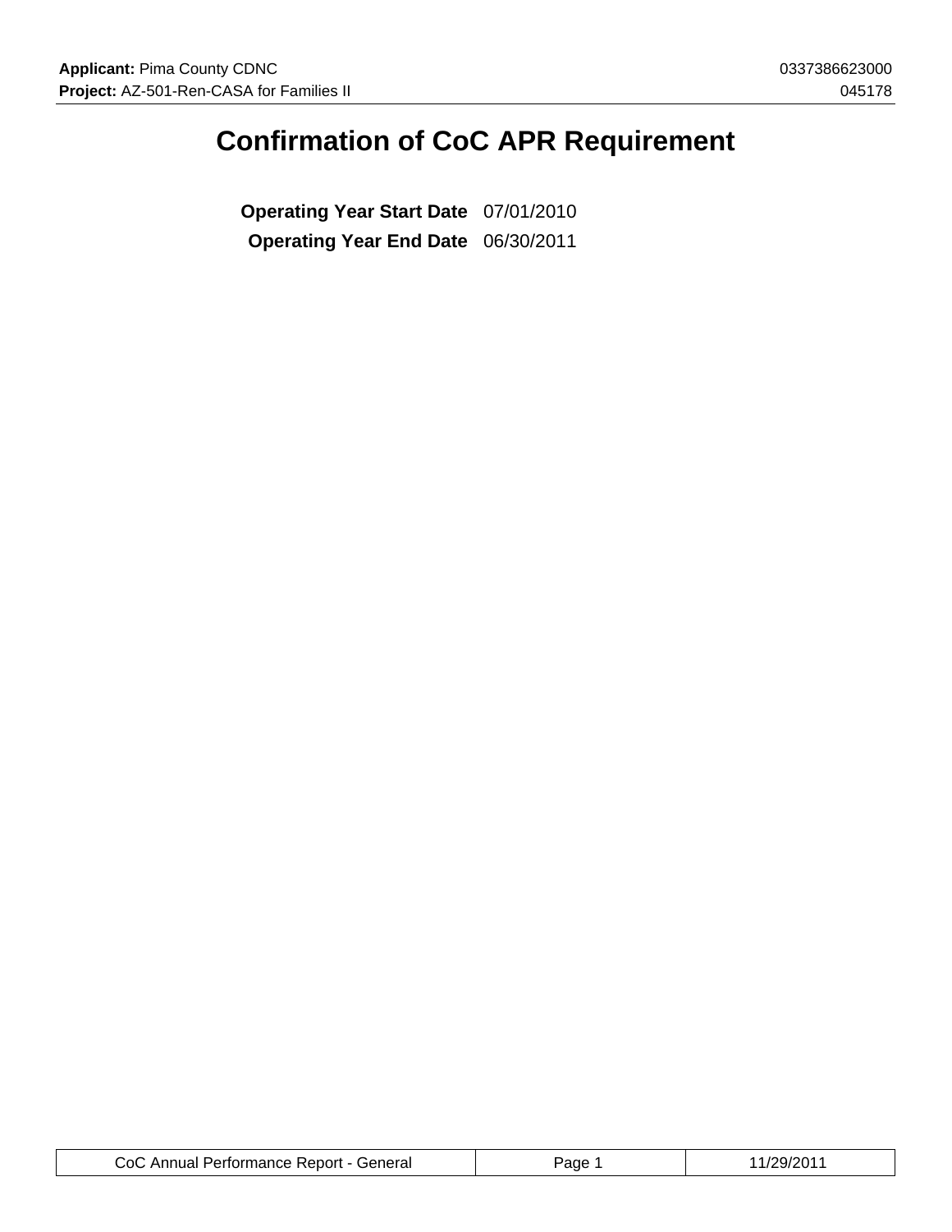# Confirmation of CoC APR Requirement

**Operating Year Start Date** 07/01/2010

**Operating Year End Date** 06/30/2011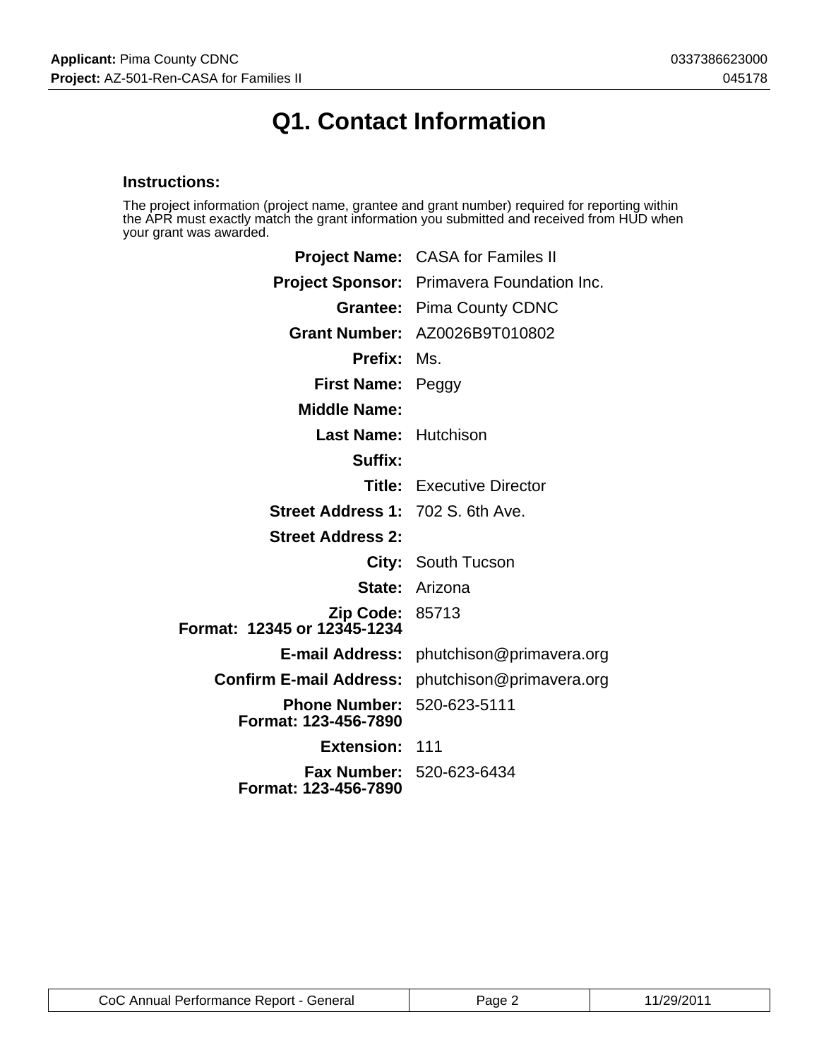# Q1. Contact Information

### Instructions:

The project information (project name, grantee and grant number) required for reporting within the APR must exactly match the grant information you submitted and received from HUD when your grant was awarded.

| | |
|---|---|
| **Project Name:** | CASA for Familes II |
| **Project Sponsor:** | Primavera Foundation Inc. |
| **Grantee:** | Pima County CDNC |
| **Grant Number:** | AZ0026B9T010802 |
| **Prefix:** | Ms. |
| **First Name:** | Peggy |
| **Middle Name:** | |
| **Last Name:** | Hutchison |
| **Suffix:** | |
| **Title:** | Executive Director |
| **Street Address 1:** | 702 S. 6th Ave. |
| **Street Address 2:** | |
| **City:** | South Tucson |
| **State:** | Arizona |
| **Zip Code:** Format: 12345 or 12345-1234 | 85713 |
| **E-mail Address:** | phutchison@primavera.org |
| **Confirm E-mail Address:** | phutchison@primavera.org |
| **Phone Number:** Format: 123-456-7890 | 520-623-5111 |
| **Extension:** | 111 |
| **Fax Number:** Format: 123-456-7890 | 520-623-6434 |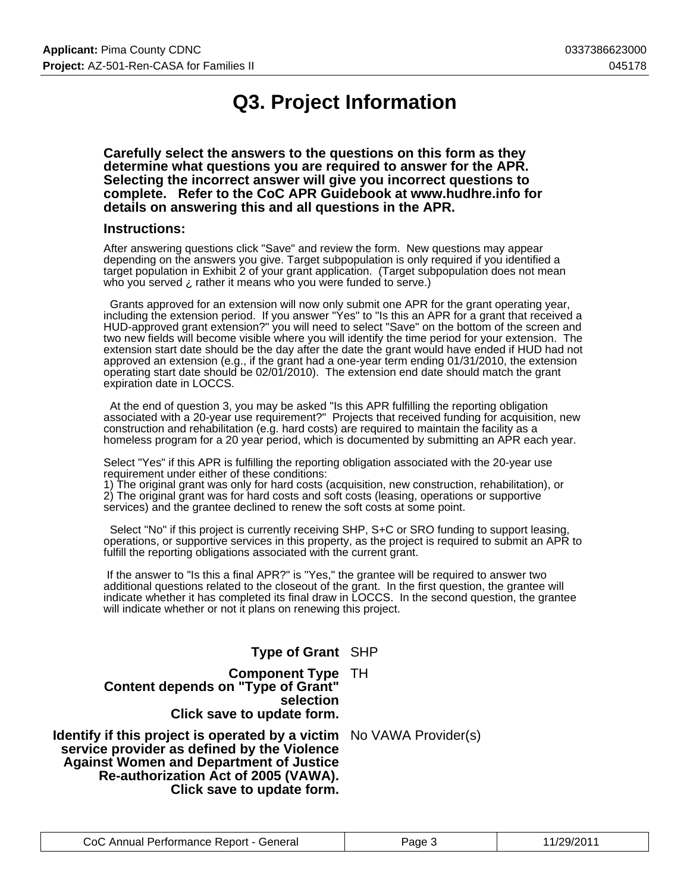# Q3. Project Information

**Carefully select the answers to the questions on this form as they determine what questions you are required to answer for the APR. Selecting the incorrect answer will give you incorrect questions to complete. Refer to the CoC APR Guidebook at www.hudhre.info for details on answering this and all questions in the APR.**

**Instructions:**

After answering questions click "Save" and review the form. New questions may appear depending on the answers you give. Target subpopulation is only required if you identified a target population in Exhibit 2 of your grant application. (Target subpopulation does not mean who you served ¿ rather it means who you were funded to serve.)

Grants approved for an extension will now only submit one APR for the grant operating year, including the extension period. If you answer "Yes" to "Is this an APR for a grant that received a HUD-approved grant extension?" you will need to select "Save" on the bottom of the screen and two new fields will become visible where you will identify the time period for your extension. The extension start date should be the day after the date the grant would have ended if HUD had not approved an extension (e.g., if the grant had a one-year term ending 01/31/2010, the extension operating start date should be 02/01/2010). The extension end date should match the grant expiration date in LOCCS.

At the end of question 3, you may be asked "Is this APR fulfilling the reporting obligation associated with a 20-year use requirement?" Projects that received funding for acquisition, new construction and rehabilitation (e.g. hard costs) are required to maintain the facility as a homeless program for a 20 year period, which is documented by submitting an APR each year.

Select "Yes" if this APR is fulfilling the reporting obligation associated with the 20-year use requirement under either of these conditions:
1) The original grant was only for hard costs (acquisition, new construction, rehabilitation), or
2) The original grant was for hard costs and soft costs (leasing, operations or supportive services) and the grantee declined to renew the soft costs at some point.

Select "No" if this project is currently receiving SHP, S+C or SRO funding to support leasing, operations, or supportive services in this property, as the project is required to submit an APR to fulfill the reporting obligations associated with the current grant.

If the answer to "Is this a final APR?" is "Yes," the grantee will be required to answer two additional questions related to the closeout of the grant. In the first question, the grantee will indicate whether it has completed its final draw in LOCCS. In the second question, the grantee will indicate whether or not it plans on renewing this project.

| | |
|---|---|
| **Type of Grant** | SHP |
| **Component Type Content depends on "Type of Grant" selection Click save to update form.** | TH |
| **Identify if this project is operated by a victim service provider as defined by the Violence Against Women and Department of Justice Re-authorization Act of 2005 (VAWA). Click save to update form.** | No VAWA Provider(s) |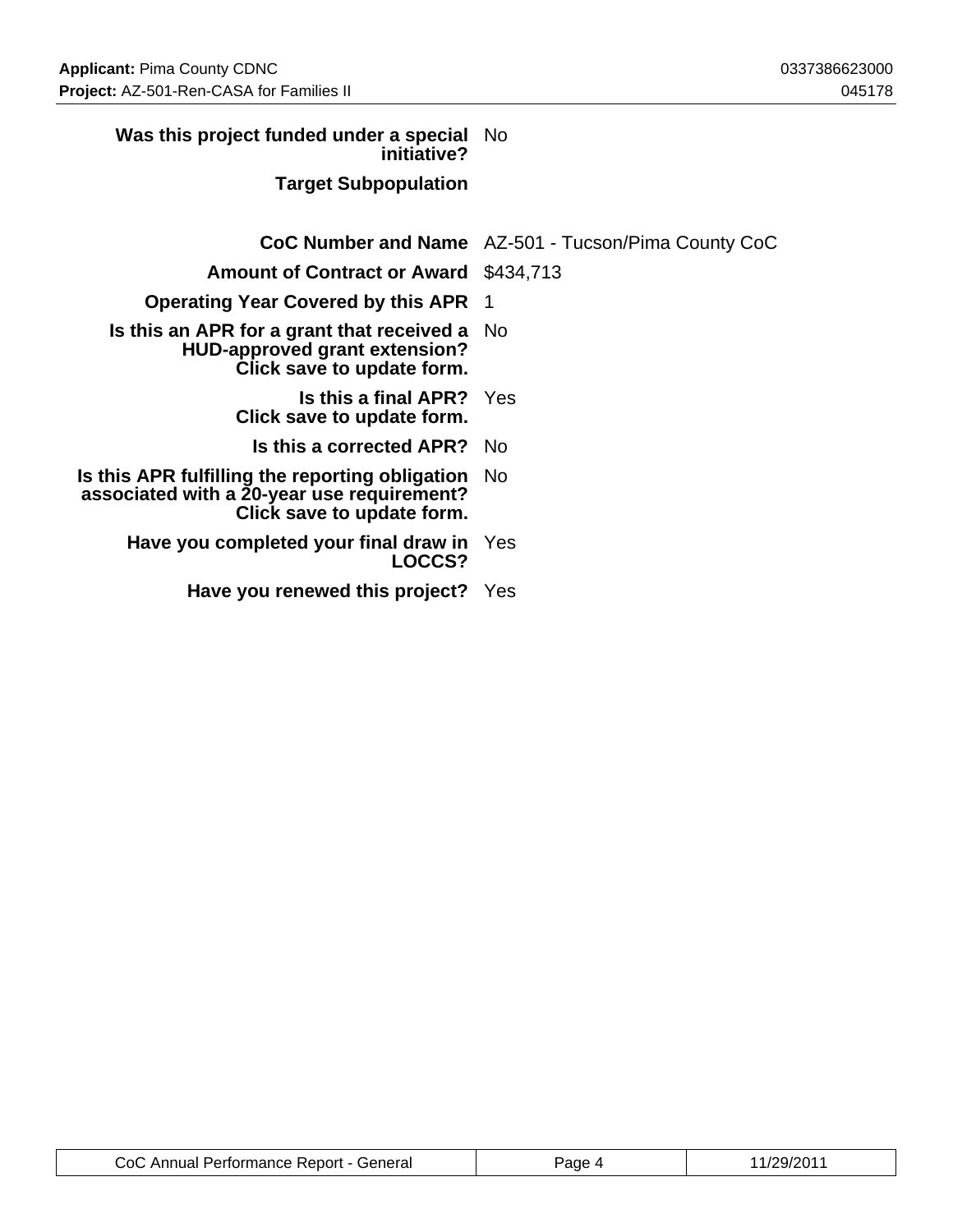| | |
|---|---|
| **Was this project funded under a special initiative?** | No |
| **Target Subpopulation** | |
| **CoC Number and Name** | AZ-501 - Tucson/Pima County CoC |
| **Amount of Contract or Award** | $434,713 |
| **Operating Year Covered by this APR** | 1 |
| **Is this an APR for a grant that received a HUD-approved grant extension? Click save to update form.** | No |
| **Is this a final APR? Click save to update form.** | Yes |
| **Is this a corrected APR?** | No |
| **Is this APR fulfilling the reporting obligation associated with a 20-year use requirement? Click save to update form.** | No |
| **Have you completed your final draw in LOCCS?** | Yes |
| **Have you renewed this project?** | Yes |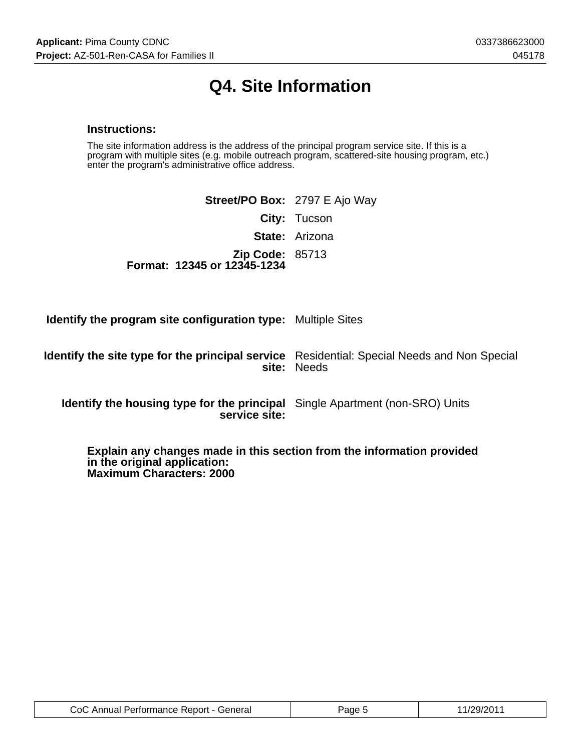# Q4. Site Information

**Instructions:**

The site information address is the address of the principal program service site. If this is a program with multiple sites (e.g. mobile outreach program, scattered-site housing program, etc.) enter the program's administrative office address.

**Street/PO Box:** 2797 E Ajo Way

**City:** Tucson

**State:** Arizona

**Zip Code:** 85713
**Format: 12345 or 12345-1234**

**Identify the program site configuration type:** Multiple Sites

**Identify the site type for the principal service site:** Residential: Special Needs and Non Special Needs

**Identify the housing type for the principal service site:** Single Apartment (non-SRO) Units

**Explain any changes made in this section from the information provided in the original application:**
**Maximum Characters: 2000**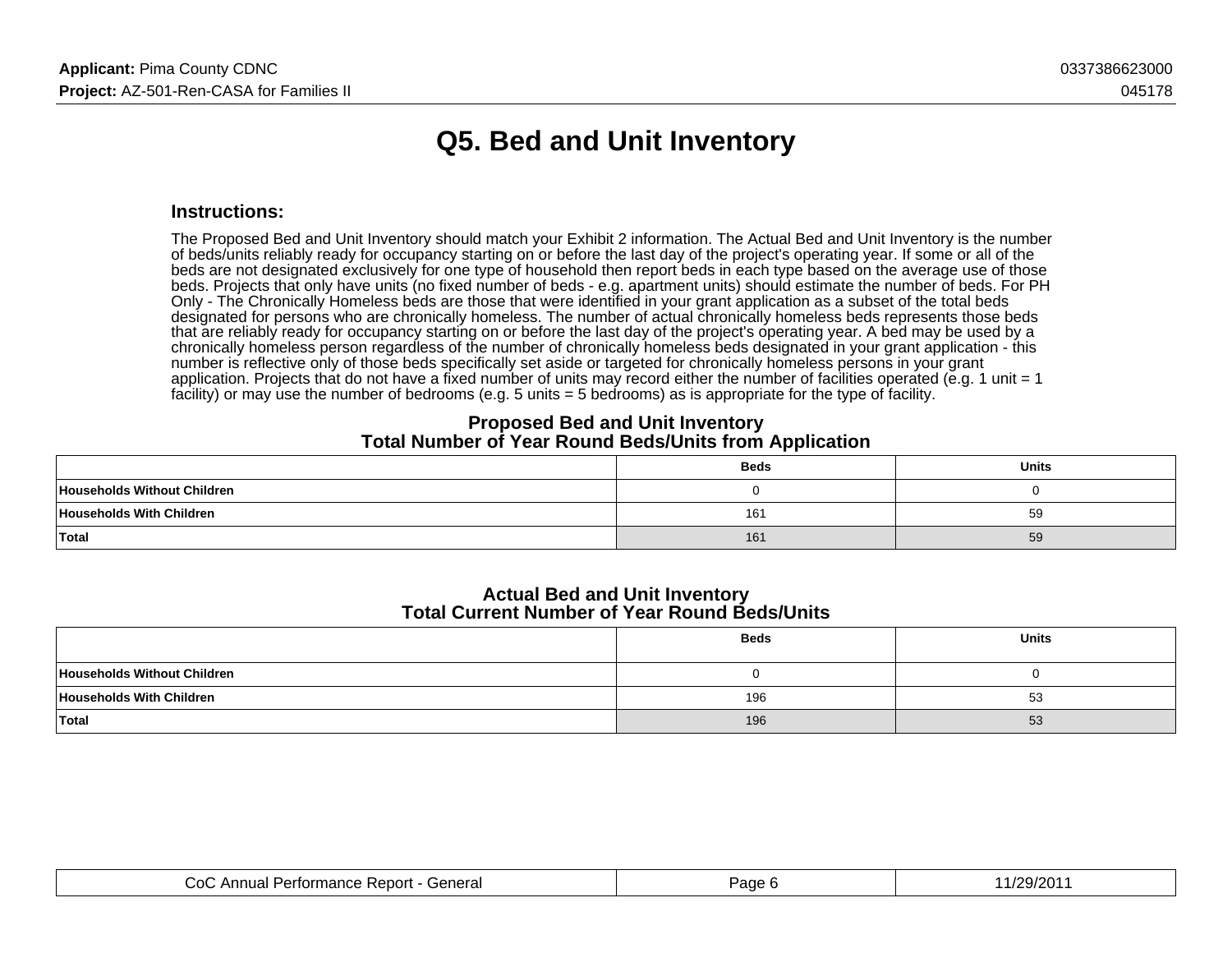# Q5. Bed and Unit Inventory

### Instructions:

The Proposed Bed and Unit Inventory should match your Exhibit 2 information. The Actual Bed and Unit Inventory is the number of beds/units reliably ready for occupancy starting on or before the last day of the project's operating year. If some or all of the beds are not designated exclusively for one type of household then report beds in each type based on the average use of those beds. Projects that only have units (no fixed number of beds - e.g. apartment units) should estimate the number of beds. For PH Only - The Chronically Homeless beds are those that were identified in your grant application as a subset of the total beds designated for persons who are chronically homeless. The number of actual chronically homeless beds represents those beds that are reliably ready for occupancy starting on or before the last day of the project's operating year. A bed may be used by a chronically homeless person regardless of the number of chronically homeless beds designated in your grant application - this number is reflective only of those beds specifically set aside or targeted for chronically homeless persons in your grant application. Projects that do not have a fixed number of units may record either the number of facilities operated (e.g. 1 unit = 1 facility) or may use the number of bedrooms (e.g. 5 units = 5 bedrooms) as is appropriate for the type of facility.

**Proposed Bed and Unit Inventory**
**Total Number of Year Round Beds/Units from Application**

| | Beds | Units |
|---|---|---|
| **Households Without Children** | 0 | 0 |
| **Households With Children** | 161 | 59 |
| **Total** | 161 | 59 |

**Actual Bed and Unit Inventory**
**Total Current Number of Year Round Beds/Units**

| | Beds | Units |
|---|---|---|
| **Households Without Children** | 0 | 0 |
| **Households With Children** | 196 | 53 |
| **Total** | 196 | 53 |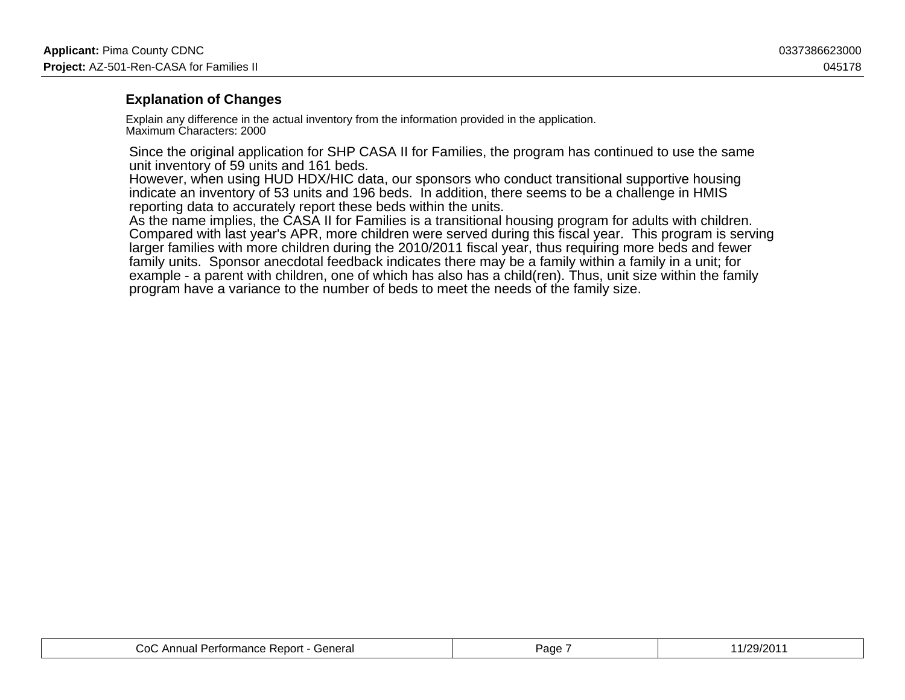## Explanation of Changes

Explain any difference in the actual inventory from the information provided in the application.
Maximum Characters: 2000

Since the original application for SHP CASA II for Families, the program has continued to use the same unit inventory of 59 units and 161 beds.
However, when using HUD HDX/HIC data, our sponsors who conduct transitional supportive housing indicate an inventory of 53 units and 196 beds. In addition, there seems to be a challenge in HMIS reporting data to accurately report these beds within the units.
As the name implies, the CASA II for Families is a transitional housing program for adults with children. Compared with last year's APR, more children were served during this fiscal year. This program is serving larger families with more children during the 2010/2011 fiscal year, thus requiring more beds and fewer family units. Sponsor anecdotal feedback indicates there may be a family within a family in a unit; for example - a parent with children, one of which has also has a child(ren). Thus, unit size within the family program have a variance to the number of beds to meet the needs of the family size.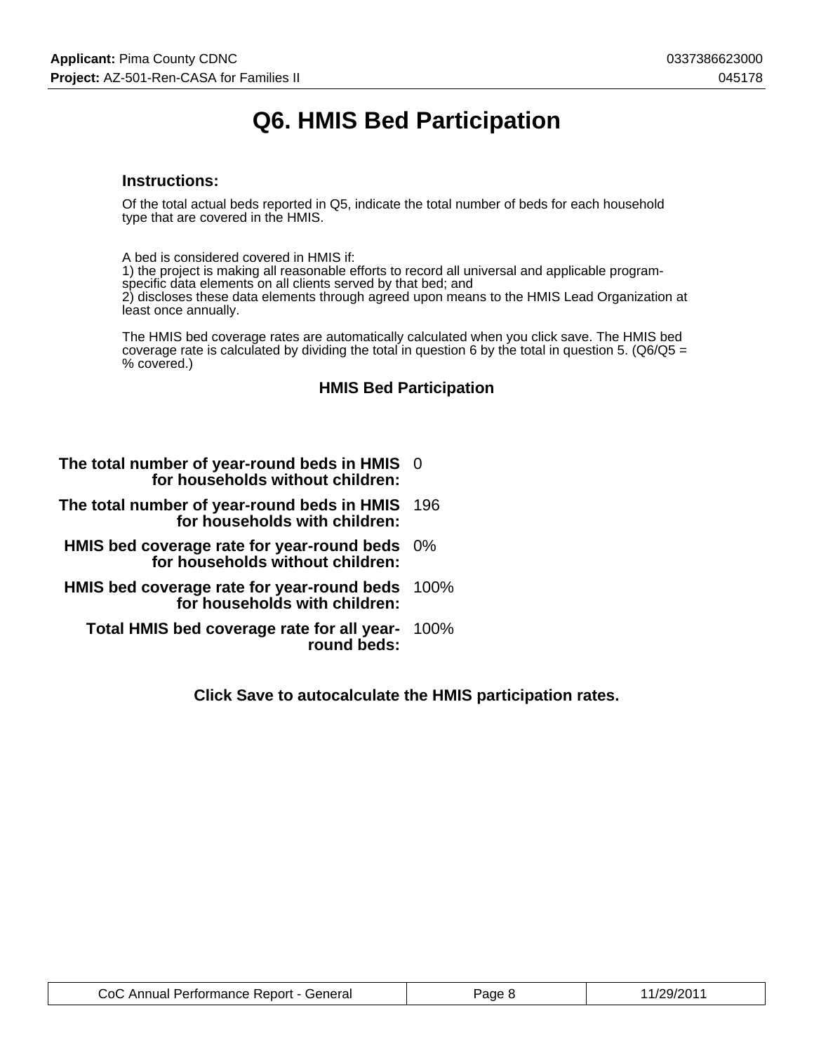# Q6. HMIS Bed Participation

### Instructions:

Of the total actual beds reported in Q5, indicate the total number of beds for each household type that are covered in the HMIS.

A bed is considered covered in HMIS if:
1) the project is making all reasonable efforts to record all universal and applicable program-specific data elements on all clients served by that bed; and
2) discloses these data elements through agreed upon means to the HMIS Lead Organization at least once annually.

The HMIS bed coverage rates are automatically calculated when you click save. The HMIS bed coverage rate is calculated by dividing the total in question 6 by the total in question 5. (Q6/Q5 = % covered.)

### HMIS Bed Participation

| | |
|---|---|
| **The total number of year-round beds in HMIS for households without children:** | 0 |
| **The total number of year-round beds in HMIS for households with children:** | 196 |
| **HMIS bed coverage rate for year-round beds for households without children:** | 0% |
| **HMIS bed coverage rate for year-round beds for households with children:** | 100% |
| **Total HMIS bed coverage rate for all year-round beds:** | 100% |

**Click Save to autocalculate the HMIS participation rates.**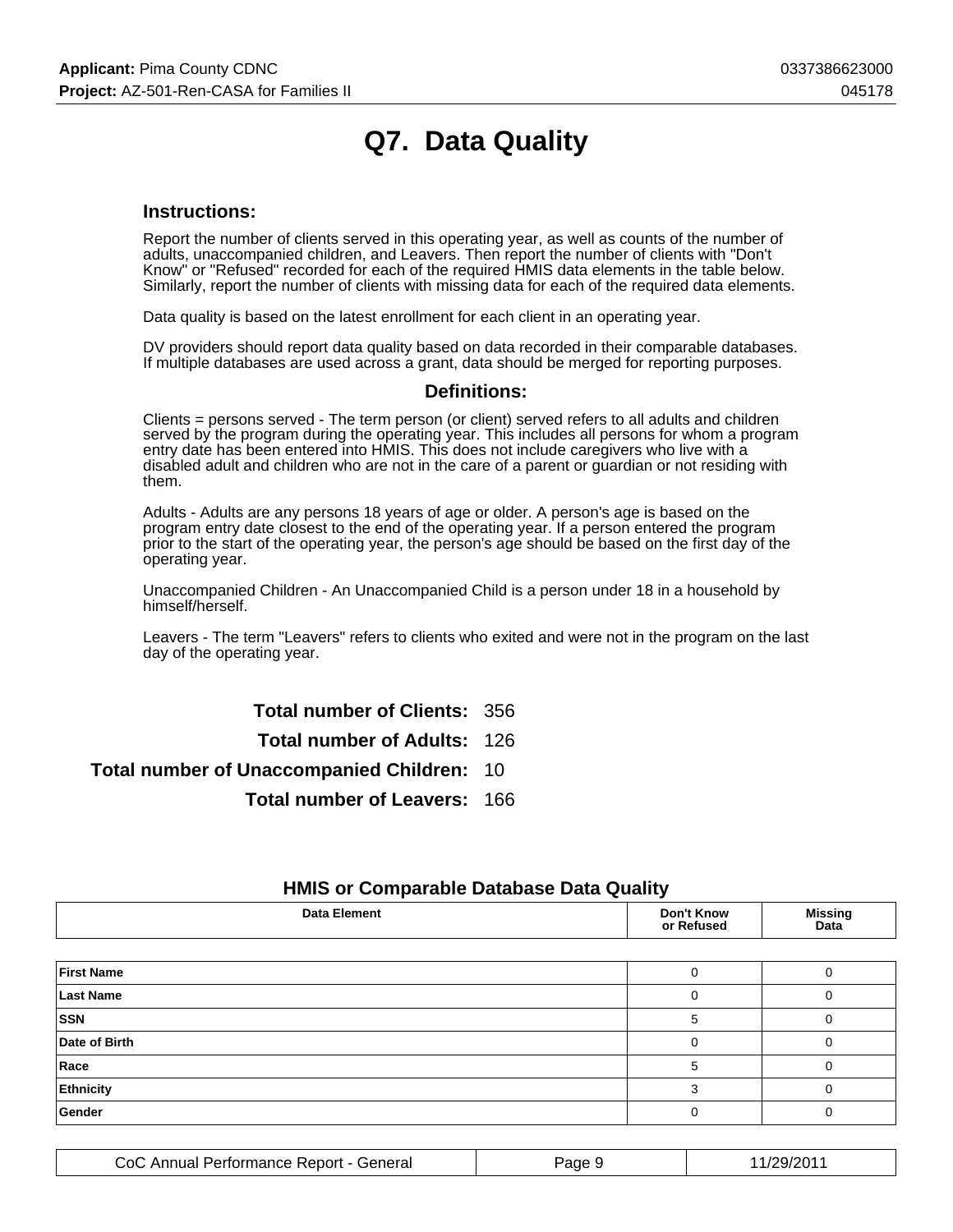# Q7. Data Quality

## Instructions:

Report the number of clients served in this operating year, as well as counts of the number of adults, unaccompanied children, and Leavers. Then report the number of clients with "Don't Know" or "Refused" recorded for each of the required HMIS data elements in the table below. Similarly, report the number of clients with missing data for each of the required data elements.

Data quality is based on the latest enrollment for each client in an operating year.

DV providers should report data quality based on data recorded in their comparable databases. If multiple databases are used across a grant, data should be merged for reporting purposes.

### Definitions:

Clients = persons served - The term person (or client) served refers to all adults and children served by the program during the operating year. This includes all persons for whom a program entry date has been entered into HMIS. This does not include caregivers who live with a disabled adult and children who are not in the care of a parent or guardian or not residing with them.

Adults - Adults are any persons 18 years of age or older. A person's age is based on the program entry date closest to the end of the operating year. If a person entered the program prior to the start of the operating year, the person's age should be based on the first day of the operating year.

Unaccompanied Children - An Unaccompanied Child is a person under 18 in a household by himself/herself.

Leavers - The term "Leavers" refers to clients who exited and were not in the program on the last day of the operating year.

**Total number of Clients:** 356

**Total number of Adults:** 126

**Total number of Unaccompanied Children:** 10

**Total number of Leavers:** 166

### HMIS or Comparable Database Data Quality

| Data Element | Don't Know or Refused | Missing Data |
|---|---|---|
| First Name | 0 | 0 |
| Last Name | 0 | 0 |
| SSN | 5 | 0 |
| Date of Birth | 0 | 0 |
| Race | 5 | 0 |
| Ethnicity | 3 | 0 |
| Gender | 0 | 0 |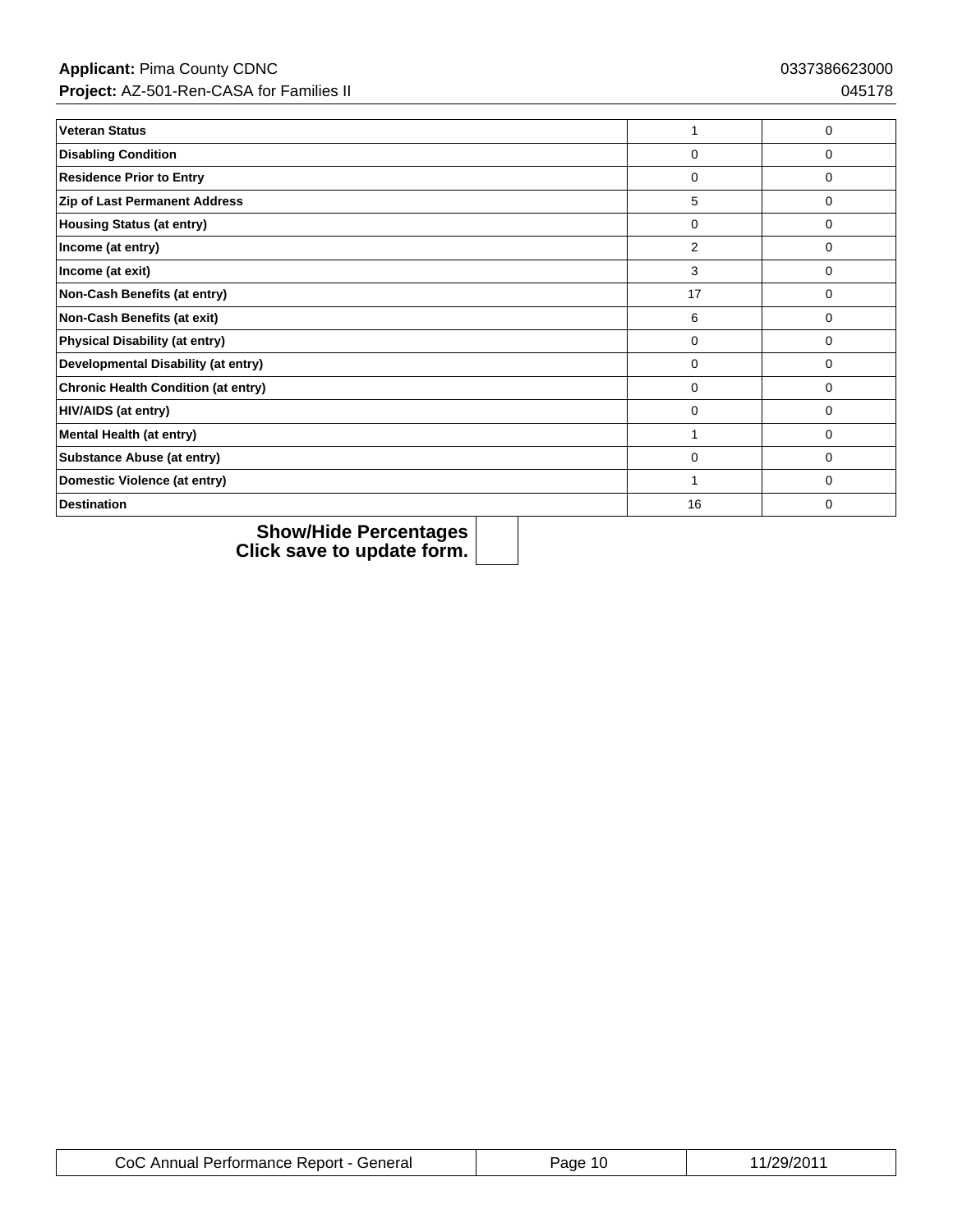| | | |
|---|---|---|
| **Veteran Status** | 1 | 0 |
| **Disabling Condition** | 0 | 0 |
| **Residence Prior to Entry** | 0 | 0 |
| **Zip of Last Permanent Address** | 5 | 0 |
| **Housing Status (at entry)** | 0 | 0 |
| **Income (at entry)** | 2 | 0 |
| **Income (at exit)** | 3 | 0 |
| **Non-Cash Benefits (at entry)** | 17 | 0 |
| **Non-Cash Benefits (at exit)** | 6 | 0 |
| **Physical Disability (at entry)** | 0 | 0 |
| **Developmental Disability (at entry)** | 0 | 0 |
| **Chronic Health Condition (at entry)** | 0 | 0 |
| **HIV/AIDS (at entry)** | 0 | 0 |
| **Mental Health (at entry)** | 1 | 0 |
| **Substance Abuse (at entry)** | 0 | 0 |
| **Domestic Violence (at entry)** | 1 | 0 |
| **Destination** | 16 | 0 |

| | |
|---|---|
| **Show/Hide Percentages Click save to update form.** | |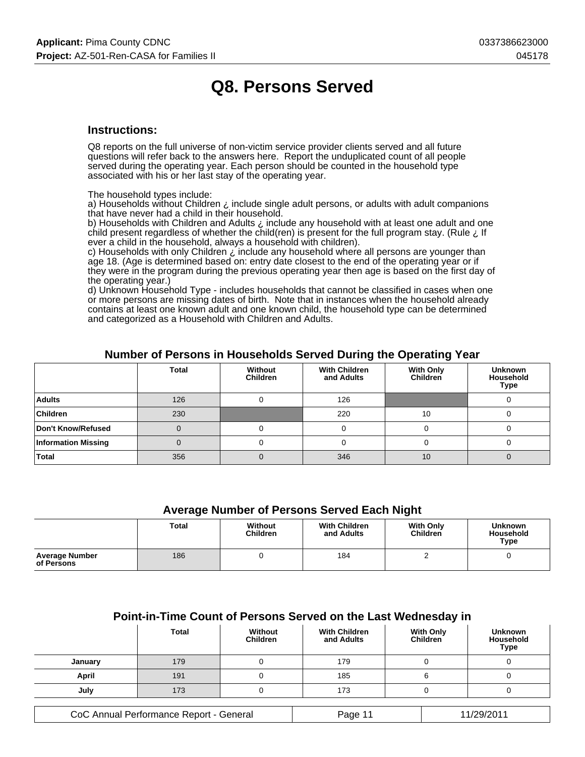# Q8. Persons Served

## Instructions:

Q8 reports on the full universe of non-victim service provider clients served and all future questions will refer back to the answers here. Report the unduplicated count of all people served during the operating year. Each person should be counted in the household type associated with his or her last stay of the operating year.

The household types include:
a) Households without Children ¿ include single adult persons, or adults with adult companions that have never had a child in their household.
b) Households with Children and Adults ¿ include any household with at least one adult and one child present regardless of whether the child(ren) is present for the full program stay. (Rule ¿ If ever a child in the household, always a household with children).
c) Households with only Children ¿ include any household where all persons are younger than age 18. (Age is determined based on: entry date closest to the end of the operating year or if they were in the program during the previous operating year then age is based on the first day of the operating year.)
d) Unknown Household Type - includes households that cannot be classified in cases when one or more persons are missing dates of birth. Note that in instances when the household already contains at least one known adult and one known child, the household type can be determined and categorized as a Household with Children and Adults.

### Number of Persons in Households Served During the Operating Year

| | Total | Without Children | With Children and Adults | With Only Children | Unknown Household Type |
|---|---|---|---|---|---|
| Adults | 126 | 0 | 126 | | 0 |
| Children | 230 | | 220 | 10 | 0 |
| Don't Know/Refused | 0 | 0 | 0 | 0 | 0 |
| Information Missing | 0 | 0 | 0 | 0 | 0 |
| Total | 356 | 0 | 346 | 10 | 0 |

### Average Number of Persons Served Each Night

| | Total | Without Children | With Children and Adults | With Only Children | Unknown Household Type |
|---|---|---|---|---|---|
| Average Number of Persons | 186 | 0 | 184 | 2 | 0 |

### Point-in-Time Count of Persons Served on the Last Wednesday in

| | Total | Without Children | With Children and Adults | With Only Children | Unknown Household Type |
|---|---|---|---|---|---|
| January | 179 | 0 | 179 | 0 | 0 |
| April | 191 | 0 | 185 | 6 | 0 |
| July | 173 | 0 | 173 | 0 | 0 |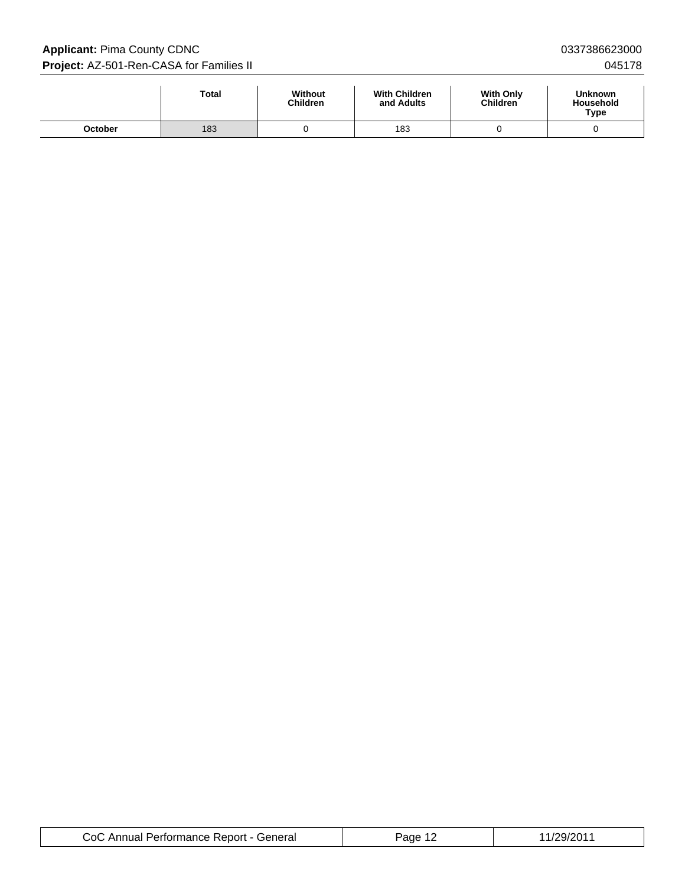| | Total | Without Children | With Children and Adults | With Only Children | Unknown Household Type |
|---|---|---|---|---|---|
| October | 183 | 0 | 183 | 0 | 0 |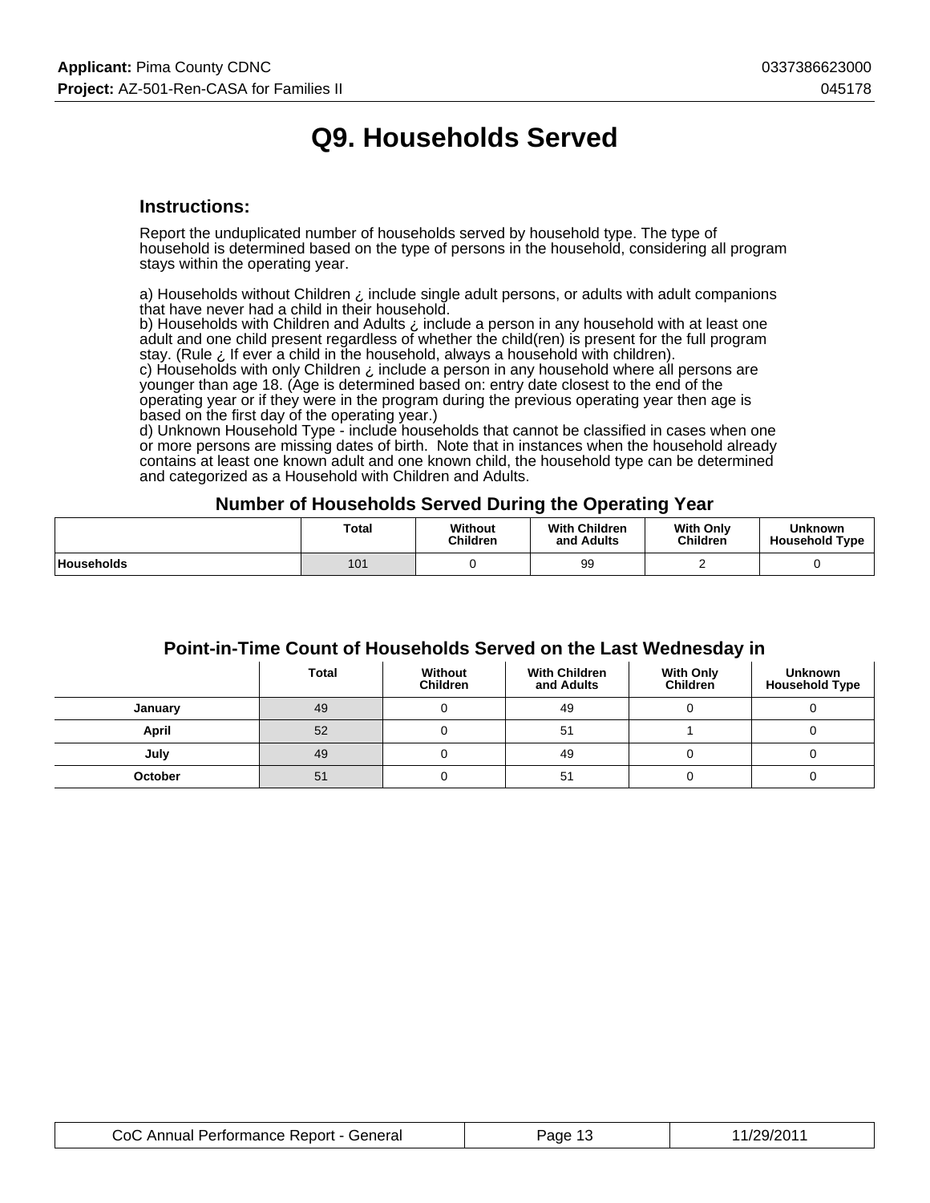# Q9. Households Served

### Instructions:

Report the unduplicated number of households served by household type. The type of household is determined based on the type of persons in the household, considering all program stays within the operating year.

a) Households without Children ¿ include single adult persons, or adults with adult companions that have never had a child in their household.
b) Households with Children and Adults ¿ include a person in any household with at least one adult and one child present regardless of whether the child(ren) is present for the full program stay. (Rule ¿ If ever a child in the household, always a household with children).
c) Households with only Children ¿ include a person in any household where all persons are younger than age 18. (Age is determined based on: entry date closest to the end of the operating year or if they were in the program during the previous operating year then age is based on the first day of the operating year.)
d) Unknown Household Type - include households that cannot be classified in cases when one or more persons are missing dates of birth. Note that in instances when the household already contains at least one known adult and one known child, the household type can be determined and categorized as a Household with Children and Adults.

### Number of Households Served During the Operating Year

| | Total | Without Children | With Children and Adults | With Only Children | Unknown Household Type |
|---|---|---|---|---|---|
| Households | 101 | 0 | 99 | 2 | 0 |

### Point-in-Time Count of Households Served on the Last Wednesday in

| | Total | Without Children | With Children and Adults | With Only Children | Unknown Household Type |
|---|---|---|---|---|---|
| January | 49 | 0 | 49 | 0 | 0 |
| April | 52 | 0 | 51 | 1 | 0 |
| July | 49 | 0 | 49 | 0 | 0 |
| October | 51 | 0 | 51 | 0 | 0 |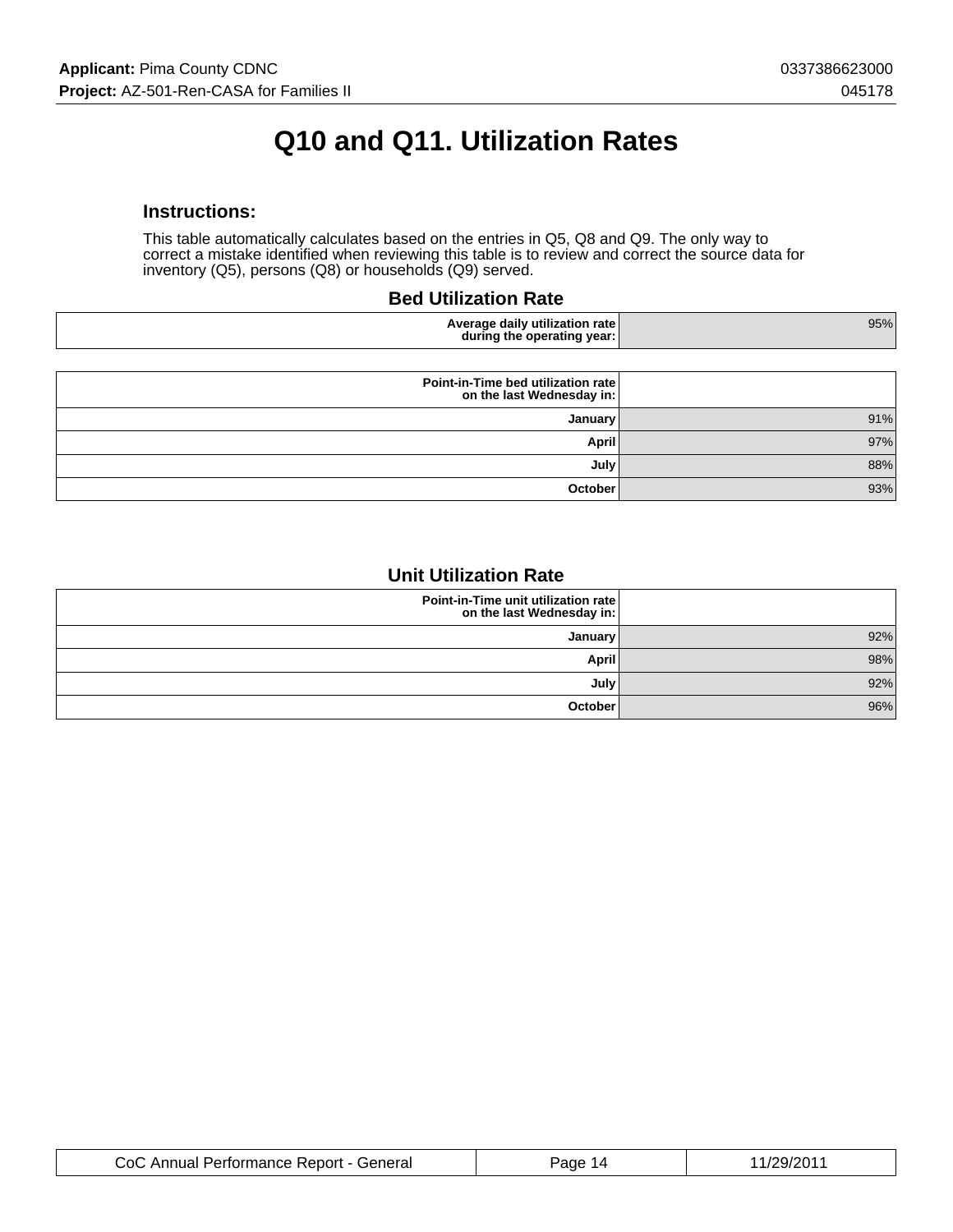# Q10 and Q11. Utilization Rates

### Instructions:

This table automatically calculates based on the entries in Q5, Q8 and Q9. The only way to correct a mistake identified when reviewing this table is to review and correct the source data for inventory (Q5), persons (Q8) or households (Q9) served.

### Bed Utilization Rate

| | |
|---:|---:|
| **Average daily utilization rate during the operating year:** | 95% |

| **Point-in-Time bed utilization rate on the last Wednesday in:** | |
|---:|---:|
| **January** | 91% |
| **April** | 97% |
| **July** | 88% |
| **October** | 93% |

### Unit Utilization Rate

| **Point-in-Time unit utilization rate on the last Wednesday in:** | |
|---:|---:|
| **January** | 92% |
| **April** | 98% |
| **July** | 92% |
| **October** | 96% |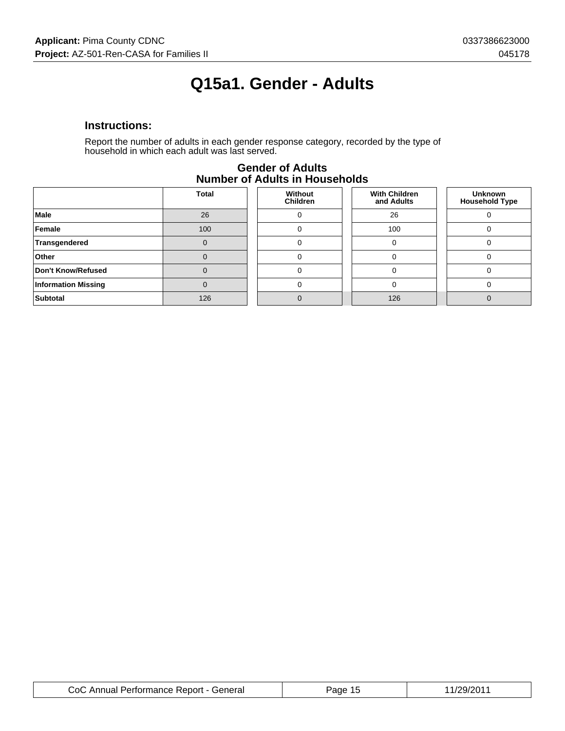# Q15a1. Gender - Adults

### Instructions:

Report the number of adults in each gender response category, recorded by the type of household in which each adult was last served.

**Gender of Adults**
**Number of Adults in Households**

| | Total | Without Children | With Children and Adults | Unknown Household Type |
|---|---|---|---|---|
| **Male** | 26 | 0 | 26 | 0 |
| **Female** | 100 | 0 | 100 | 0 |
| **Transgendered** | 0 | 0 | 0 | 0 |
| **Other** | 0 | 0 | 0 | 0 |
| **Don't Know/Refused** | 0 | 0 | 0 | 0 |
| **Information Missing** | 0 | 0 | 0 | 0 |
| **Subtotal** | 126 | 0 | 126 | 0 |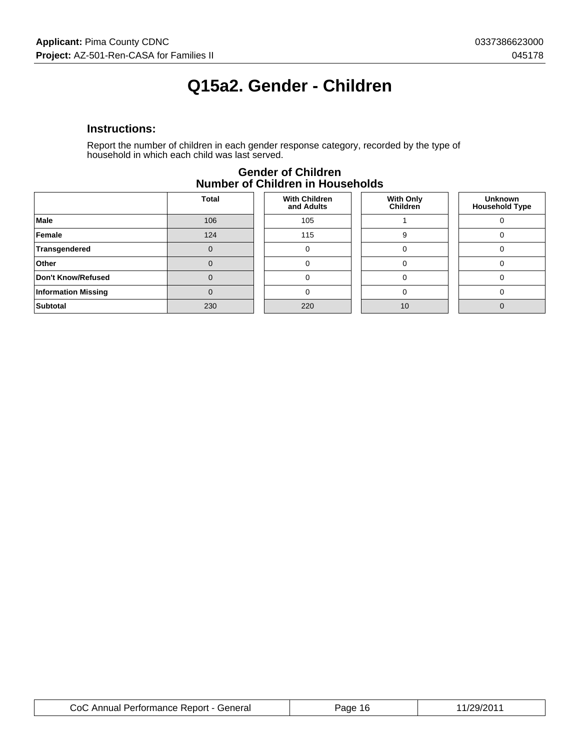# Q15a2. Gender - Children

### Instructions:

Report the number of children in each gender response category, recorded by the type of household in which each child was last served.

**Gender of Children**
**Number of Children in Households**

| | Total | With Children and Adults | With Only Children | Unknown Household Type |
|---|---|---|---|---|
| **Male** | 106 | 105 | 1 | 0 |
| **Female** | 124 | 115 | 9 | 0 |
| **Transgendered** | 0 | 0 | 0 | 0 |
| **Other** | 0 | 0 | 0 | 0 |
| **Don't Know/Refused** | 0 | 0 | 0 | 0 |
| **Information Missing** | 0 | 0 | 0 | 0 |
| **Subtotal** | 230 | 220 | 10 | 0 |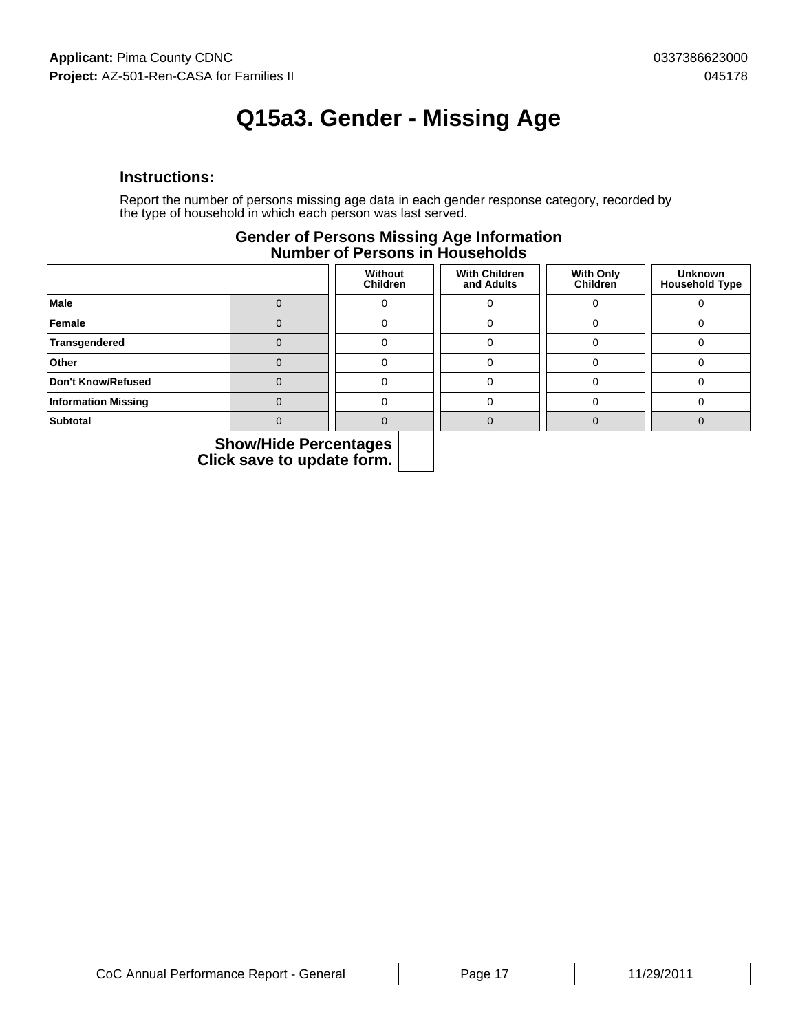# Q15a3. Gender - Missing Age

### Instructions:

Report the number of persons missing age data in each gender response category, recorded by the type of household in which each person was last served.

**Gender of Persons Missing Age Information**
**Number of Persons in Households**

| | | Without Children | With Children and Adults | With Only Children | Unknown Household Type |
|---|---|---|---|---|---|
| **Male** | 0 | 0 | 0 | 0 | 0 |
| **Female** | 0 | 0 | 0 | 0 | 0 |
| **Transgendered** | 0 | 0 | 0 | 0 | 0 |
| **Other** | 0 | 0 | 0 | 0 | 0 |
| **Don't Know/Refused** | 0 | 0 | 0 | 0 | 0 |
| **Information Missing** | 0 | 0 | 0 | 0 | 0 |
| **Subtotal** | 0 | 0 | 0 | 0 | 0 |

**Show/Hide Percentages**
**Click save to update form.**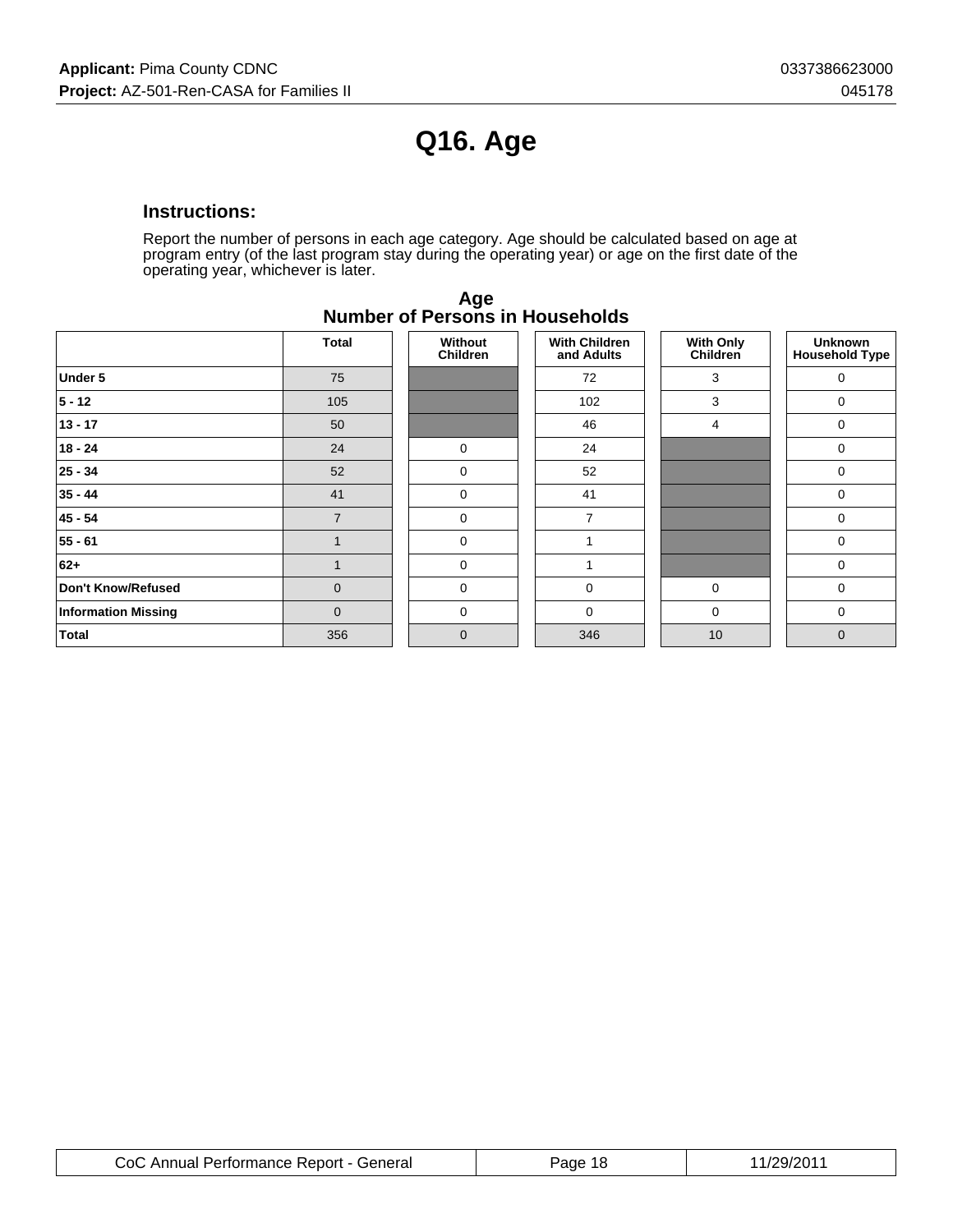# Q16. Age

### Instructions:

Report the number of persons in each age category. Age should be calculated based on age at program entry (of the last program stay during the operating year) or age on the first date of the operating year, whichever is later.

**Age**
**Number of Persons in Households**

| | Total | Without Children | With Children and Adults | With Only Children | Unknown Household Type |
|---|---|---|---|---|---|
| **Under 5** | 75 | | 72 | 3 | 0 |
| **5 - 12** | 105 | | 102 | 3 | 0 |
| **13 - 17** | 50 | | 46 | 4 | 0 |
| **18 - 24** | 24 | 0 | 24 | | 0 |
| **25 - 34** | 52 | 0 | 52 | | 0 |
| **35 - 44** | 41 | 0 | 41 | | 0 |
| **45 - 54** | 7 | 0 | 7 | | 0 |
| **55 - 61** | 1 | 0 | 1 | | 0 |
| **62+** | 1 | 0 | 1 | | 0 |
| **Don't Know/Refused** | 0 | 0 | 0 | 0 | 0 |
| **Information Missing** | 0 | 0 | 0 | 0 | 0 |
| **Total** | 356 | 0 | 346 | 10 | 0 |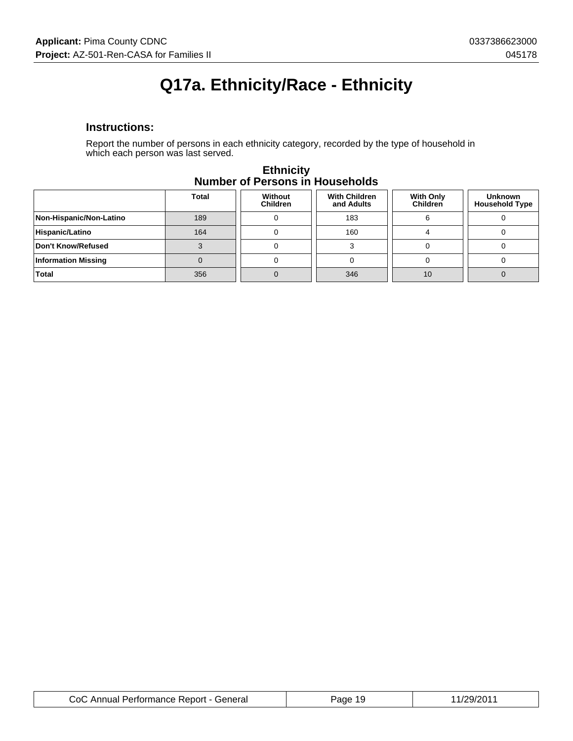# Q17a. Ethnicity/Race - Ethnicity

### Instructions:

Report the number of persons in each ethnicity category, recorded by the type of household in which each person was last served.

**Ethnicity**
**Number of Persons in Households**

| | Total | Without Children | With Children and Adults | With Only Children | Unknown Household Type |
|---|---|---|---|---|---|
| **Non-Hispanic/Non-Latino** | 189 | 0 | 183 | 6 | 0 |
| **Hispanic/Latino** | 164 | 0 | 160 | 4 | 0 |
| **Don't Know/Refused** | 3 | 0 | 3 | 0 | 0 |
| **Information Missing** | 0 | 0 | 0 | 0 | 0 |
| **Total** | 356 | 0 | 346 | 10 | 0 |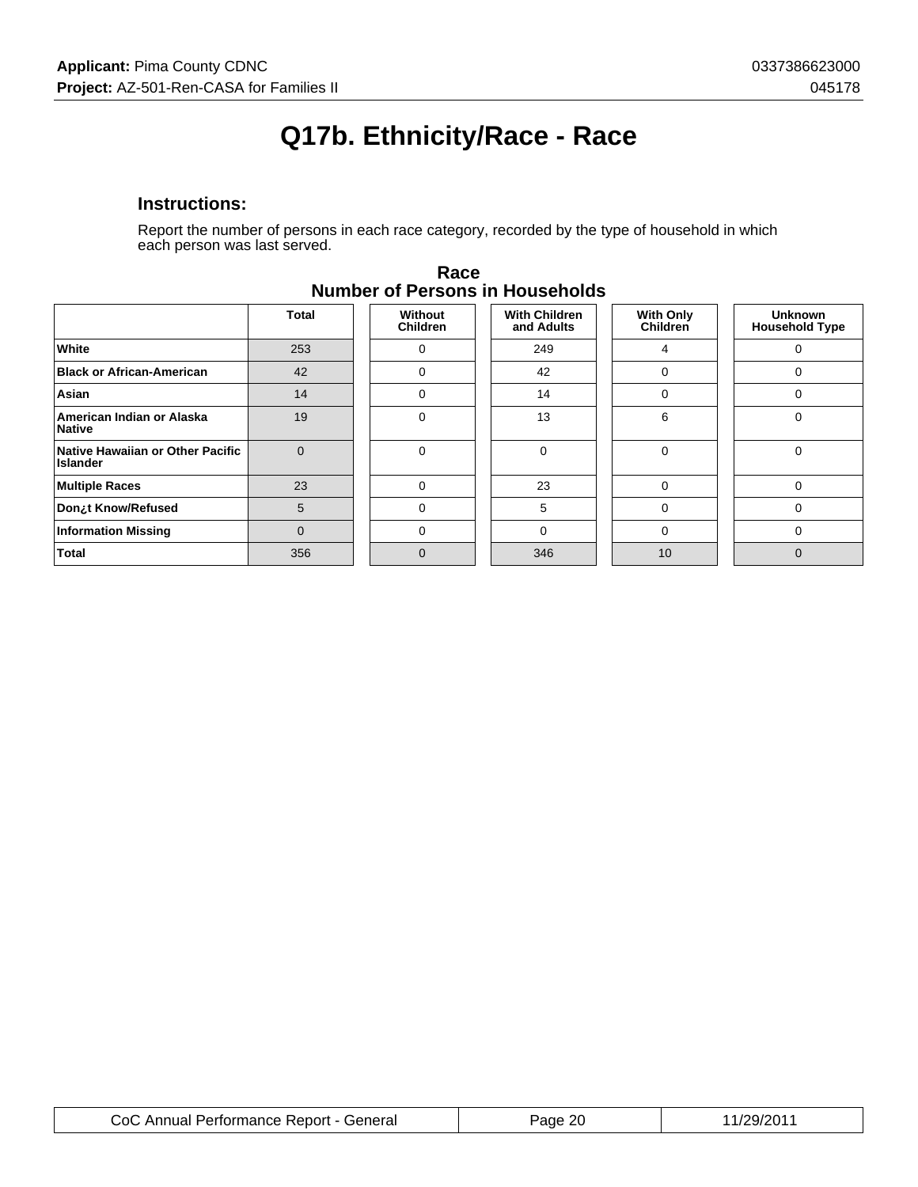# Q17b. Ethnicity/Race - Race

### Instructions:

Report the number of persons in each race category, recorded by the type of household in which each person was last served.

**Race**
**Number of Persons in Households**

| | Total | Without Children | With Children and Adults | With Only Children | Unknown Household Type |
|---|---|---|---|---|---|
| **White** | 253 | 0 | 249 | 4 | 0 |
| **Black or African-American** | 42 | 0 | 42 | 0 | 0 |
| **Asian** | 14 | 0 | 14 | 0 | 0 |
| **American Indian or Alaska Native** | 19 | 0 | 13 | 6 | 0 |
| **Native Hawaiian or Other Pacific Islander** | 0 | 0 | 0 | 0 | 0 |
| **Multiple Races** | 23 | 0 | 23 | 0 | 0 |
| **Don¿t Know/Refused** | 5 | 0 | 5 | 0 | 0 |
| **Information Missing** | 0 | 0 | 0 | 0 | 0 |
| **Total** | 356 | 0 | 346 | 10 | 0 |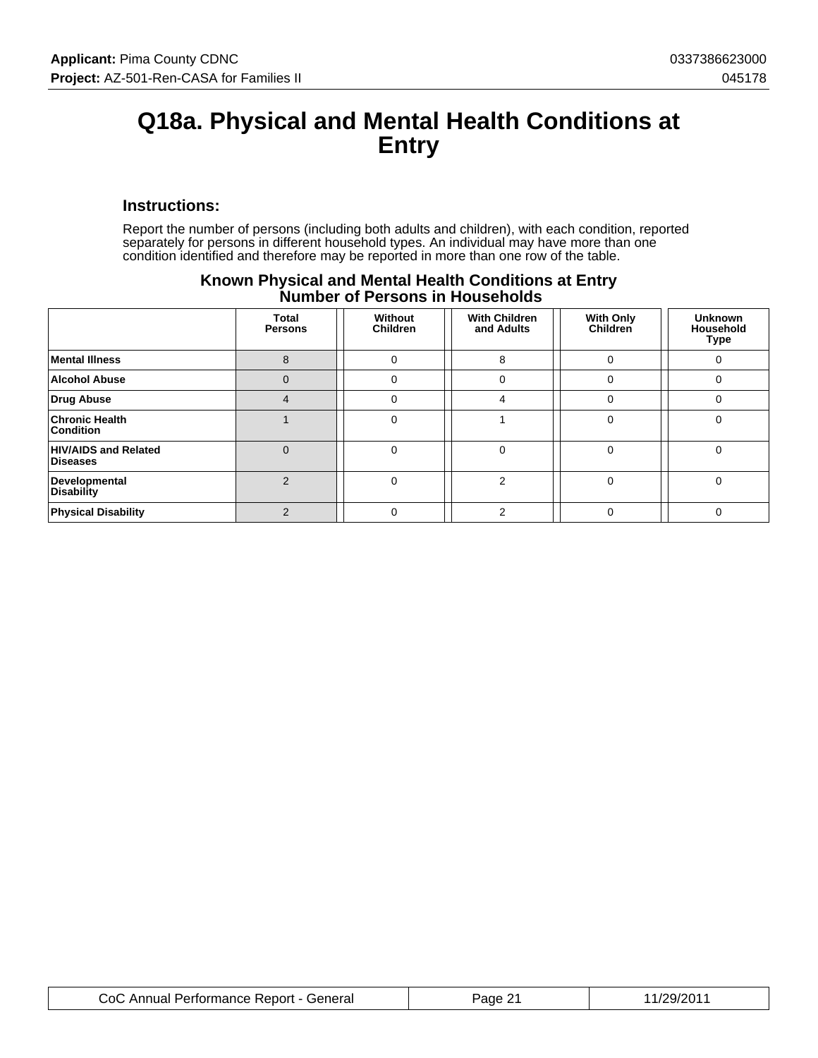# Q18a. Physical and Mental Health Conditions at Entry

### Instructions:

Report the number of persons (including both adults and children), with each condition, reported separately for persons in different household types. An individual may have more than one condition identified and therefore may be reported in more than one row of the table.

**Known Physical and Mental Health Conditions at Entry Number of Persons in Households**

| | Total Persons | Without Children | With Children and Adults | With Only Children | Unknown Household Type |
|---|---|---|---|---|---|
| **Mental Illness** | 8 | 0 | 8 | 0 | 0 |
| **Alcohol Abuse** | 0 | 0 | 0 | 0 | 0 |
| **Drug Abuse** | 4 | 0 | 4 | 0 | 0 |
| **Chronic Health Condition** | 1 | 0 | 1 | 0 | 0 |
| **HIV/AIDS and Related Diseases** | 0 | 0 | 0 | 0 | 0 |
| **Developmental Disability** | 2 | 0 | 2 | 0 | 0 |
| **Physical Disability** | 2 | 0 | 2 | 0 | 0 |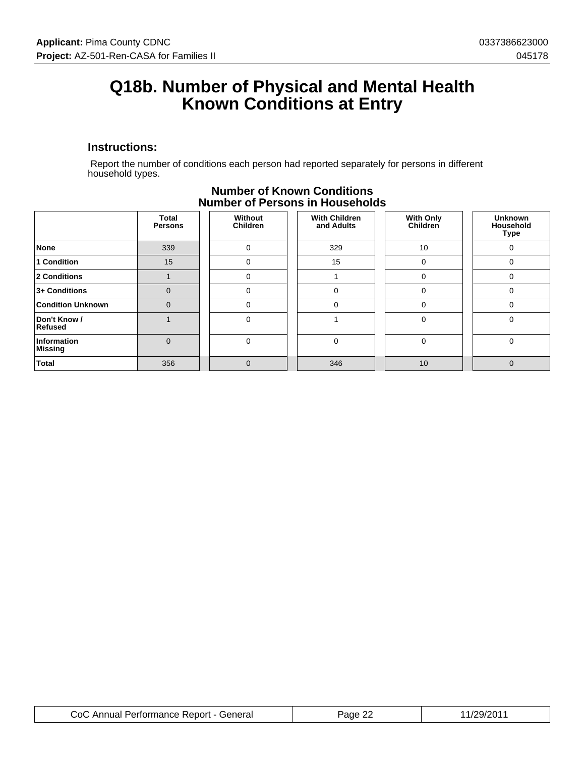# Q18b. Number of Physical and Mental Health Known Conditions at Entry

### Instructions:

Report the number of conditions each person had reported separately for persons in different household types.

**Number of Known Conditions**
**Number of Persons in Households**

| | Total Persons | Without Children | With Children and Adults | With Only Children | Unknown Household Type |
|---|---|---|---|---|---|
| **None** | 339 | 0 | 329 | 10 | 0 |
| **1 Condition** | 15 | 0 | 15 | 0 | 0 |
| **2 Conditions** | 1 | 0 | 1 | 0 | 0 |
| **3+ Conditions** | 0 | 0 | 0 | 0 | 0 |
| **Condition Unknown** | 0 | 0 | 0 | 0 | 0 |
| **Don't Know / Refused** | 1 | 0 | 1 | 0 | 0 |
| **Information Missing** | 0 | 0 | 0 | 0 | 0 |
| **Total** | 356 | 0 | 346 | 10 | 0 |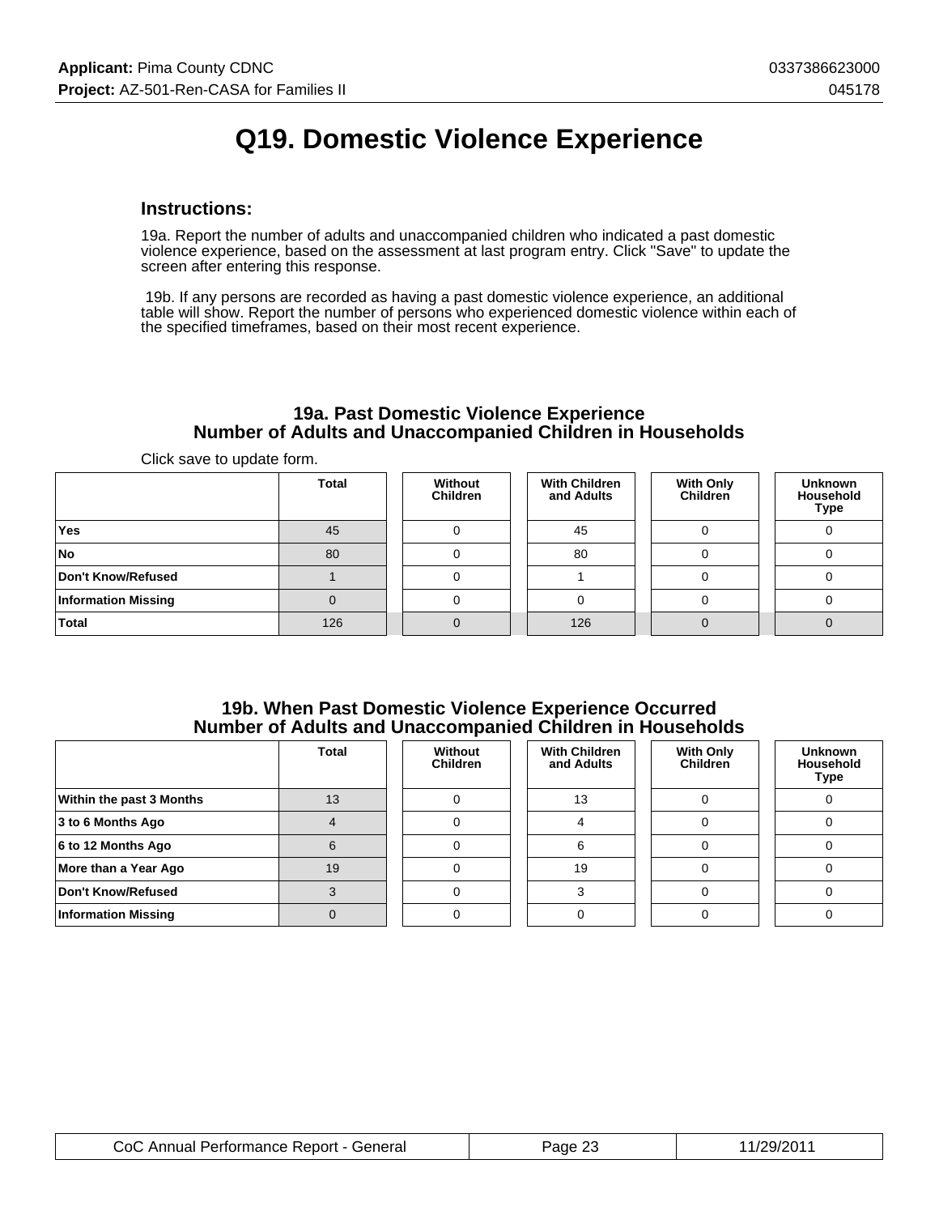# Q19. Domestic Violence Experience

### Instructions:

19a. Report the number of adults and unaccompanied children who indicated a past domestic violence experience, based on the assessment at last program entry. Click "Save" to update the screen after entering this response.

19b. If any persons are recorded as having a past domestic violence experience, an additional table will show. Report the number of persons who experienced domestic violence within each of the specified timeframes, based on their most recent experience.

### 19a. Past Domestic Violence Experience
### Number of Adults and Unaccompanied Children in Households

Click save to update form.

| | Total | Without Children | With Children and Adults | With Only Children | Unknown Household Type |
|---|---|---|---|---|---|
| Yes | 45 | 0 | 45 | 0 | 0 |
| No | 80 | 0 | 80 | 0 | 0 |
| Don't Know/Refused | 1 | 0 | 1 | 0 | 0 |
| Information Missing | 0 | 0 | 0 | 0 | 0 |
| Total | 126 | 0 | 126 | 0 | 0 |

### 19b. When Past Domestic Violence Experience Occurred
### Number of Adults and Unaccompanied Children in Households

| | Total | Without Children | With Children and Adults | With Only Children | Unknown Household Type |
|---|---|---|---|---|---|
| Within the past 3 Months | 13 | 0 | 13 | 0 | 0 |
| 3 to 6 Months Ago | 4 | 0 | 4 | 0 | 0 |
| 6 to 12 Months Ago | 6 | 0 | 6 | 0 | 0 |
| More than a Year Ago | 19 | 0 | 19 | 0 | 0 |
| Don't Know/Refused | 3 | 0 | 3 | 0 | 0 |
| Information Missing | 0 | 0 | 0 | 0 | 0 |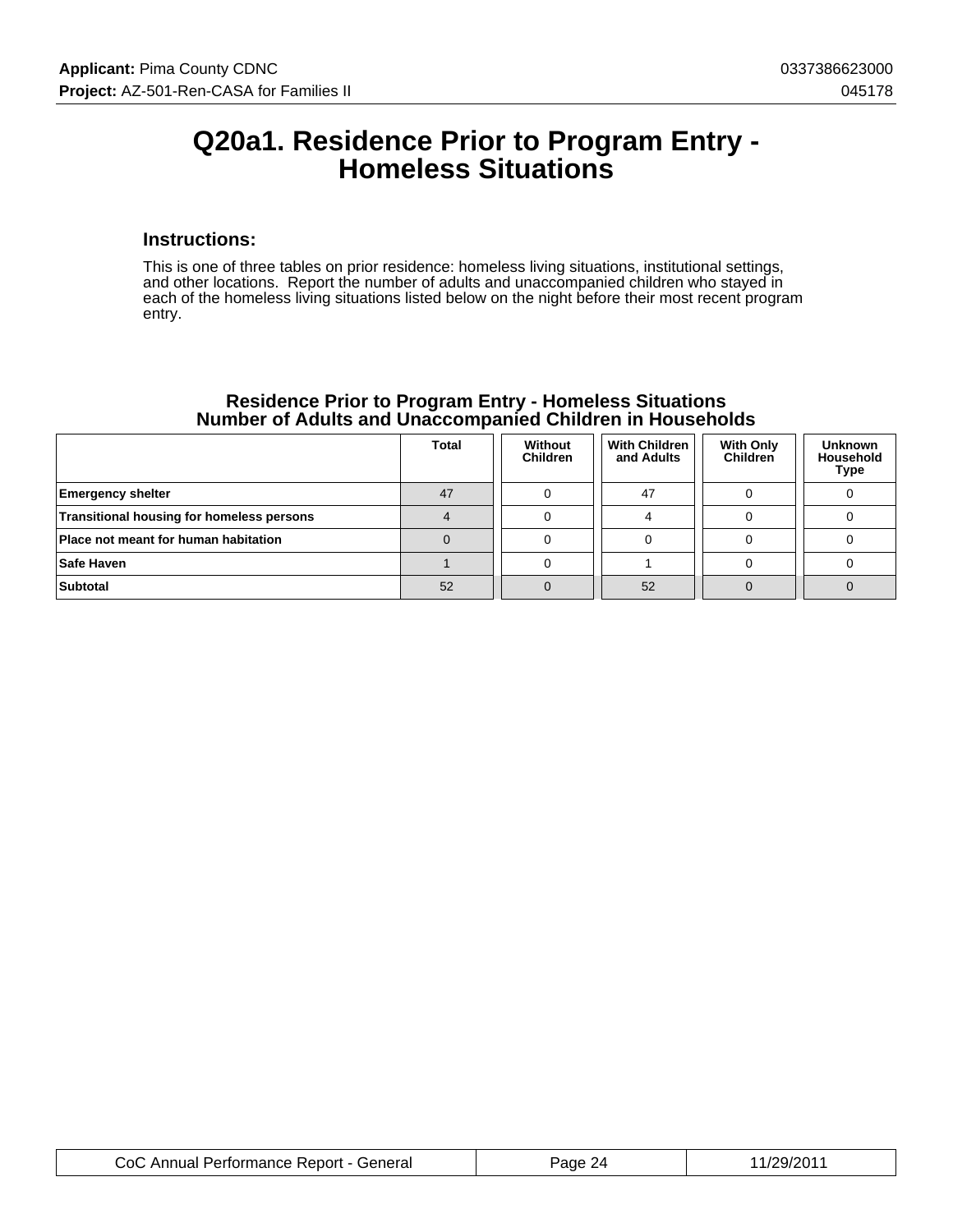# Q20a1. Residence Prior to Program Entry - Homeless Situations

### Instructions:

This is one of three tables on prior residence: homeless living situations, institutional settings, and other locations. Report the number of adults and unaccompanied children who stayed in each of the homeless living situations listed below on the night before their most recent program entry.

**Residence Prior to Program Entry - Homeless Situations**
**Number of Adults and Unaccompanied Children in Households**

| | Total | Without Children | With Children and Adults | With Only Children | Unknown Household Type |
|---|---|---|---|---|---|
| **Emergency shelter** | 47 | 0 | 47 | 0 | 0 |
| **Transitional housing for homeless persons** | 4 | 0 | 4 | 0 | 0 |
| **Place not meant for human habitation** | 0 | 0 | 0 | 0 | 0 |
| **Safe Haven** | 1 | 0 | 1 | 0 | 0 |
| **Subtotal** | 52 | 0 | 52 | 0 | 0 |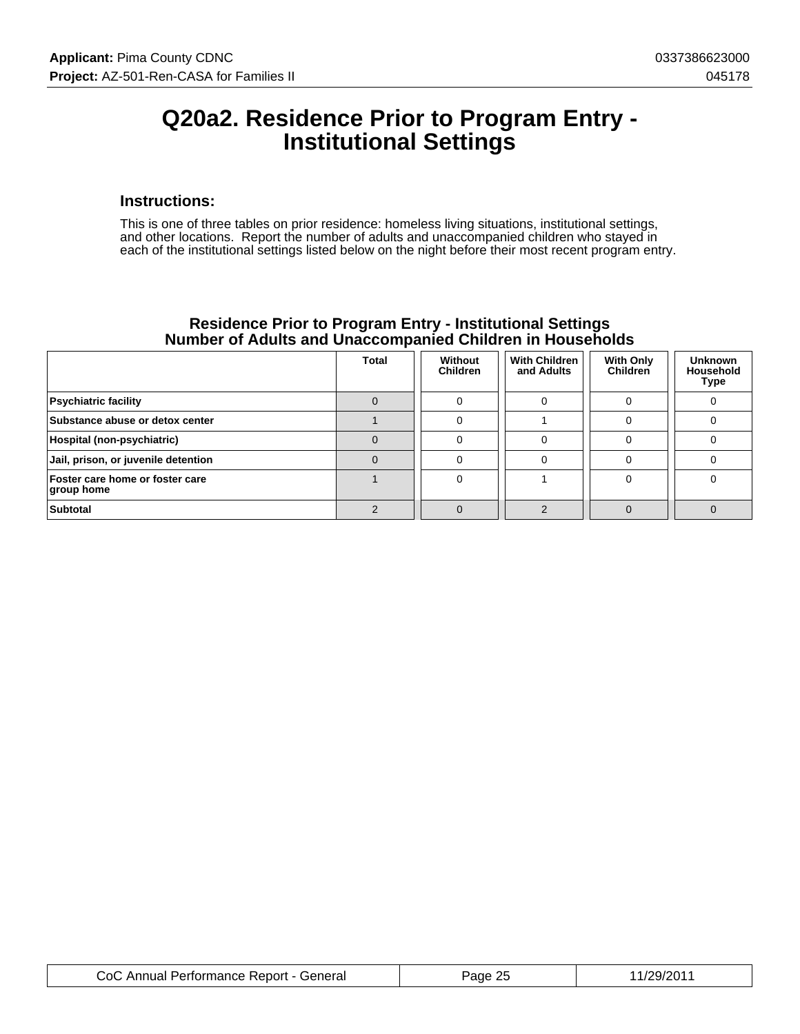# Q20a2. Residence Prior to Program Entry - Institutional Settings

### Instructions:

This is one of three tables on prior residence: homeless living situations, institutional settings, and other locations. Report the number of adults and unaccompanied children who stayed in each of the institutional settings listed below on the night before their most recent program entry.

**Residence Prior to Program Entry - Institutional Settings**
**Number of Adults and Unaccompanied Children in Households**

| | Total | Without Children | With Children and Adults | With Only Children | Unknown Household Type |
|---|---|---|---|---|---|
| **Psychiatric facility** | 0 | 0 | 0 | 0 | 0 |
| **Substance abuse or detox center** | 1 | 0 | 1 | 0 | 0 |
| **Hospital (non-psychiatric)** | 0 | 0 | 0 | 0 | 0 |
| **Jail, prison, or juvenile detention** | 0 | 0 | 0 | 0 | 0 |
| **Foster care home or foster care group home** | 1 | 0 | 1 | 0 | 0 |
| **Subtotal** | 2 | 0 | 2 | 0 | 0 |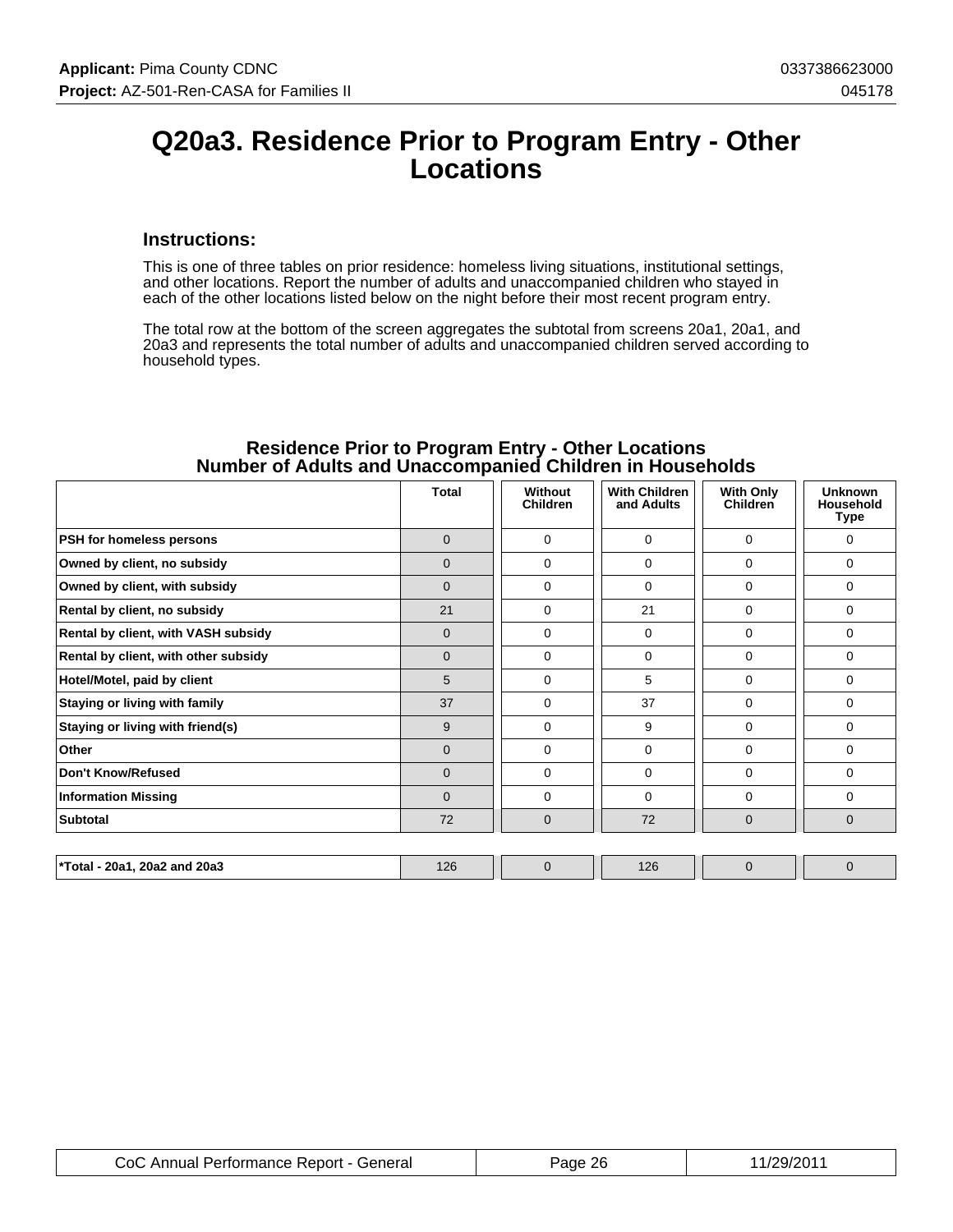# Q20a3. Residence Prior to Program Entry - Other Locations

### Instructions:

This is one of three tables on prior residence: homeless living situations, institutional settings, and other locations. Report the number of adults and unaccompanied children who stayed in each of the other locations listed below on the night before their most recent program entry.

The total row at the bottom of the screen aggregates the subtotal from screens 20a1, 20a1, and 20a3 and represents the total number of adults and unaccompanied children served according to household types.

**Residence Prior to Program Entry - Other Locations**
**Number of Adults and Unaccompanied Children in Households**

| | Total | Without Children | With Children and Adults | With Only Children | Unknown Household Type |
|---|---|---|---|---|---|
| PSH for homeless persons | 0 | 0 | 0 | 0 | 0 |
| Owned by client, no subsidy | 0 | 0 | 0 | 0 | 0 |
| Owned by client, with subsidy | 0 | 0 | 0 | 0 | 0 |
| Rental by client, no subsidy | 21 | 0 | 21 | 0 | 0 |
| Rental by client, with VASH subsidy | 0 | 0 | 0 | 0 | 0 |
| Rental by client, with other subsidy | 0 | 0 | 0 | 0 | 0 |
| Hotel/Motel, paid by client | 5 | 0 | 5 | 0 | 0 |
| Staying or living with family | 37 | 0 | 37 | 0 | 0 |
| Staying or living with friend(s) | 9 | 0 | 9 | 0 | 0 |
| Other | 0 | 0 | 0 | 0 | 0 |
| Don't Know/Refused | 0 | 0 | 0 | 0 | 0 |
| Information Missing | 0 | 0 | 0 | 0 | 0 |
| Subtotal | 72 | 0 | 72 | 0 | 0 |
| *Total - 20a1, 20a2 and 20a3 | 126 | 0 | 126 | 0 | 0 |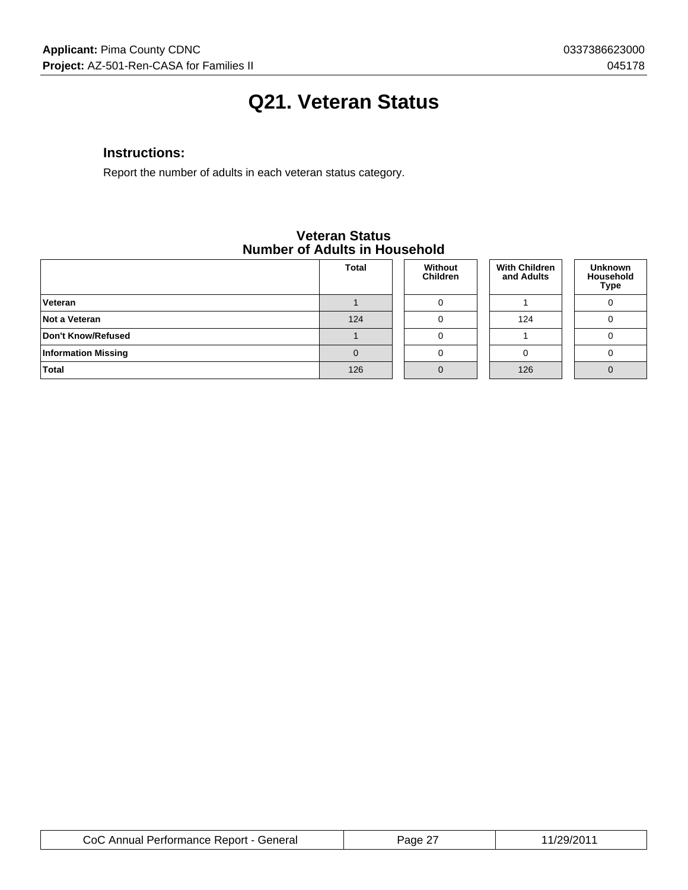# Q21. Veteran Status

### Instructions:

Report the number of adults in each veteran status category.

**Veteran Status**
**Number of Adults in Household**

| | Total | Without Children | With Children and Adults | Unknown Household Type |
|---|---|---|---|---|
| **Veteran** | 1 | 0 | 1 | 0 |
| **Not a Veteran** | 124 | 0 | 124 | 0 |
| **Don't Know/Refused** | 1 | 0 | 1 | 0 |
| **Information Missing** | 0 | 0 | 0 | 0 |
| **Total** | 126 | 0 | 126 | 0 |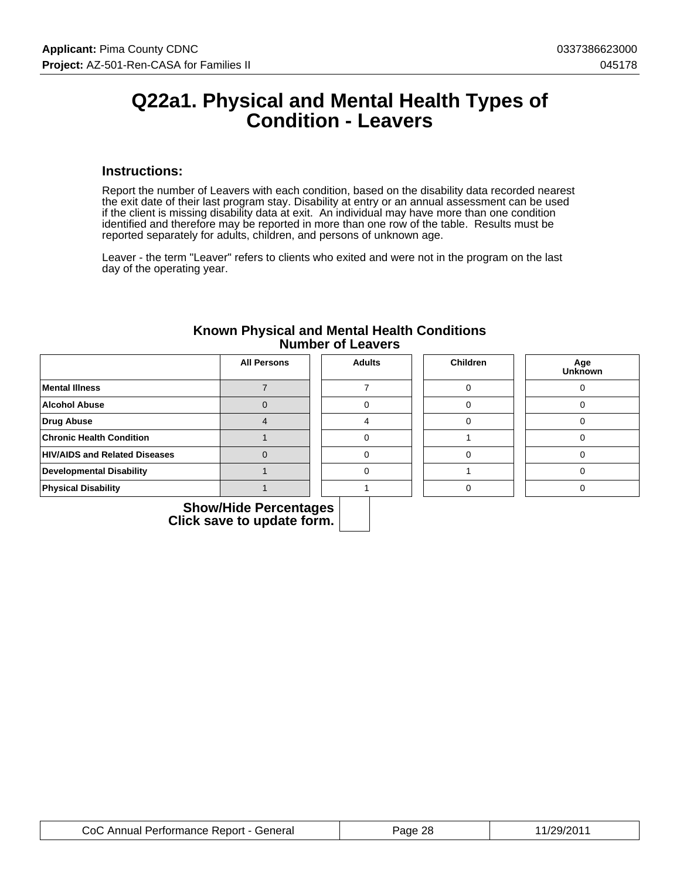# Q22a1. Physical and Mental Health Types of Condition - Leavers

### Instructions:

Report the number of Leavers with each condition, based on the disability data recorded nearest the exit date of their last program stay. Disability at entry or an annual assessment can be used if the client is missing disability data at exit. An individual may have more than one condition identified and therefore may be reported in more than one row of the table. Results must be reported separately for adults, children, and persons of unknown age.

Leaver - the term "Leaver" refers to clients who exited and were not in the program on the last day of the operating year.

**Known Physical and Mental Health Conditions Number of Leavers**

| | All Persons | Adults | Children | Age Unknown |
|---|---|---|---|---|
| **Mental Illness** | 7 | 7 | 0 | 0 |
| **Alcohol Abuse** | 0 | 0 | 0 | 0 |
| **Drug Abuse** | 4 | 4 | 0 | 0 |
| **Chronic Health Condition** | 1 | 0 | 1 | 0 |
| **HIV/AIDS and Related Diseases** | 0 | 0 | 0 | 0 |
| **Developmental Disability** | 1 | 0 | 1 | 0 |
| **Physical Disability** | 1 | 1 | 0 | 0 |

**Show/Hide Percentages**
**Click save to update form.**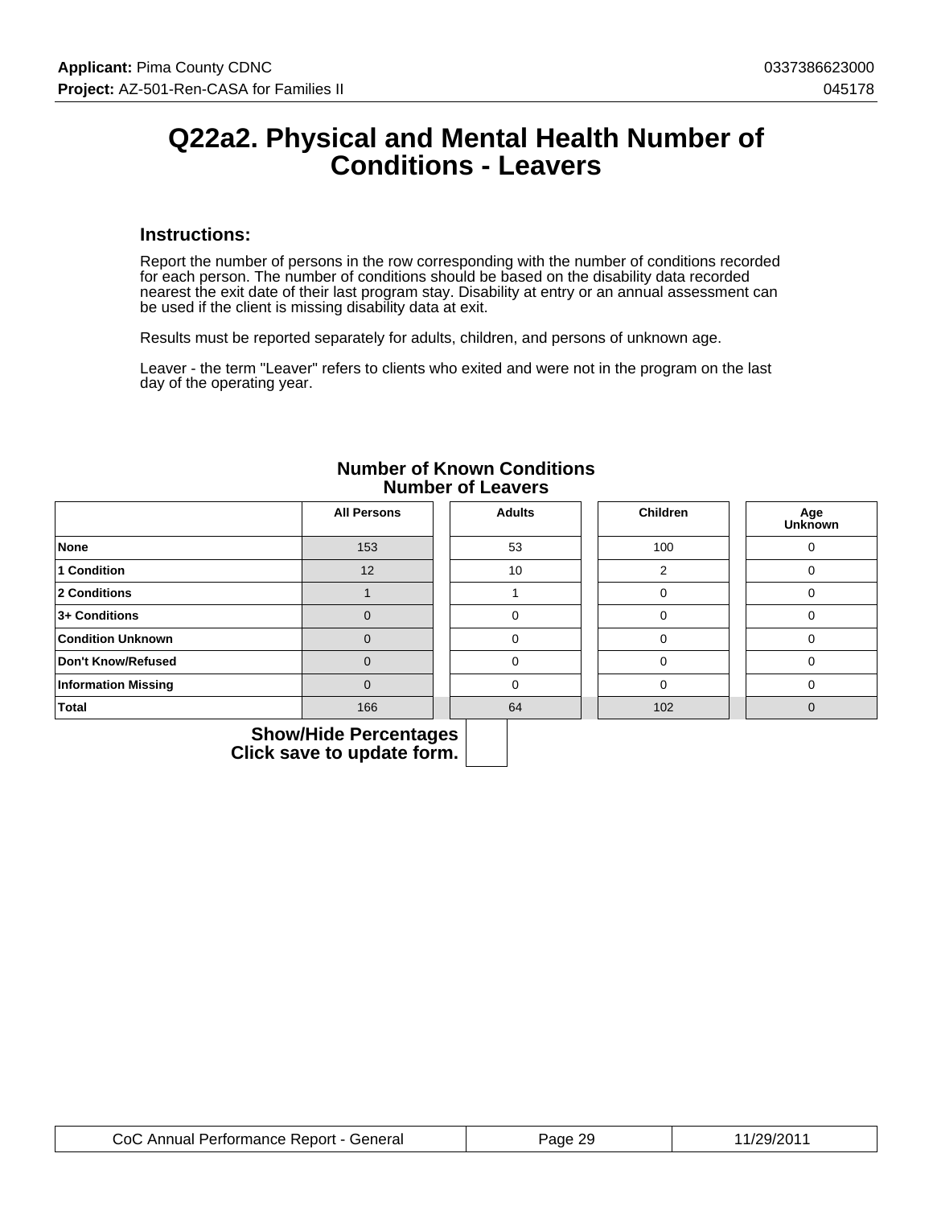# Q22a2. Physical and Mental Health Number of Conditions - Leavers

### Instructions:

Report the number of persons in the row corresponding with the number of conditions recorded for each person. The number of conditions should be based on the disability data recorded nearest the exit date of their last program stay. Disability at entry or an annual assessment can be used if the client is missing disability data at exit.

Results must be reported separately for adults, children, and persons of unknown age.

Leaver - the term "Leaver" refers to clients who exited and were not in the program on the last day of the operating year.

**Number of Known Conditions**
**Number of Leavers**

| | All Persons | Adults | Children | Age Unknown |
|---|---|---|---|---|
| **None** | 153 | 53 | 100 | 0 |
| **1 Condition** | 12 | 10 | 2 | 0 |
| **2 Conditions** | 1 | 1 | 0 | 0 |
| **3+ Conditions** | 0 | 0 | 0 | 0 |
| **Condition Unknown** | 0 | 0 | 0 | 0 |
| **Don't Know/Refused** | 0 | 0 | 0 | 0 |
| **Information Missing** | 0 | 0 | 0 | 0 |
| **Total** | 166 | 64 | 102 | 0 |

**Show/Hide Percentages**
**Click save to update form.**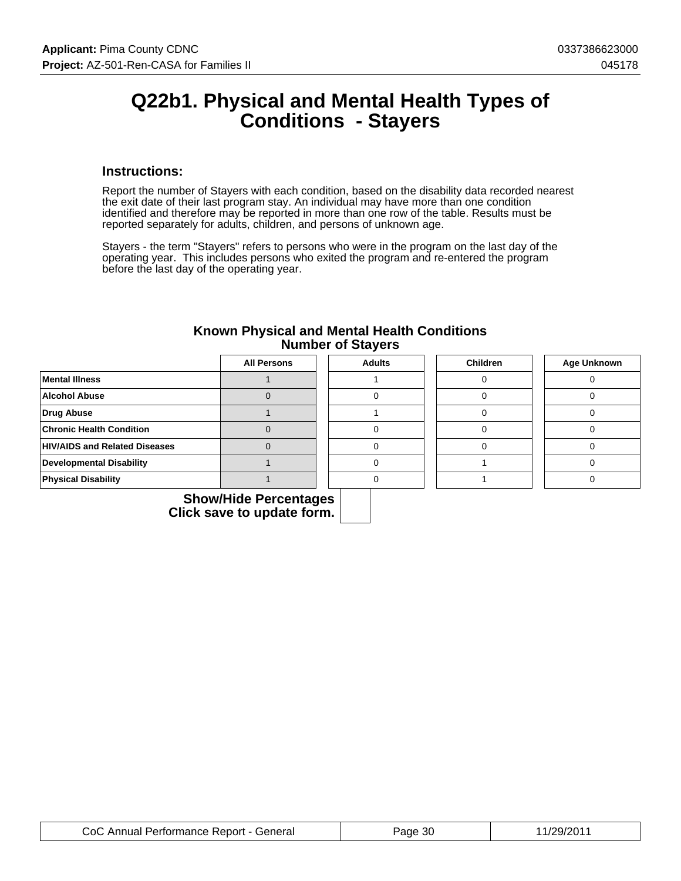# Q22b1. Physical and Mental Health Types of Conditions - Stayers

### Instructions:

Report the number of Stayers with each condition, based on the disability data recorded nearest the exit date of their last program stay. An individual may have more than one condition identified and therefore may be reported in more than one row of the table. Results must be reported separately for adults, children, and persons of unknown age.

Stayers - the term "Stayers" refers to persons who were in the program on the last day of the operating year. This includes persons who exited the program and re-entered the program before the last day of the operating year.

### Known Physical and Mental Health Conditions
### Number of Stayers

| | All Persons | Adults | Children | Age Unknown |
|---|---|---|---|---|
| **Mental Illness** | 1 | 1 | 0 | 0 |
| **Alcohol Abuse** | 0 | 0 | 0 | 0 |
| **Drug Abuse** | 1 | 1 | 0 | 0 |
| **Chronic Health Condition** | 0 | 0 | 0 | 0 |
| **HIV/AIDS and Related Diseases** | 0 | 0 | 0 | 0 |
| **Developmental Disability** | 1 | 0 | 1 | 0 |
| **Physical Disability** | 1 | 0 | 1 | 0 |

**Show/Hide Percentages**
**Click save to update form.**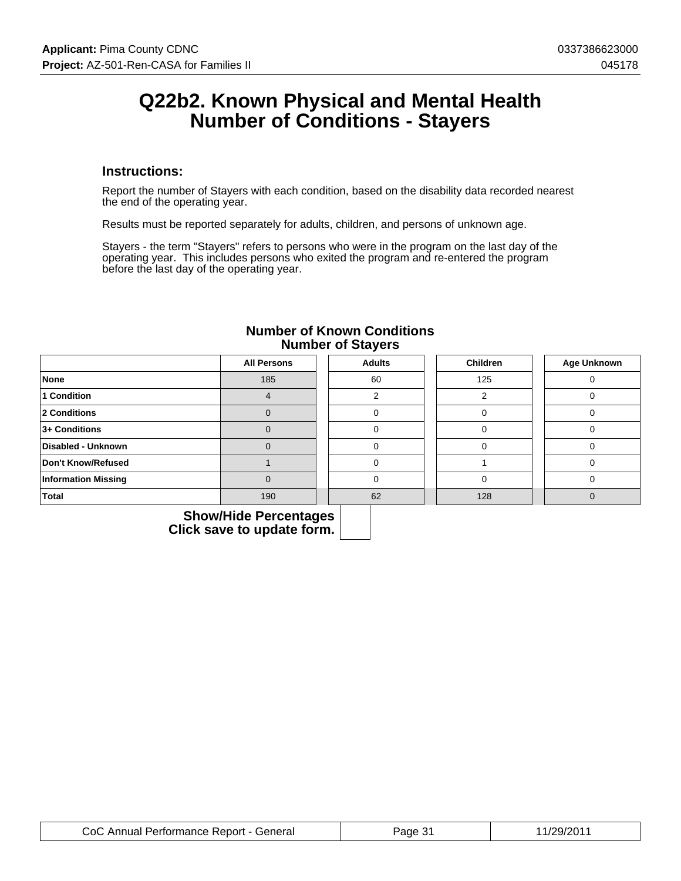# Q22b2. Known Physical and Mental Health Number of Conditions - Stayers

### Instructions:

Report the number of Stayers with each condition, based on the disability data recorded nearest the end of the operating year.

Results must be reported separately for adults, children, and persons of unknown age.

Stayers - the term "Stayers" refers to persons who were in the program on the last day of the operating year. This includes persons who exited the program and re-entered the program before the last day of the operating year.

**Number of Known Conditions**
**Number of Stayers**

| | All Persons | Adults | Children | Age Unknown |
|---|---|---|---|---|
| **None** | 185 | 60 | 125 | 0 |
| **1 Condition** | 4 | 2 | 2 | 0 |
| **2 Conditions** | 0 | 0 | 0 | 0 |
| **3+ Conditions** | 0 | 0 | 0 | 0 |
| **Disabled - Unknown** | 0 | 0 | 0 | 0 |
| **Don't Know/Refused** | 1 | 0 | 1 | 0 |
| **Information Missing** | 0 | 0 | 0 | 0 |
| **Total** | 190 | 62 | 128 | 0 |

**Show/Hide Percentages**
**Click save to update form.**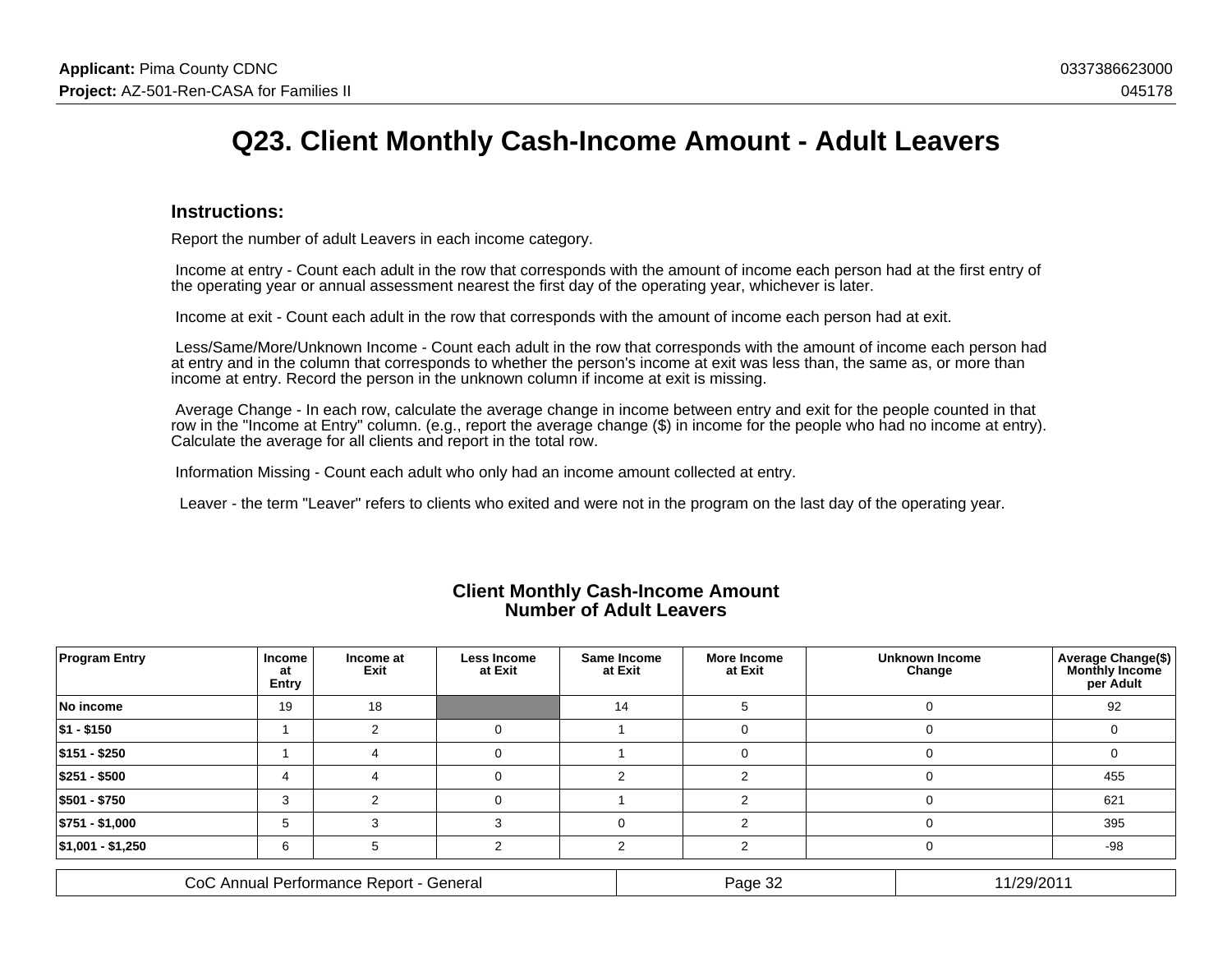# Q23. Client Monthly Cash-Income Amount - Adult Leavers

### Instructions:

Report the number of adult Leavers in each income category.

Income at entry - Count each adult in the row that corresponds with the amount of income each person had at the first entry of the operating year or annual assessment nearest the first day of the operating year, whichever is later.

Income at exit - Count each adult in the row that corresponds with the amount of income each person had at exit.

Less/Same/More/Unknown Income - Count each adult in the row that corresponds with the amount of income each person had at entry and in the column that corresponds to whether the person's income at exit was less than, the same as, or more than income at entry. Record the person in the unknown column if income at exit is missing.

Average Change - In each row, calculate the average change in income between entry and exit for the people counted in that row in the "Income at Entry" column. (e.g., report the average change ($) in income for the people who had no income at entry). Calculate the average for all clients and report in the total row.

Information Missing - Count each adult who only had an income amount collected at entry.

Leaver - the term "Leaver" refers to clients who exited and were not in the program on the last day of the operating year.

**Client Monthly Cash-Income Amount**
**Number of Adult Leavers**

| Program Entry | Income at Entry | Income at Exit | Less Income at Exit | Same Income at Exit | More Income at Exit | Unknown Income Change | Average Change($) Monthly Income per Adult |
|---|---|---|---|---|---|---|---|
| No income | 19 | 18 | | 14 | 5 | 0 | 92 |
| $1 - $150 | 1 | 2 | 0 | 1 | 0 | 0 | 0 |
| $151 - $250 | 1 | 4 | 0 | 1 | 0 | 0 | 0 |
| $251 - $500 | 4 | 4 | 0 | 2 | 2 | 0 | 455 |
| $501 - $750 | 3 | 2 | 0 | 1 | 2 | 0 | 621 |
| $751 - $1,000 | 5 | 3 | 3 | 0 | 2 | 0 | 395 |
| $1,001 - $1,250 | 6 | 5 | 2 | 2 | 2 | 0 | -98 |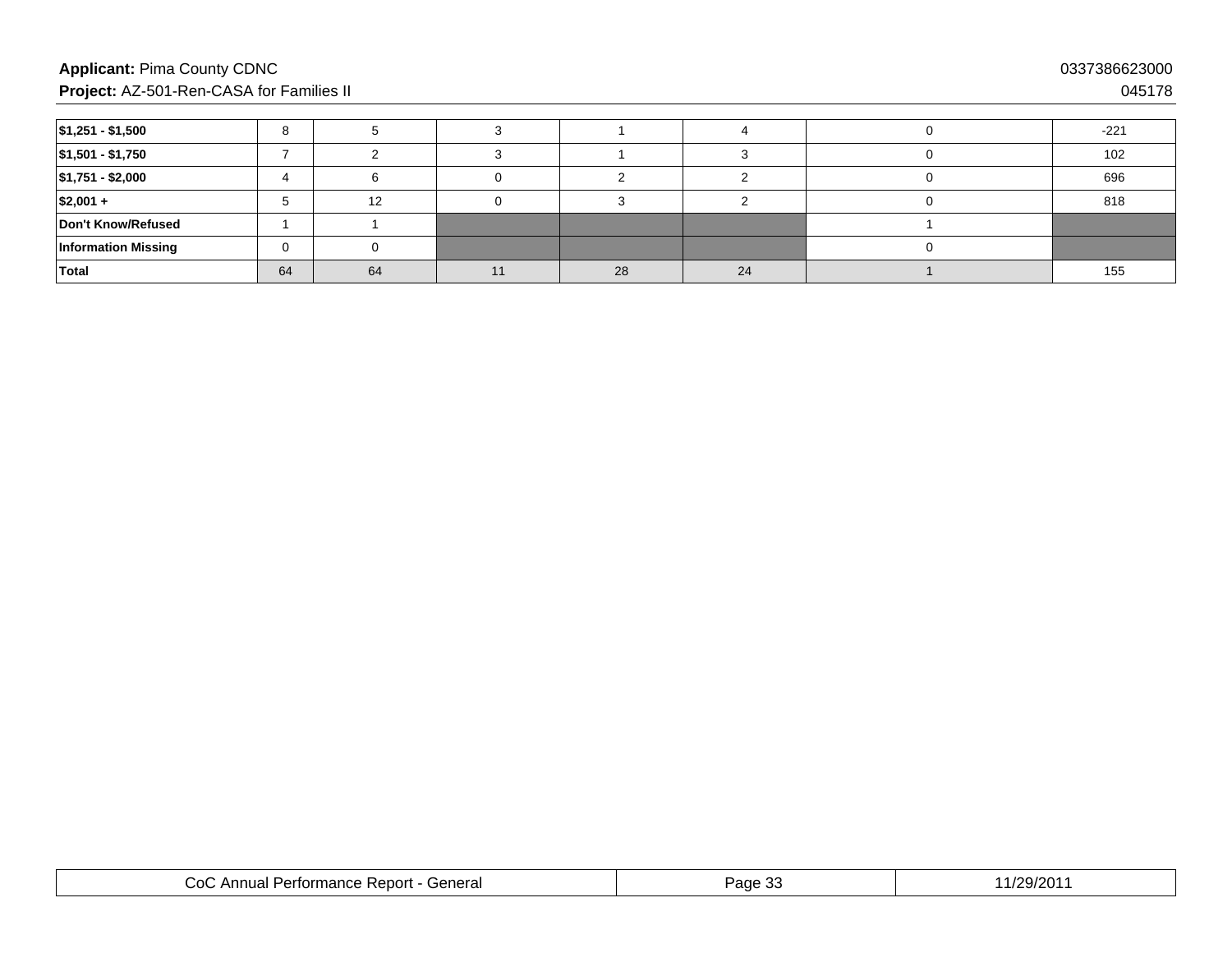| | | | | | | | |
|---|---|---|---|---|---|---|---|
| **$1,251 - $1,500** | 8 | 5 | 3 | 1 | 4 | 0 | -221 |
| **$1,501 - $1,750** | 7 | 2 | 3 | 1 | 3 | 0 | 102 |
| **$1,751 - $2,000** | 4 | 6 | 0 | 2 | 2 | 0 | 696 |
| **$2,001 +** | 5 | 12 | 0 | 3 | 2 | 0 | 818 |
| **Don't Know/Refused** | 1 | 1 | | | | 1 | |
| **Information Missing** | 0 | 0 | | | | 0 | |
| **Total** | 64 | 64 | 11 | 28 | 24 | 1 | 155 |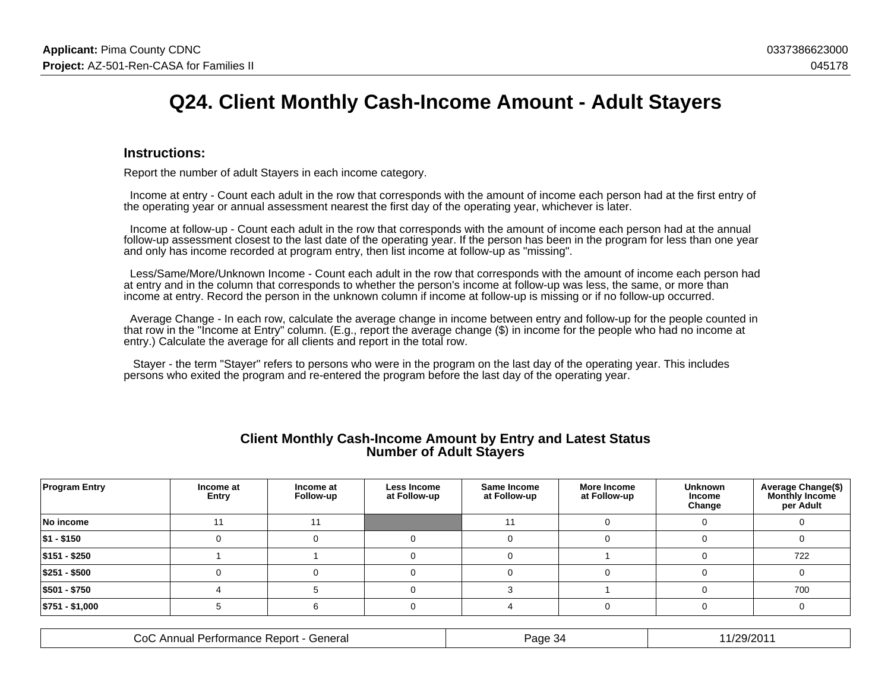# Q24. Client Monthly Cash-Income Amount - Adult Stayers

## Instructions:

Report the number of adult Stayers in each income category.

Income at entry - Count each adult in the row that corresponds with the amount of income each person had at the first entry of the operating year or annual assessment nearest the first day of the operating year, whichever is later.

Income at follow-up - Count each adult in the row that corresponds with the amount of income each person had at the annual follow-up assessment closest to the last date of the operating year. If the person has been in the program for less than one year and only has income recorded at program entry, then list income at follow-up as "missing".

Less/Same/More/Unknown Income - Count each adult in the row that corresponds with the amount of income each person had at entry and in the column that corresponds to whether the person's income at follow-up was less, the same, or more than income at entry. Record the person in the unknown column if income at follow-up is missing or if no follow-up occurred.

Average Change - In each row, calculate the average change in income between entry and follow-up for the people counted in that row in the "Income at Entry" column. (E.g., report the average change ($) in income for the people who had no income at entry.) Calculate the average for all clients and report in the total row.

Stayer - the term "Stayer" refers to persons who were in the program on the last day of the operating year. This includes persons who exited the program and re-entered the program before the last day of the operating year.

### Client Monthly Cash-Income Amount by Entry and Latest Status
### Number of Adult Stayers

| Program Entry | Income at Entry | Income at Follow-up | Less Income at Follow-up | Same Income at Follow-up | More Income at Follow-up | Unknown Income Change | Average Change($) Monthly Income per Adult |
|---|---|---|---|---|---|---|---|
| No income | 11 | 11 | | 11 | 0 | 0 | 0 |
| $1 - $150 | 0 | 0 | 0 | 0 | 0 | 0 | 0 |
| $151 - $250 | 1 | 1 | 0 | 0 | 1 | 0 | 722 |
| $251 - $500 | 0 | 0 | 0 | 0 | 0 | 0 | 0 |
| $501 - $750 | 4 | 5 | 0 | 3 | 1 | 0 | 700 |
| $751 - $1,000 | 5 | 6 | 0 | 4 | 0 | 0 | 0 |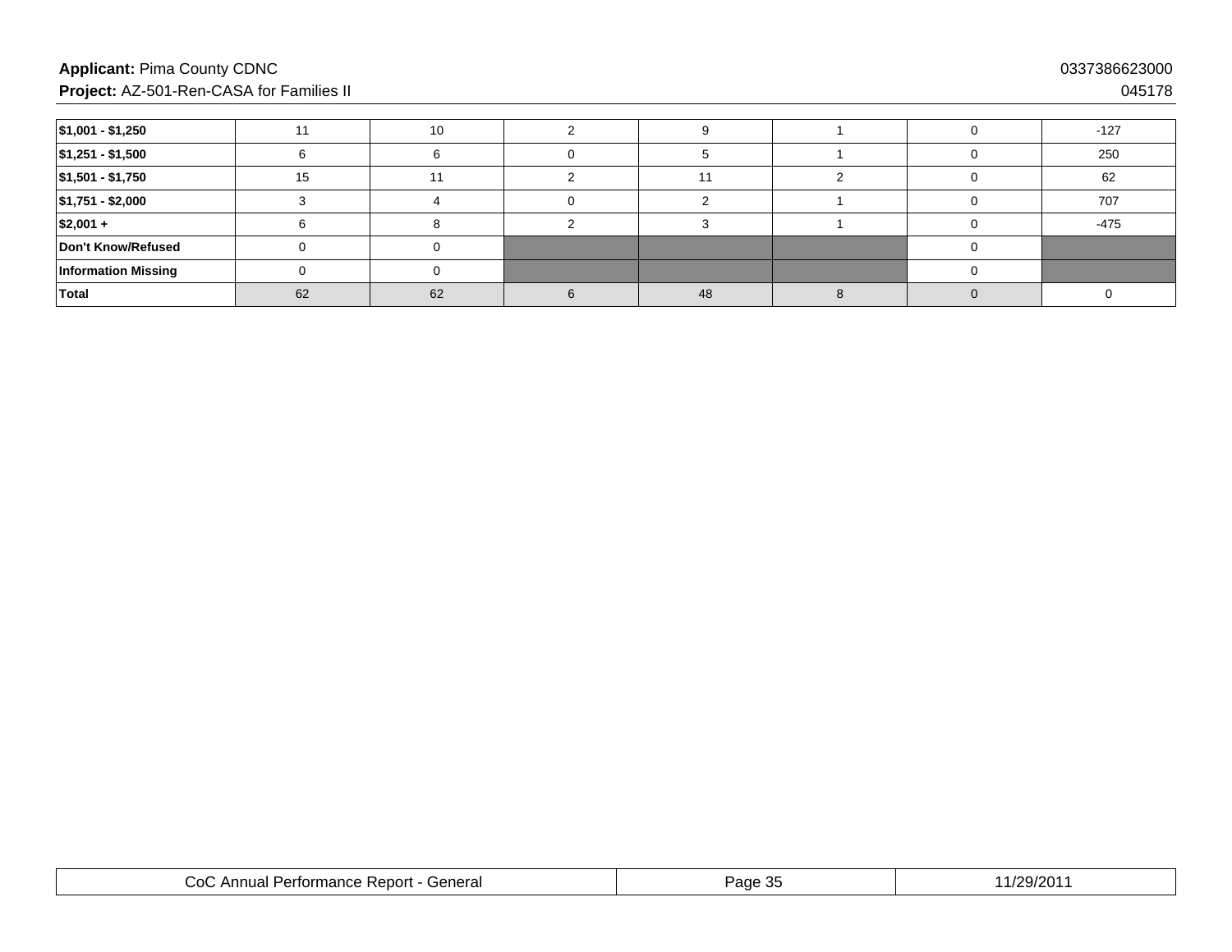| | | | | | | | |
|---|---|---|---|---|---|---|---|
| **$1,001 - $1,250** | 11 | 10 | 2 | 9 | 1 | 0 | -127 |
| **$1,251 - $1,500** | 6 | 6 | 0 | 5 | 1 | 0 | 250 |
| **$1,501 - $1,750** | 15 | 11 | 2 | 11 | 2 | 0 | 62 |
| **$1,751 - $2,000** | 3 | 4 | 0 | 2 | 1 | 0 | 707 |
| **$2,001 +** | 6 | 8 | 2 | 3 | 1 | 0 | -475 |
| **Don't Know/Refused** | 0 | 0 | | | | 0 | |
| **Information Missing** | 0 | 0 | | | | 0 | |
| **Total** | 62 | 62 | 6 | 48 | 8 | 0 | 0 |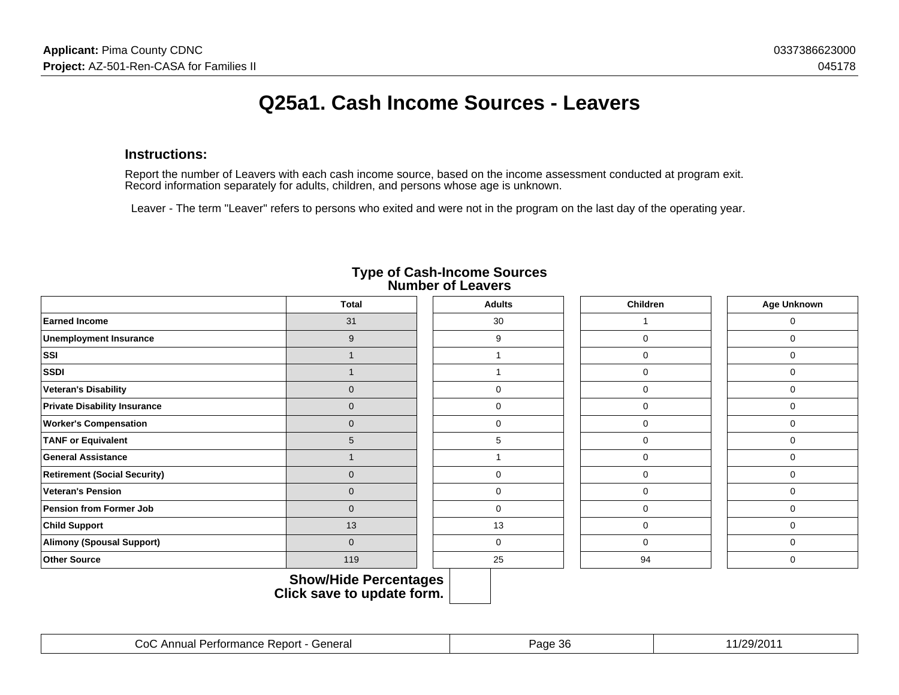# Q25a1. Cash Income Sources - Leavers

### Instructions:

Report the number of Leavers with each cash income source, based on the income assessment conducted at program exit. Record information separately for adults, children, and persons whose age is unknown.

Leaver - The term "Leaver" refers to persons who exited and were not in the program on the last day of the operating year.

**Type of Cash-Income Sources**
**Number of Leavers**

| | Total | Adults | Children | Age Unknown |
|---|---|---|---|---|
| **Earned Income** | 31 | 30 | 1 | 0 |
| **Unemployment Insurance** | 9 | 9 | 0 | 0 |
| **SSI** | 1 | 1 | 0 | 0 |
| **SSDI** | 1 | 1 | 0 | 0 |
| **Veteran's Disability** | 0 | 0 | 0 | 0 |
| **Private Disability Insurance** | 0 | 0 | 0 | 0 |
| **Worker's Compensation** | 0 | 0 | 0 | 0 |
| **TANF or Equivalent** | 5 | 5 | 0 | 0 |
| **General Assistance** | 1 | 1 | 0 | 0 |
| **Retirement (Social Security)** | 0 | 0 | 0 | 0 |
| **Veteran's Pension** | 0 | 0 | 0 | 0 |
| **Pension from Former Job** | 0 | 0 | 0 | 0 |
| **Child Support** | 13 | 13 | 0 | 0 |
| **Alimony (Spousal Support)** | 0 | 0 | 0 | 0 |
| **Other Source** | 119 | 25 | 94 | 0 |

**Show/Hide Percentages**
**Click save to update form.**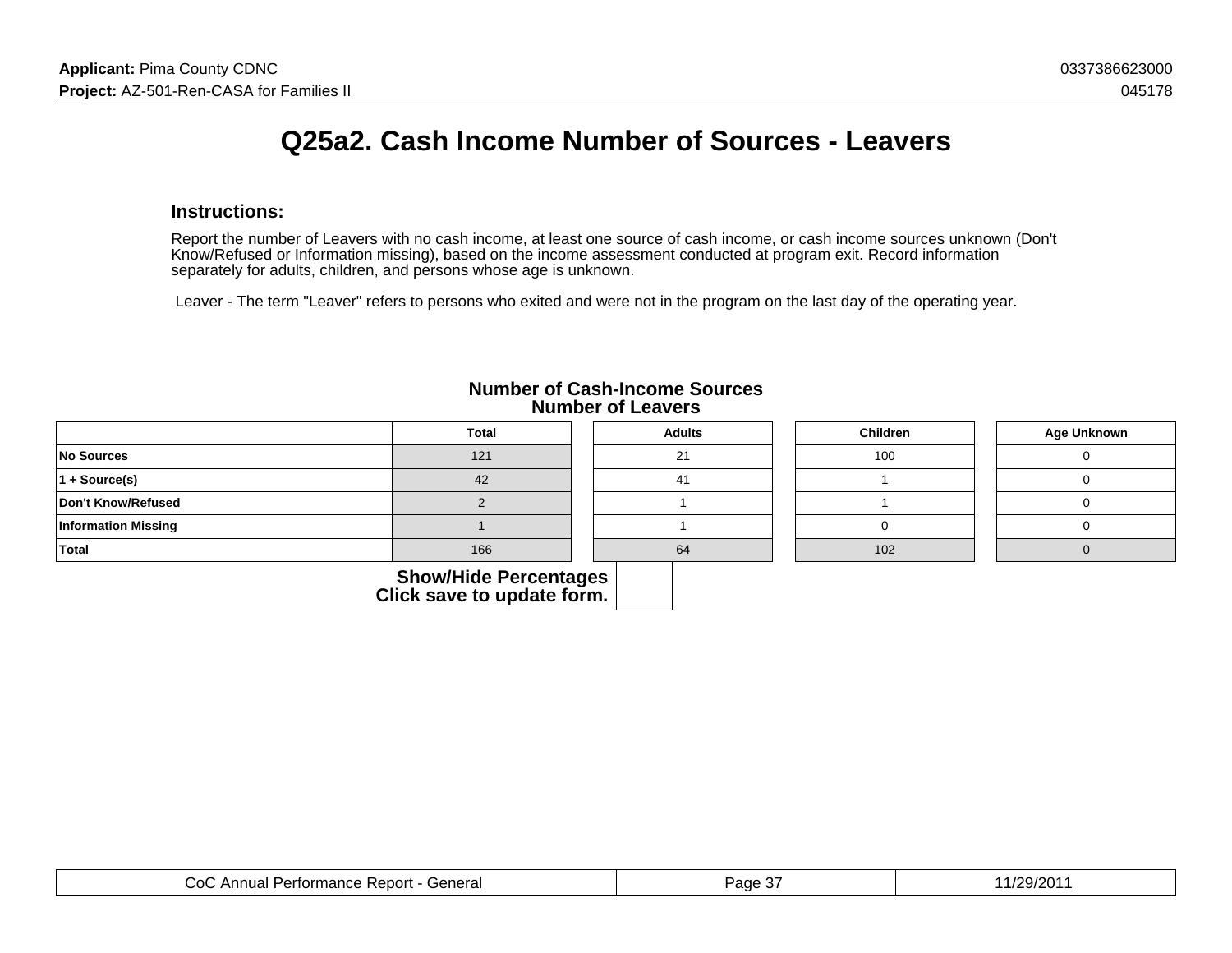# Q25a2. Cash Income Number of Sources - Leavers

### Instructions:

Report the number of Leavers with no cash income, at least one source of cash income, or cash income sources unknown (Don't Know/Refused or Information missing), based on the income assessment conducted at program exit. Record information separately for adults, children, and persons whose age is unknown.

Leaver - The term "Leaver" refers to persons who exited and were not in the program on the last day of the operating year.

**Number of Cash-Income Sources**
**Number of Leavers**

| | Total | Adults | Children | Age Unknown |
|---|---|---|---|---|
| No Sources | 121 | 21 | 100 | 0 |
| 1 + Source(s) | 42 | 41 | 1 | 0 |
| Don't Know/Refused | 2 | 1 | 1 | 0 |
| Information Missing | 1 | 1 | 0 | 0 |
| Total | 166 | 64 | 102 | 0 |

**Show/Hide Percentages**
**Click save to update form.**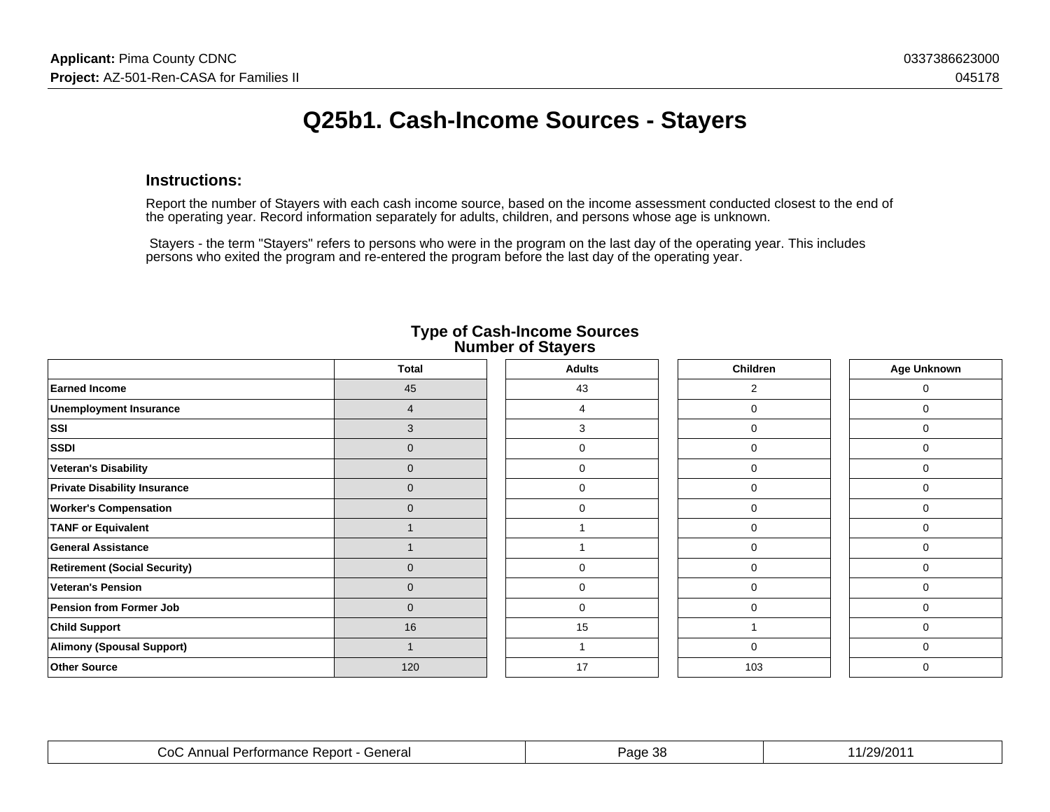# Q25b1. Cash-Income Sources - Stayers

### Instructions:

Report the number of Stayers with each cash income source, based on the income assessment conducted closest to the end of the operating year. Record information separately for adults, children, and persons whose age is unknown.

Stayers - the term "Stayers" refers to persons who were in the program on the last day of the operating year. This includes persons who exited the program and re-entered the program before the last day of the operating year.

**Type of Cash-Income Sources**
**Number of Stayers**

| | Total | Adults | Children | Age Unknown |
|---|---|---|---|---|
| **Earned Income** | 45 | 43 | 2 | 0 |
| **Unemployment Insurance** | 4 | 4 | 0 | 0 |
| **SSI** | 3 | 3 | 0 | 0 |
| **SSDI** | 0 | 0 | 0 | 0 |
| **Veteran's Disability** | 0 | 0 | 0 | 0 |
| **Private Disability Insurance** | 0 | 0 | 0 | 0 |
| **Worker's Compensation** | 0 | 0 | 0 | 0 |
| **TANF or Equivalent** | 1 | 1 | 0 | 0 |
| **General Assistance** | 1 | 1 | 0 | 0 |
| **Retirement (Social Security)** | 0 | 0 | 0 | 0 |
| **Veteran's Pension** | 0 | 0 | 0 | 0 |
| **Pension from Former Job** | 0 | 0 | 0 | 0 |
| **Child Support** | 16 | 15 | 1 | 0 |
| **Alimony (Spousal Support)** | 1 | 1 | 0 | 0 |
| **Other Source** | 120 | 17 | 103 | 0 |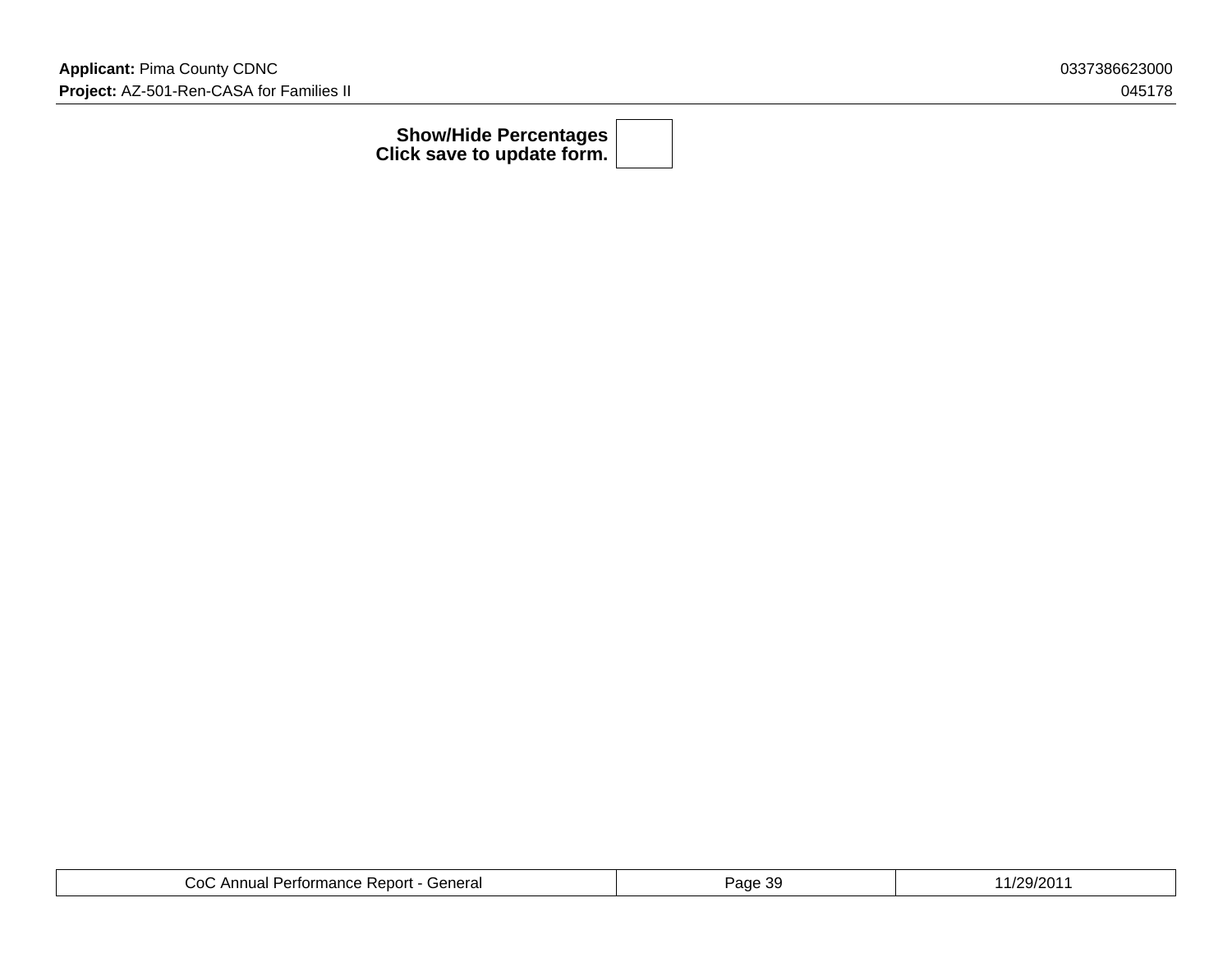**Show/Hide Percentages**
**Click save to update form.**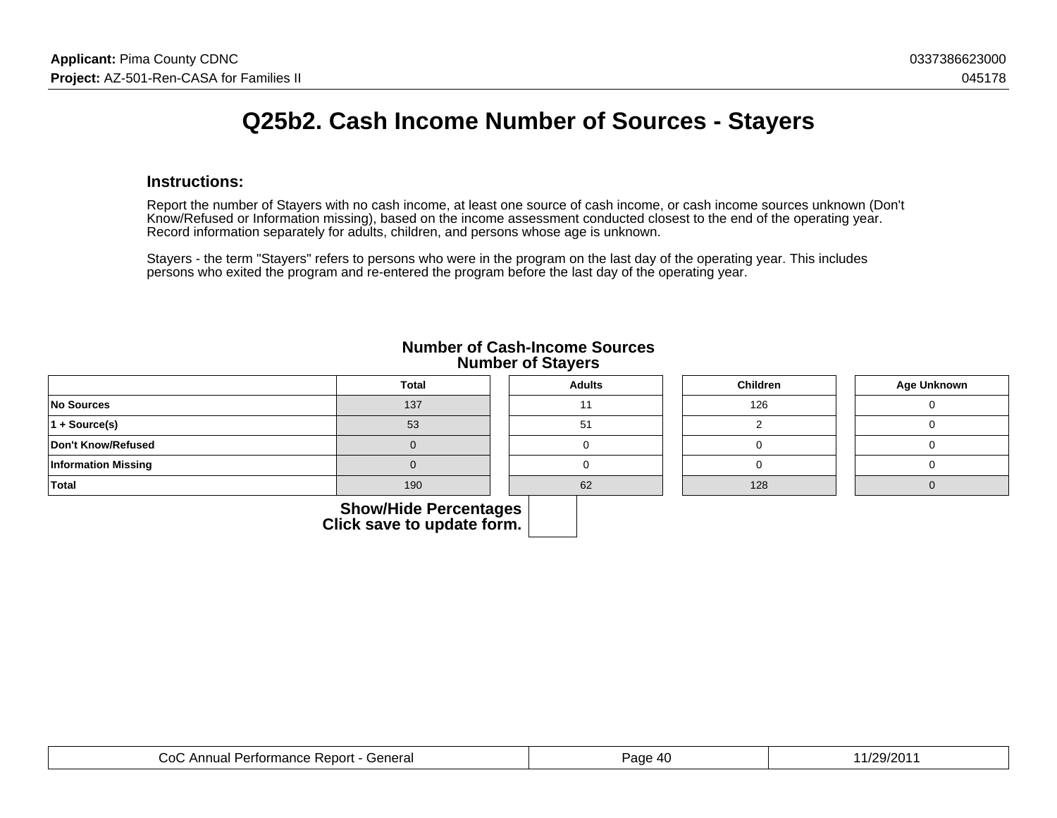# Q25b2. Cash Income Number of Sources - Stayers

### Instructions:

Report the number of Stayers with no cash income, at least one source of cash income, or cash income sources unknown (Don't Know/Refused or Information missing), based on the income assessment conducted closest to the end of the operating year. Record information separately for adults, children, and persons whose age is unknown.

Stayers - the term "Stayers" refers to persons who were in the program on the last day of the operating year. This includes persons who exited the program and re-entered the program before the last day of the operating year.

**Number of Cash-Income Sources**
**Number of Stayers**

| | Total | Adults | Children | Age Unknown |
|---|---|---|---|---|
| No Sources | 137 | 11 | 126 | 0 |
| 1 + Source(s) | 53 | 51 | 2 | 0 |
| Don't Know/Refused | 0 | 0 | 0 | 0 |
| Information Missing | 0 | 0 | 0 | 0 |
| Total | 190 | 62 | 128 | 0 |

**Show/Hide Percentages**
**Click save to update form.**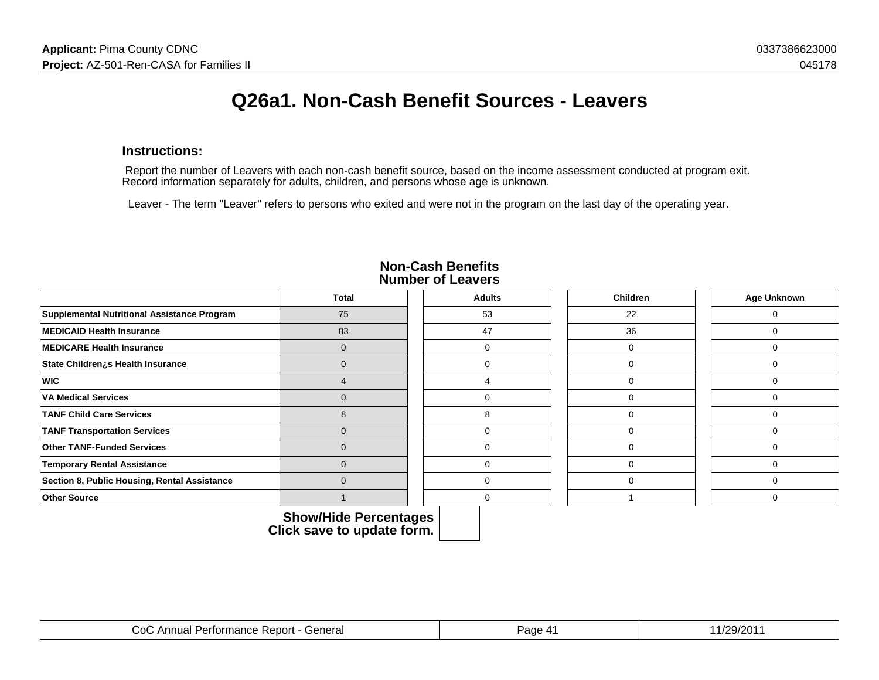# Q26a1. Non-Cash Benefit Sources - Leavers

**Instructions:**

Report the number of Leavers with each non-cash benefit source, based on the income assessment conducted at program exit. Record information separately for adults, children, and persons whose age is unknown.

Leaver - The term "Leaver" refers to persons who exited and were not in the program on the last day of the operating year.

**Non-Cash Benefits**
**Number of Leavers**

| | Total | Adults | Children | Age Unknown |
|---|---|---|---|---|
| **Supplemental Nutritional Assistance Program** | 75 | 53 | 22 | 0 |
| **MEDICAID Health Insurance** | 83 | 47 | 36 | 0 |
| **MEDICARE Health Insurance** | 0 | 0 | 0 | 0 |
| **State Children¿s Health Insurance** | 0 | 0 | 0 | 0 |
| **WIC** | 4 | 4 | 0 | 0 |
| **VA Medical Services** | 0 | 0 | 0 | 0 |
| **TANF Child Care Services** | 8 | 8 | 0 | 0 |
| **TANF Transportation Services** | 0 | 0 | 0 | 0 |
| **Other TANF-Funded Services** | 0 | 0 | 0 | 0 |
| **Temporary Rental Assistance** | 0 | 0 | 0 | 0 |
| **Section 8, Public Housing, Rental Assistance** | 0 | 0 | 0 | 0 |
| **Other Source** | 1 | 0 | 1 | 0 |

**Show/Hide Percentages**
**Click save to update form.**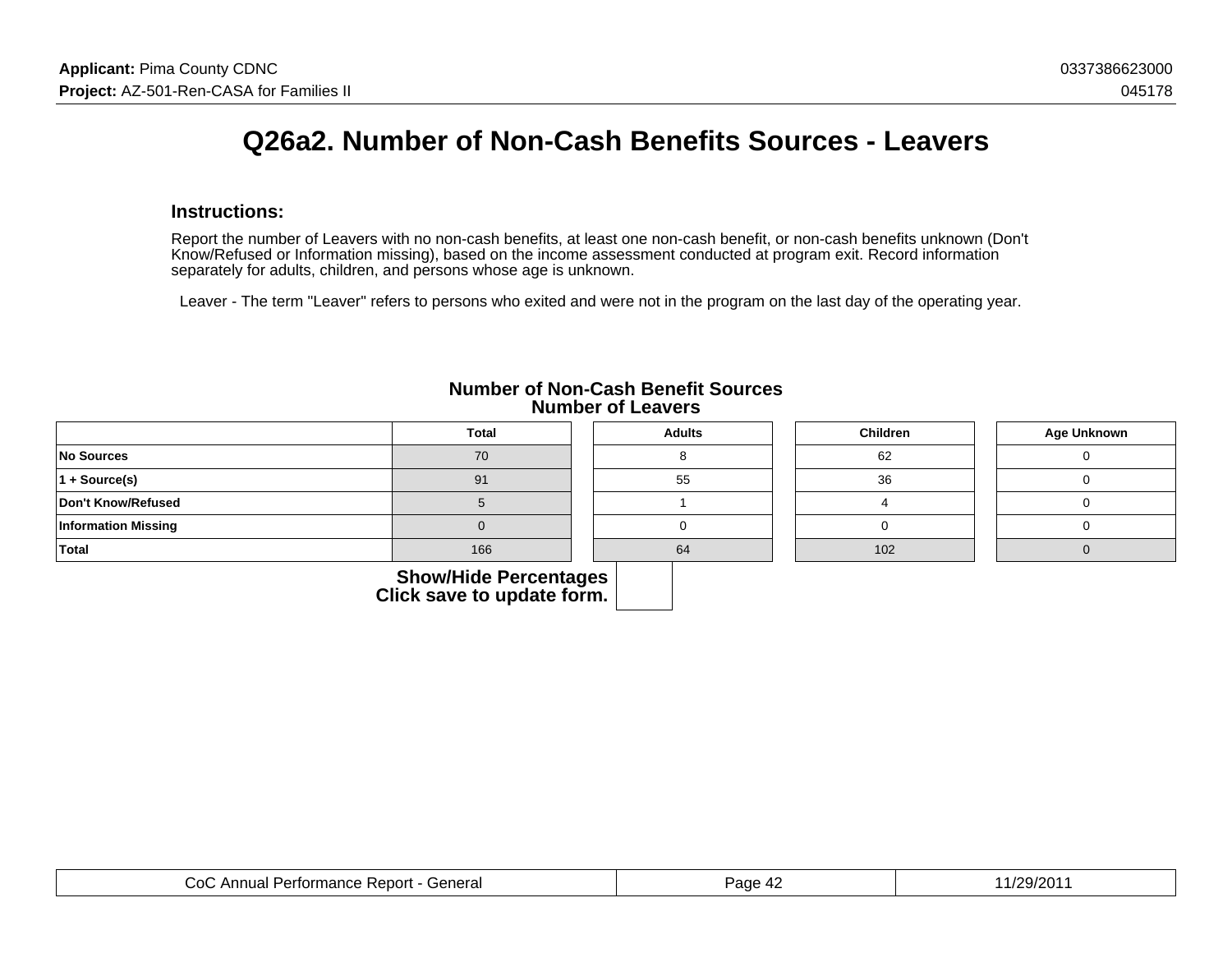# Q26a2. Number of Non-Cash Benefits Sources - Leavers

**Instructions:**

Report the number of Leavers with no non-cash benefits, at least one non-cash benefit, or non-cash benefits unknown (Don't Know/Refused or Information missing), based on the income assessment conducted at program exit. Record information separately for adults, children, and persons whose age is unknown.

Leaver - The term "Leaver" refers to persons who exited and were not in the program on the last day of the operating year.

**Number of Non-Cash Benefit Sources**
**Number of Leavers**

| | Total | Adults | Children | Age Unknown |
|---|---|---|---|---|
| No Sources | 70 | 8 | 62 | 0 |
| 1 + Source(s) | 91 | 55 | 36 | 0 |
| Don't Know/Refused | 5 | 1 | 4 | 0 |
| Information Missing | 0 | 0 | 0 | 0 |
| Total | 166 | 64 | 102 | 0 |

**Show/Hide Percentages**
**Click save to update form.**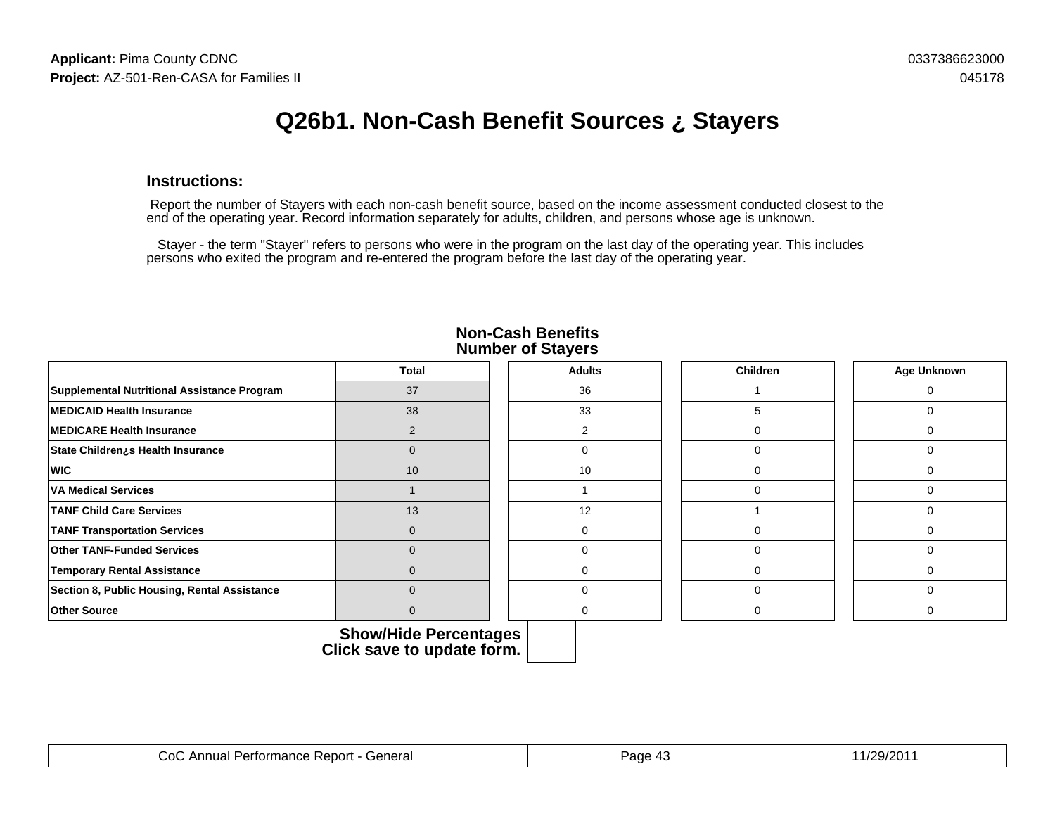# Q26b1. Non-Cash Benefit Sources ¿ Stayers

**Instructions:**

Report the number of Stayers with each non-cash benefit source, based on the income assessment conducted closest to the end of the operating year. Record information separately for adults, children, and persons whose age is unknown.

Stayer - the term "Stayer" refers to persons who were in the program on the last day of the operating year. This includes persons who exited the program and re-entered the program before the last day of the operating year.

**Non-Cash Benefits Number of Stayers**

| | Total | Adults | Children | Age Unknown |
|---|---|---|---|---|
| **Supplemental Nutritional Assistance Program** | 37 | 36 | 1 | 0 |
| **MEDICAID Health Insurance** | 38 | 33 | 5 | 0 |
| **MEDICARE Health Insurance** | 2 | 2 | 0 | 0 |
| **State Children¿s Health Insurance** | 0 | 0 | 0 | 0 |
| **WIC** | 10 | 10 | 0 | 0 |
| **VA Medical Services** | 1 | 1 | 0 | 0 |
| **TANF Child Care Services** | 13 | 12 | 1 | 0 |
| **TANF Transportation Services** | 0 | 0 | 0 | 0 |
| **Other TANF-Funded Services** | 0 | 0 | 0 | 0 |
| **Temporary Rental Assistance** | 0 | 0 | 0 | 0 |
| **Section 8, Public Housing, Rental Assistance** | 0 | 0 | 0 | 0 |
| **Other Source** | 0 | 0 | 0 | 0 |

**Show/Hide Percentages Click save to update form.**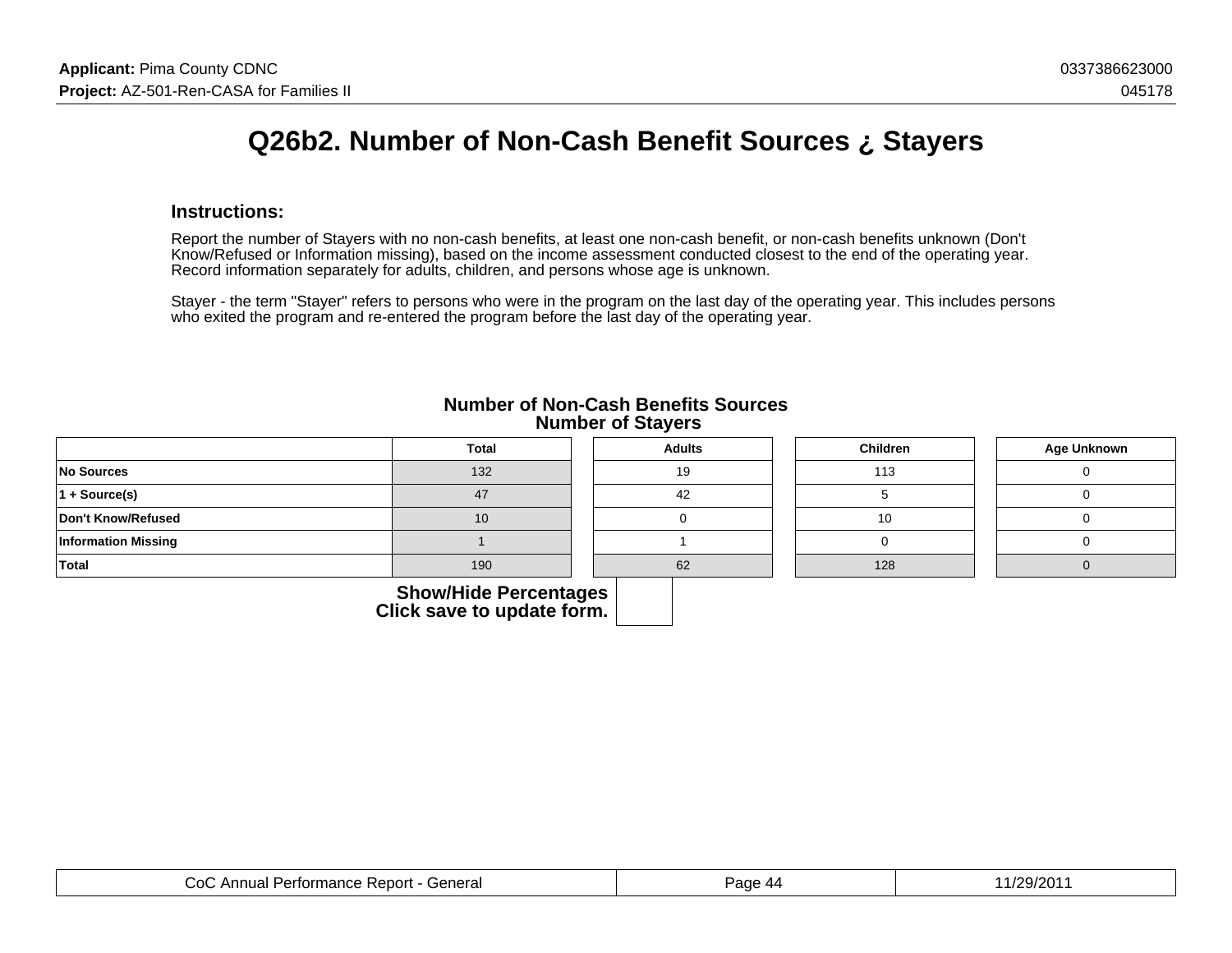# Q26b2. Number of Non-Cash Benefit Sources ¿ Stayers

### Instructions:

Report the number of Stayers with no non-cash benefits, at least one non-cash benefit, or non-cash benefits unknown (Don't Know/Refused or Information missing), based on the income assessment conducted closest to the end of the operating year. Record information separately for adults, children, and persons whose age is unknown.

Stayer - the term "Stayer" refers to persons who were in the program on the last day of the operating year. This includes persons who exited the program and re-entered the program before the last day of the operating year.

**Number of Non-Cash Benefits Sources**
**Number of Stayers**

| | Total | Adults | Children | Age Unknown |
|---|---|---|---|---|
| **No Sources** | 132 | 19 | 113 | 0 |
| **1 + Source(s)** | 47 | 42 | 5 | 0 |
| **Don't Know/Refused** | 10 | 0 | 10 | 0 |
| **Information Missing** | 1 | 1 | 0 | 0 |
| **Total** | 190 | 62 | 128 | 0 |

**Show/Hide Percentages**
**Click save to update form.**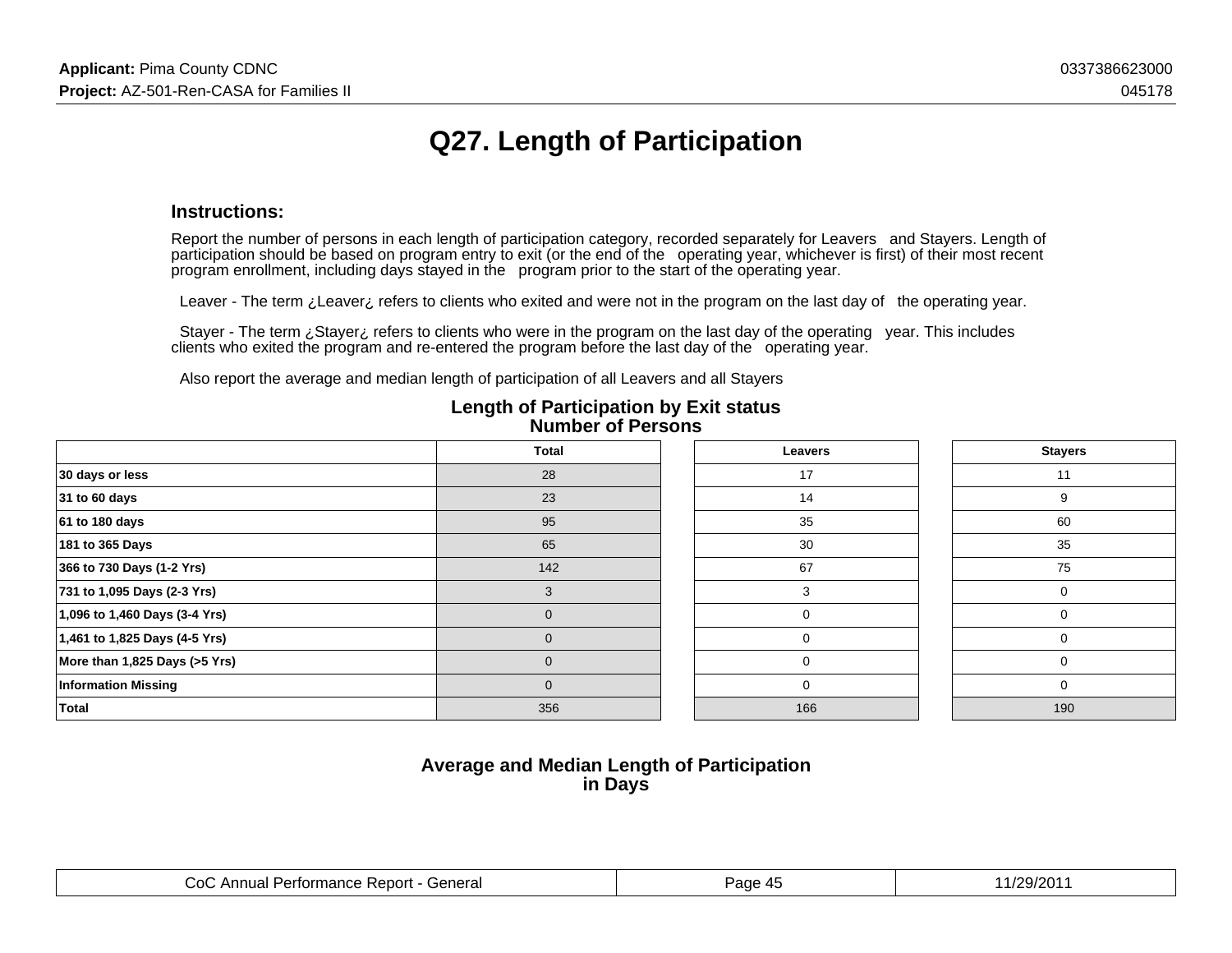# Q27. Length of Participation

## Instructions:

Report the number of persons in each length of participation category, recorded separately for Leavers and Stayers. Length of participation should be based on program entry to exit (or the end of the operating year, whichever is first) of their most recent program enrollment, including days stayed in the program prior to the start of the operating year.

Leaver - The term ¿Leaver¿ refers to clients who exited and were not in the program on the last day of the operating year.

Stayer - The term ¿Stayer¿ refers to clients who were in the program on the last day of the operating year. This includes clients who exited the program and re-entered the program before the last day of the operating year.

Also report the average and median length of participation of all Leavers and all Stayers

### Length of Participation by Exit status Number of Persons

| | Total | Leavers | Stayers |
|---|---|---|---|
| **30 days or less** | 28 | 17 | 11 |
| **31 to 60 days** | 23 | 14 | 9 |
| **61 to 180 days** | 95 | 35 | 60 |
| **181 to 365 Days** | 65 | 30 | 35 |
| **366 to 730 Days (1-2 Yrs)** | 142 | 67 | 75 |
| **731 to 1,095 Days (2-3 Yrs)** | 3 | 3 | 0 |
| **1,096 to 1,460 Days (3-4 Yrs)** | 0 | 0 | 0 |
| **1,461 to 1,825 Days (4-5 Yrs)** | 0 | 0 | 0 |
| **More than 1,825 Days (>5 Yrs)** | 0 | 0 | 0 |
| **Information Missing** | 0 | 0 | 0 |
| **Total** | 356 | 166 | 190 |

### Average and Median Length of Participation in Days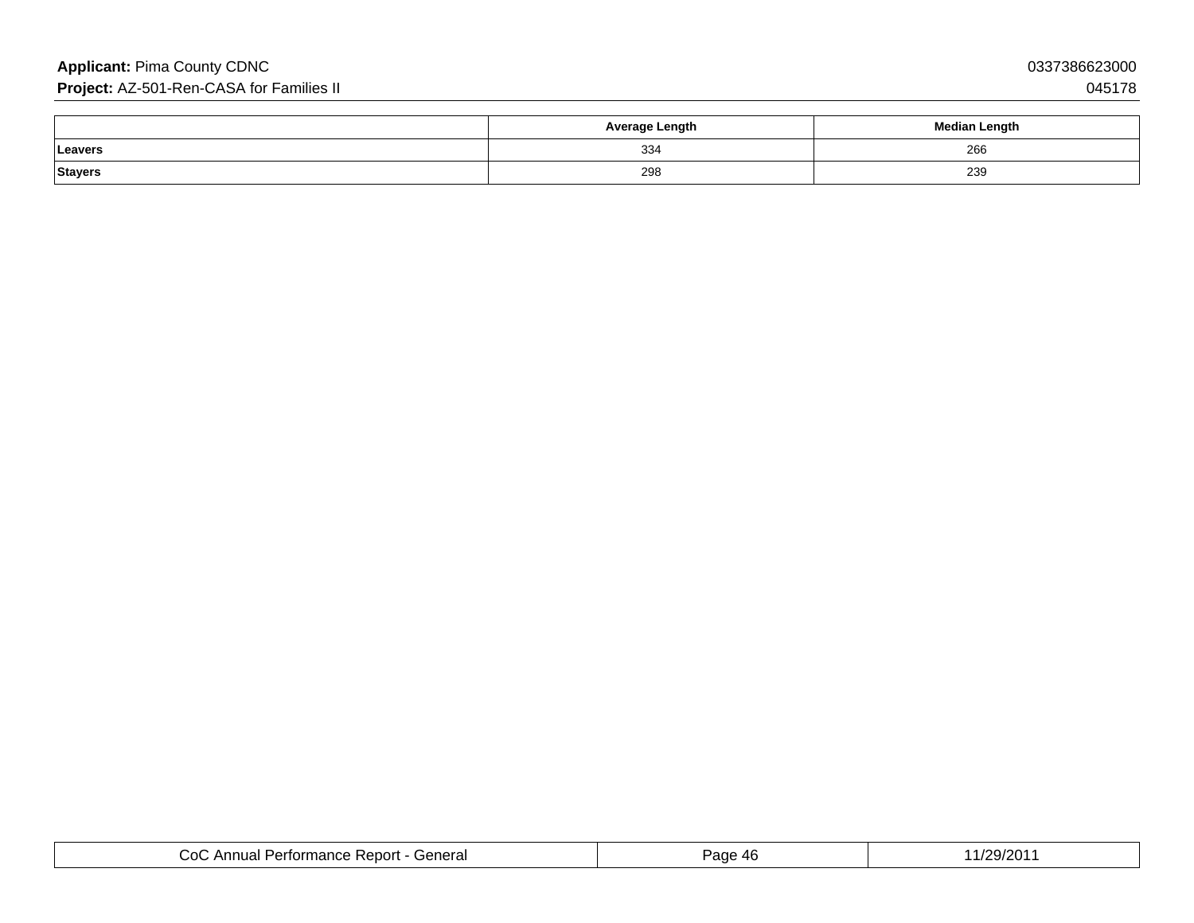| | Average Length | Median Length |
|---|---|---|
| **Leavers** | 334 | 266 |
| **Stayers** | 298 | 239 |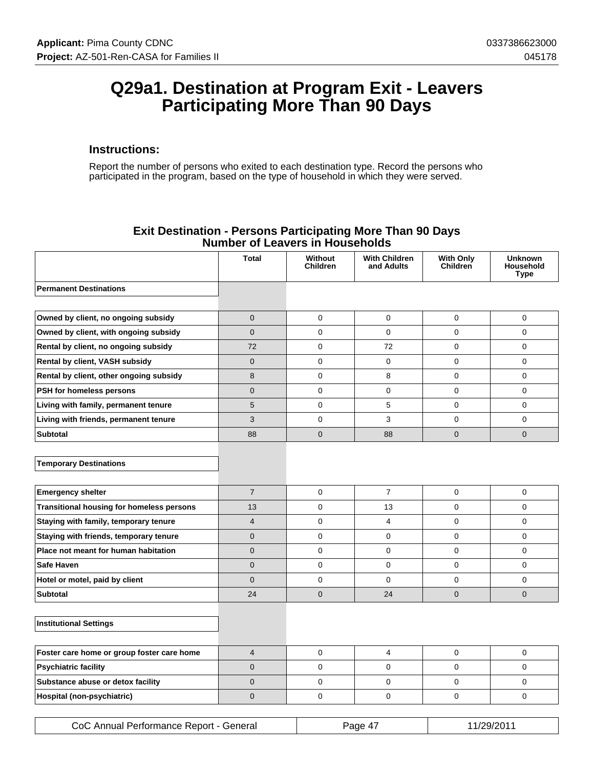# Q29a1. Destination at Program Exit - Leavers Participating More Than 90 Days

### Instructions:

Report the number of persons who exited to each destination type. Record the persons who participated in the program, based on the type of household in which they were served.

**Exit Destination - Persons Participating More Than 90 Days**
**Number of Leavers in Households**

| | Total | Without Children | With Children and Adults | With Only Children | Unknown Household Type |
|---|---|---|---|---|---|
| **Permanent Destinations** | | | | | |
| **Owned by client, no ongoing subsidy** | 0 | 0 | 0 | 0 | 0 |
| **Owned by client, with ongoing subsidy** | 0 | 0 | 0 | 0 | 0 |
| **Rental by client, no ongoing subsidy** | 72 | 0 | 72 | 0 | 0 |
| **Rental by client, VASH subsidy** | 0 | 0 | 0 | 0 | 0 |
| **Rental by client, other ongoing subsidy** | 8 | 0 | 8 | 0 | 0 |
| **PSH for homeless persons** | 0 | 0 | 0 | 0 | 0 |
| **Living with family, permanent tenure** | 5 | 0 | 5 | 0 | 0 |
| **Living with friends, permanent tenure** | 3 | 0 | 3 | 0 | 0 |
| **Subtotal** | 88 | 0 | 88 | 0 | 0 |
| **Temporary Destinations** | | | | | |
| **Emergency shelter** | 7 | 0 | 7 | 0 | 0 |
| **Transitional housing for homeless persons** | 13 | 0 | 13 | 0 | 0 |
| **Staying with family, temporary tenure** | 4 | 0 | 4 | 0 | 0 |
| **Staying with friends, temporary tenure** | 0 | 0 | 0 | 0 | 0 |
| **Place not meant for human habitation** | 0 | 0 | 0 | 0 | 0 |
| **Safe Haven** | 0 | 0 | 0 | 0 | 0 |
| **Hotel or motel, paid by client** | 0 | 0 | 0 | 0 | 0 |
| **Subtotal** | 24 | 0 | 24 | 0 | 0 |
| **Institutional Settings** | | | | | |
| **Foster care home or group foster care home** | 4 | 0 | 4 | 0 | 0 |
| **Psychiatric facility** | 0 | 0 | 0 | 0 | 0 |
| **Substance abuse or detox facility** | 0 | 0 | 0 | 0 | 0 |
| **Hospital (non-psychiatric)** | 0 | 0 | 0 | 0 | 0 |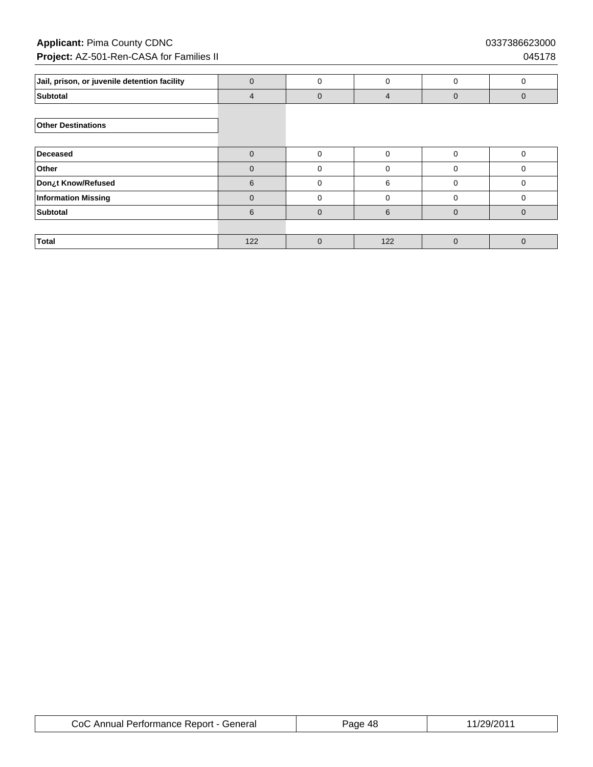| | | | | | |
|---|---|---|---|---|---|
| **Jail, prison, or juvenile detention facility** | 0 | 0 | 0 | 0 | 0 |
| **Subtotal** | 4 | 0 | 4 | 0 | 0 |
| | | | | | |
| **Other Destinations** | | | | | |
| | | | | | |
| **Deceased** | 0 | 0 | 0 | 0 | 0 |
| **Other** | 0 | 0 | 0 | 0 | 0 |
| **Don¿t Know/Refused** | 6 | 0 | 6 | 0 | 0 |
| **Information Missing** | 0 | 0 | 0 | 0 | 0 |
| **Subtotal** | 6 | 0 | 6 | 0 | 0 |
| | | | | | |
| **Total** | 122 | 0 | 122 | 0 | 0 |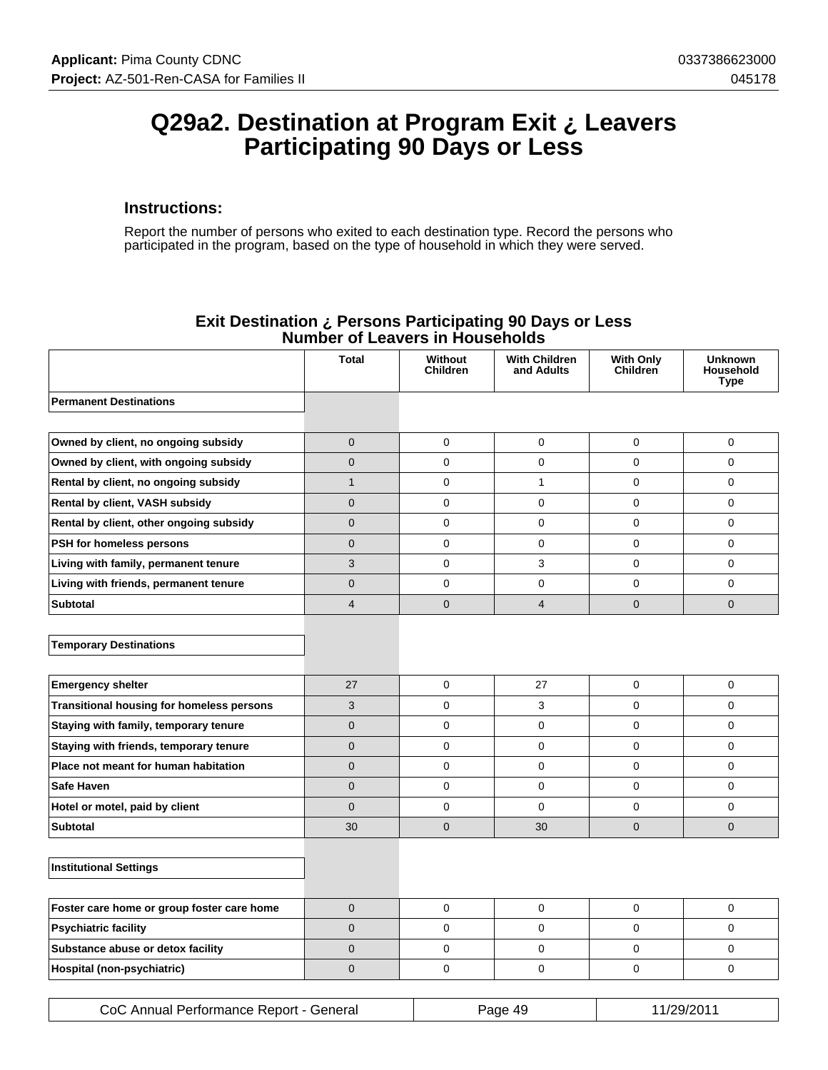# Q29a2. Destination at Program Exit ¿ Leavers Participating 90 Days or Less

### Instructions:

Report the number of persons who exited to each destination type. Record the persons who participated in the program, based on the type of household in which they were served.

**Exit Destination ¿ Persons Participating 90 Days or Less**
**Number of Leavers in Households**

| | Total | Without Children | With Children and Adults | With Only Children | Unknown Household Type |
|---|---|---|---|---|---|
| **Permanent Destinations** | | | | | |
| **Owned by client, no ongoing subsidy** | 0 | 0 | 0 | 0 | 0 |
| **Owned by client, with ongoing subsidy** | 0 | 0 | 0 | 0 | 0 |
| **Rental by client, no ongoing subsidy** | 1 | 0 | 1 | 0 | 0 |
| **Rental by client, VASH subsidy** | 0 | 0 | 0 | 0 | 0 |
| **Rental by client, other ongoing subsidy** | 0 | 0 | 0 | 0 | 0 |
| **PSH for homeless persons** | 0 | 0 | 0 | 0 | 0 |
| **Living with family, permanent tenure** | 3 | 0 | 3 | 0 | 0 |
| **Living with friends, permanent tenure** | 0 | 0 | 0 | 0 | 0 |
| **Subtotal** | 4 | 0 | 4 | 0 | 0 |
| **Temporary Destinations** | | | | | |
| **Emergency shelter** | 27 | 0 | 27 | 0 | 0 |
| **Transitional housing for homeless persons** | 3 | 0 | 3 | 0 | 0 |
| **Staying with family, temporary tenure** | 0 | 0 | 0 | 0 | 0 |
| **Staying with friends, temporary tenure** | 0 | 0 | 0 | 0 | 0 |
| **Place not meant for human habitation** | 0 | 0 | 0 | 0 | 0 |
| **Safe Haven** | 0 | 0 | 0 | 0 | 0 |
| **Hotel or motel, paid by client** | 0 | 0 | 0 | 0 | 0 |
| **Subtotal** | 30 | 0 | 30 | 0 | 0 |
| **Institutional Settings** | | | | | |
| **Foster care home or group foster care home** | 0 | 0 | 0 | 0 | 0 |
| **Psychiatric facility** | 0 | 0 | 0 | 0 | 0 |
| **Substance abuse or detox facility** | 0 | 0 | 0 | 0 | 0 |
| **Hospital (non-psychiatric)** | 0 | 0 | 0 | 0 | 0 |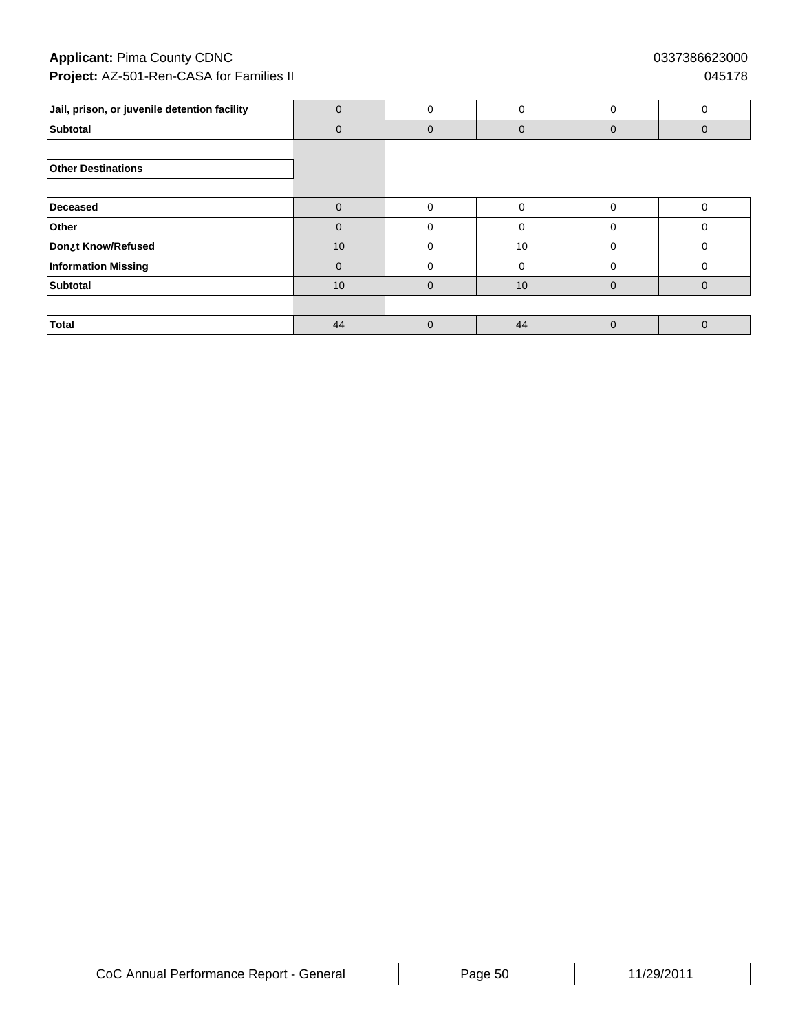| | | | | | |
|---|---|---|---|---|---|
| Jail, prison, or juvenile detention facility | 0 | 0 | 0 | 0 | 0 |
| Subtotal | 0 | 0 | 0 | 0 | 0 |
| | | | | | |
| **Other Destinations** | | | | | |
| | | | | | |
| Deceased | 0 | 0 | 0 | 0 | 0 |
| Other | 0 | 0 | 0 | 0 | 0 |
| Don¿t Know/Refused | 10 | 0 | 10 | 0 | 0 |
| Information Missing | 0 | 0 | 0 | 0 | 0 |
| Subtotal | 10 | 0 | 10 | 0 | 0 |
| | | | | | |
| Total | 44 | 0 | 44 | 0 | 0 |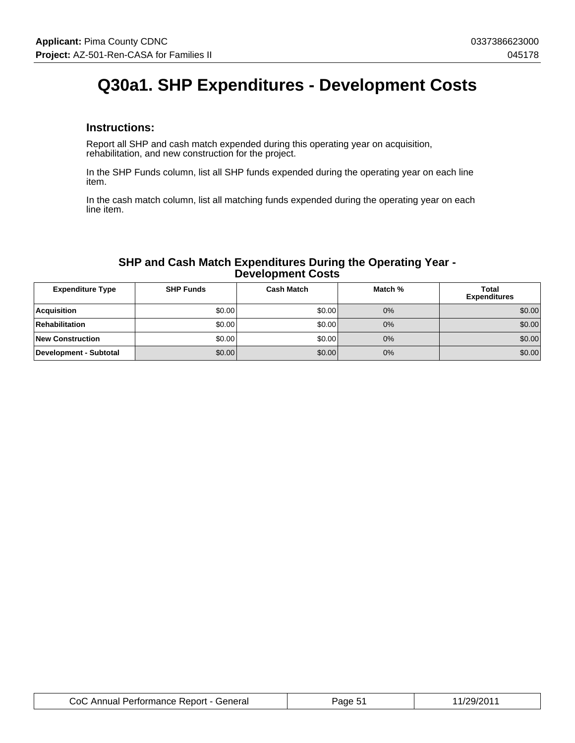# Q30a1. SHP Expenditures - Development Costs

### Instructions:

Report all SHP and cash match expended during this operating year on acquisition, rehabilitation, and new construction for the project.

In the SHP Funds column, list all SHP funds expended during the operating year on each line item.

In the cash match column, list all matching funds expended during the operating year on each line item.

**SHP and Cash Match Expenditures During the Operating Year - Development Costs**

| Expenditure Type | SHP Funds | Cash Match | Match % | Total Expenditures |
|---|---|---|---|---|
| **Acquisition** | $0.00 | $0.00 | 0% | $0.00 |
| **Rehabilitation** | $0.00 | $0.00 | 0% | $0.00 |
| **New Construction** | $0.00 | $0.00 | 0% | $0.00 |
| **Development - Subtotal** | $0.00 | $0.00 | 0% | $0.00 |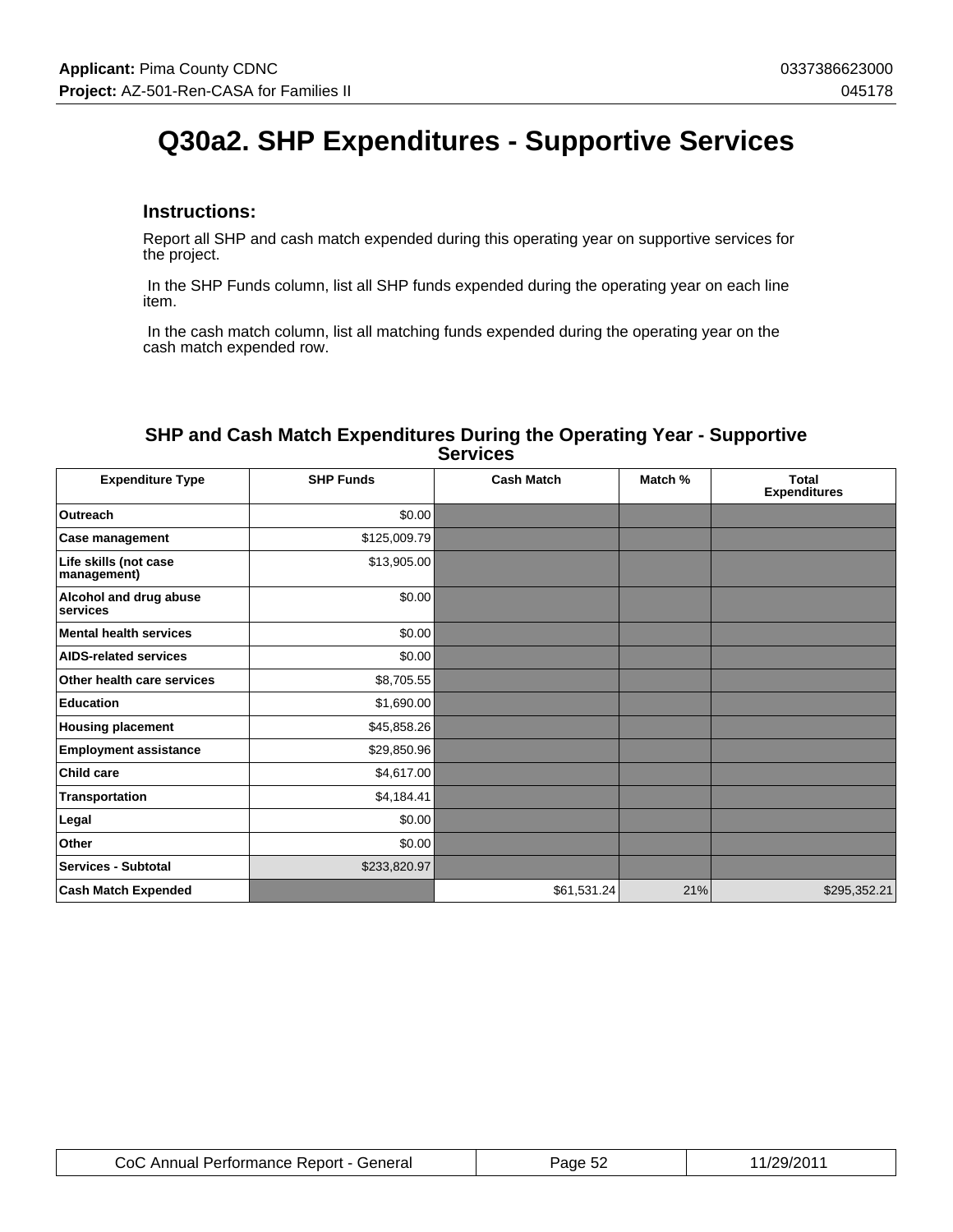# Q30a2. SHP Expenditures - Supportive Services

### Instructions:

Report all SHP and cash match expended during this operating year on supportive services for the project.

In the SHP Funds column, list all SHP funds expended during the operating year on each line item.

In the cash match column, list all matching funds expended during the operating year on the cash match expended row.

### SHP and Cash Match Expenditures During the Operating Year - Supportive Services

| Expenditure Type | SHP Funds | Cash Match | Match % | Total Expenditures |
|---|---|---|---|---|
| Outreach | $0.00 | | | |
| Case management | $125,009.79 | | | |
| Life skills (not case management) | $13,905.00 | | | |
| Alcohol and drug abuse services | $0.00 | | | |
| Mental health services | $0.00 | | | |
| AIDS-related services | $0.00 | | | |
| Other health care services | $8,705.55 | | | |
| Education | $1,690.00 | | | |
| Housing placement | $45,858.26 | | | |
| Employment assistance | $29,850.96 | | | |
| Child care | $4,617.00 | | | |
| Transportation | $4,184.41 | | | |
| Legal | $0.00 | | | |
| Other | $0.00 | | | |
| Services - Subtotal | $233,820.97 | | | |
| Cash Match Expended | | $61,531.24 | 21% | $295,352.21 |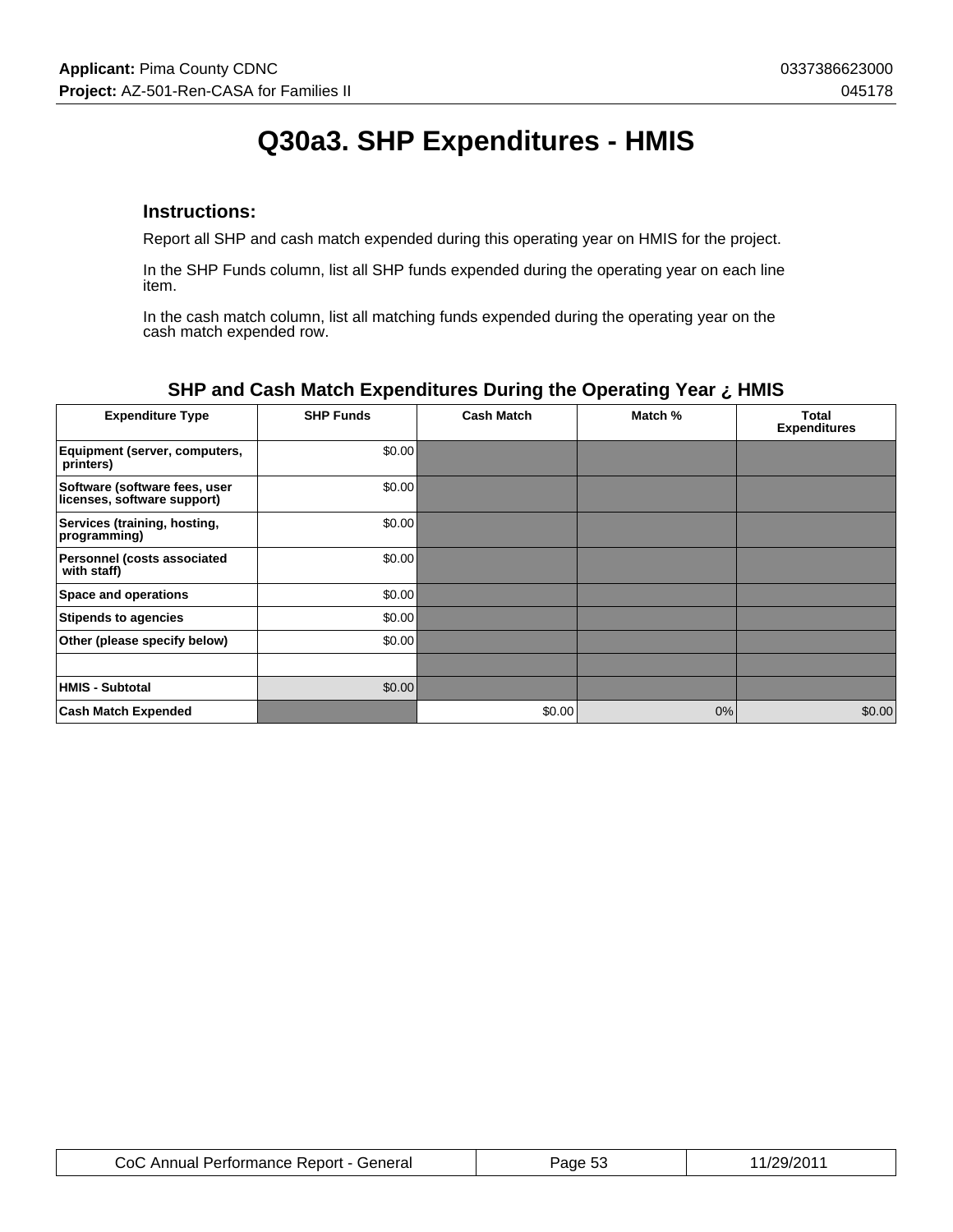# Q30a3. SHP Expenditures - HMIS

### Instructions:

Report all SHP and cash match expended during this operating year on HMIS for the project.

In the SHP Funds column, list all SHP funds expended during the operating year on each line item.

In the cash match column, list all matching funds expended during the operating year on the cash match expended row.

### SHP and Cash Match Expenditures During the Operating Year ¿ HMIS

| Expenditure Type | SHP Funds | Cash Match | Match % | Total Expenditures |
|---|---|---|---|---|
| Equipment (server, computers, printers) | $0.00 | | | |
| Software (software fees, user licenses, software support) | $0.00 | | | |
| Services (training, hosting, programming) | $0.00 | | | |
| Personnel (costs associated with staff) | $0.00 | | | |
| Space and operations | $0.00 | | | |
| Stipends to agencies | $0.00 | | | |
| Other (please specify below) | $0.00 | | | |
| | | | | |
| HMIS - Subtotal | $0.00 | | | |
| Cash Match Expended | | $0.00 | 0% | $0.00 |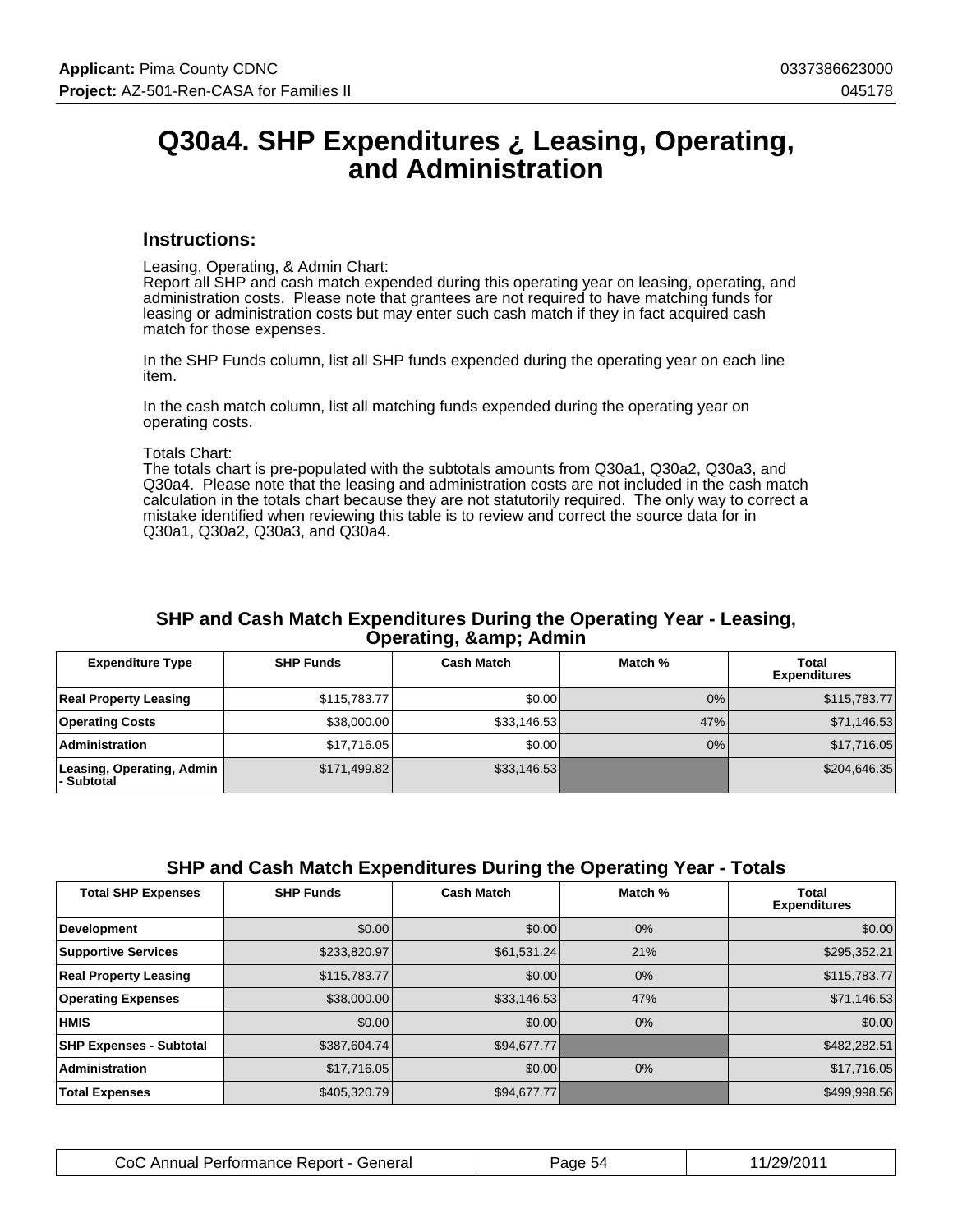# Q30a4. SHP Expenditures ¿ Leasing, Operating, and Administration

### Instructions:

Leasing, Operating, & Admin Chart:
Report all SHP and cash match expended during this operating year on leasing, operating, and administration costs. Please note that grantees are not required to have matching funds for leasing or administration costs but may enter such cash match if they in fact acquired cash match for those expenses.

In the SHP Funds column, list all SHP funds expended during the operating year on each line item.

In the cash match column, list all matching funds expended during the operating year on operating costs.

Totals Chart:
The totals chart is pre-populated with the subtotals amounts from Q30a1, Q30a2, Q30a3, and Q30a4. Please note that the leasing and administration costs are not included in the cash match calculation in the totals chart because they are not statutorily required. The only way to correct a mistake identified when reviewing this table is to review and correct the source data for in Q30a1, Q30a2, Q30a3, and Q30a4.

**SHP and Cash Match Expenditures During the Operating Year - Leasing, Operating, &amp; Admin**

| Expenditure Type | SHP Funds | Cash Match | Match % | Total Expenditures |
|---|---|---|---|---|
| Real Property Leasing | $115,783.77 | $0.00 | 0% | $115,783.77 |
| Operating Costs | $38,000.00 | $33,146.53 | 47% | $71,146.53 |
| Administration | $17,716.05 | $0.00 | 0% | $17,716.05 |
| Leasing, Operating, Admin - Subtotal | $171,499.82 | $33,146.53 | | $204,646.35 |

**SHP and Cash Match Expenditures During the Operating Year - Totals**

| Total SHP Expenses | SHP Funds | Cash Match | Match % | Total Expenditures |
|---|---|---|---|---|
| Development | $0.00 | $0.00 | 0% | $0.00 |
| Supportive Services | $233,820.97 | $61,531.24 | 21% | $295,352.21 |
| Real Property Leasing | $115,783.77 | $0.00 | 0% | $115,783.77 |
| Operating Expenses | $38,000.00 | $33,146.53 | 47% | $71,146.53 |
| HMIS | $0.00 | $0.00 | 0% | $0.00 |
| SHP Expenses - Subtotal | $387,604.74 | $94,677.77 | | $482,282.51 |
| Administration | $17,716.05 | $0.00 | 0% | $17,716.05 |
| Total Expenses | $405,320.79 | $94,677.77 | | $499,998.56 |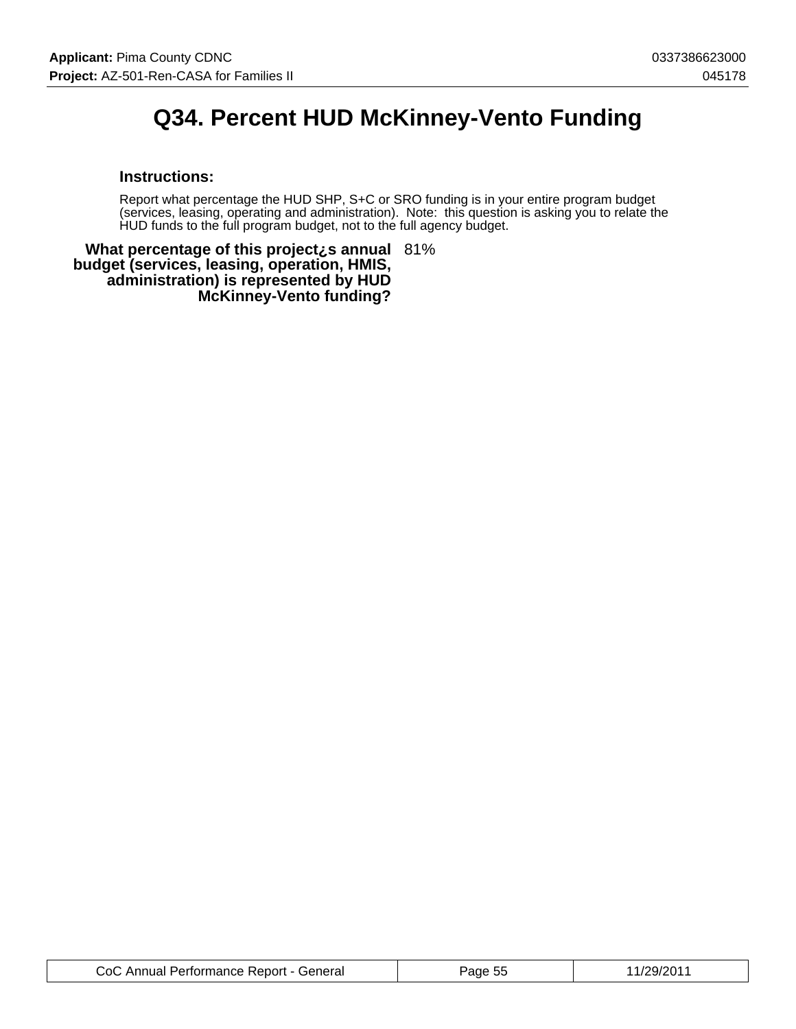# Q34. Percent HUD McKinney-Vento Funding

### Instructions:

Report what percentage the HUD SHP, S+C or SRO funding is in your entire program budget (services, leasing, operating and administration). Note: this question is asking you to relate the HUD funds to the full program budget, not to the full agency budget.

**What percentage of this project¿s annual budget (services, leasing, operation, HMIS, administration) is represented by HUD McKinney-Vento funding?** 81%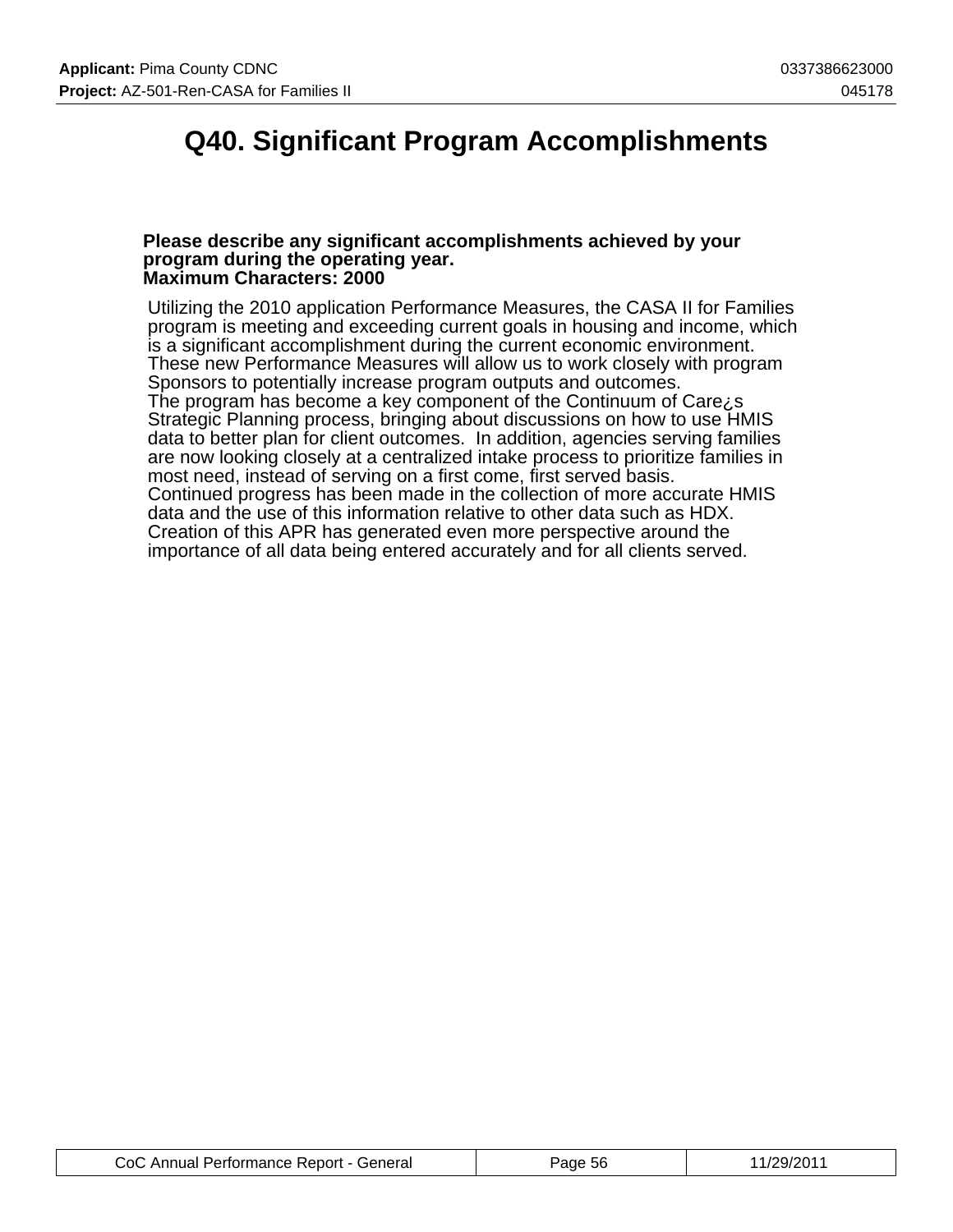# Q40. Significant Program Accomplishments

**Please describe any significant accomplishments achieved by your program during the operating year.**
**Maximum Characters: 2000**

Utilizing the 2010 application Performance Measures, the CASA II for Families program is meeting and exceeding current goals in housing and income, which is a significant accomplishment during the current economic environment. These new Performance Measures will allow us to work closely with program Sponsors to potentially increase program outputs and outcomes.
The program has become a key component of the Continuum of Care¿s Strategic Planning process, bringing about discussions on how to use HMIS data to better plan for client outcomes. In addition, agencies serving families are now looking closely at a centralized intake process to prioritize families in most need, instead of serving on a first come, first served basis.
Continued progress has been made in the collection of more accurate HMIS data and the use of this information relative to other data such as HDX. Creation of this APR has generated even more perspective around the importance of all data being entered accurately and for all clients served.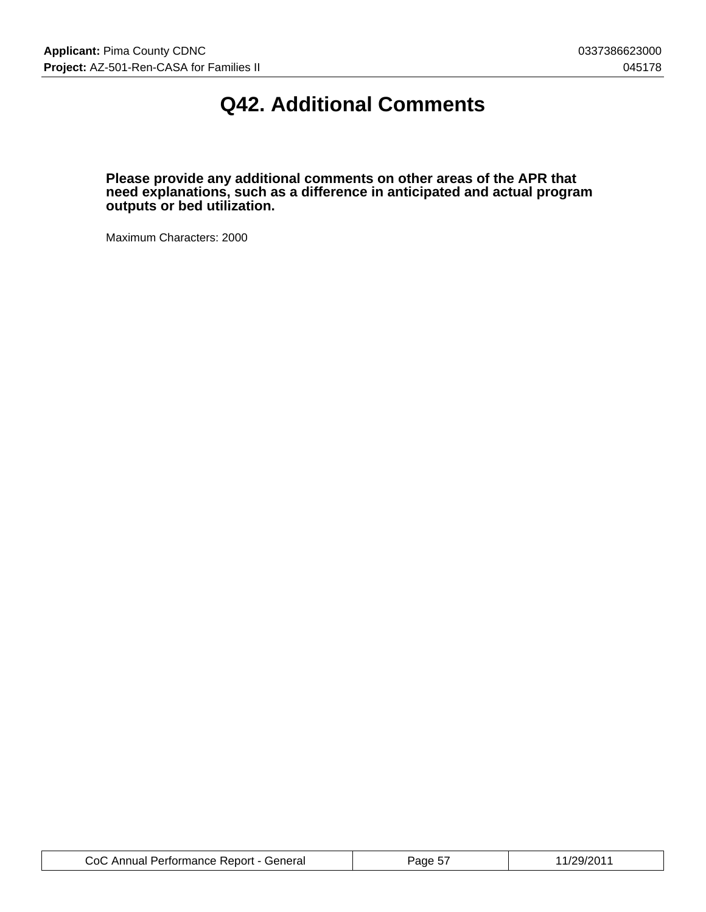# Q42. Additional Comments

**Please provide any additional comments on other areas of the APR that need explanations, such as a difference in anticipated and actual program outputs or bed utilization.**

Maximum Characters: 2000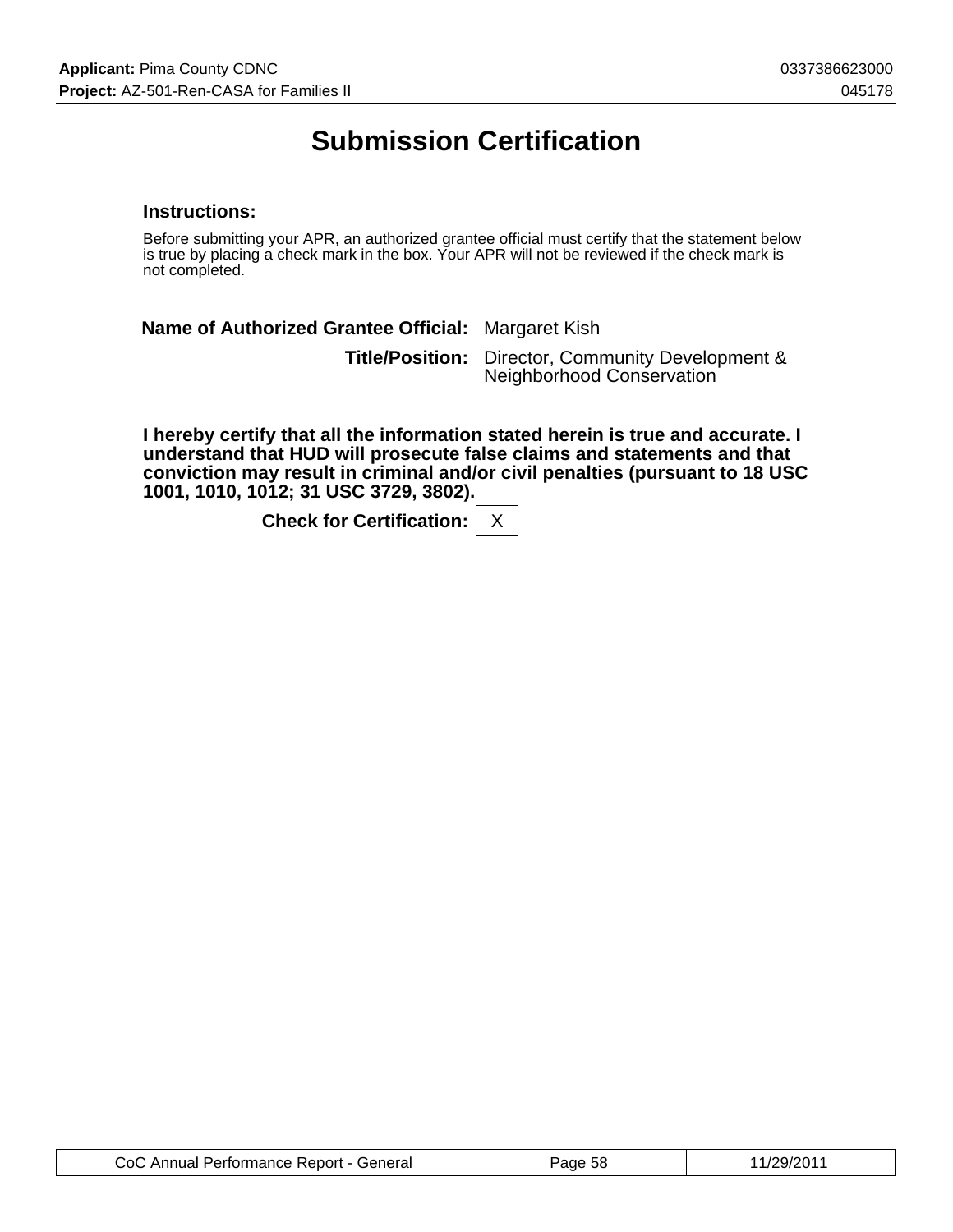# Submission Certification

### Instructions:

Before submitting your APR, an authorized grantee official must certify that the statement below is true by placing a check mark in the box. Your APR will not be reviewed if the check mark is not completed.

**Name of Authorized Grantee Official:** Margaret Kish

**Title/Position:** Director, Community Development & Neighborhood Conservation

**I hereby certify that all the information stated herein is true and accurate. I understand that HUD will prosecute false claims and statements and that conviction may result in criminal and/or civil penalties (pursuant to 18 USC 1001, 1010, 1012; 31 USC 3729, 3802).**

**Check for Certification:** X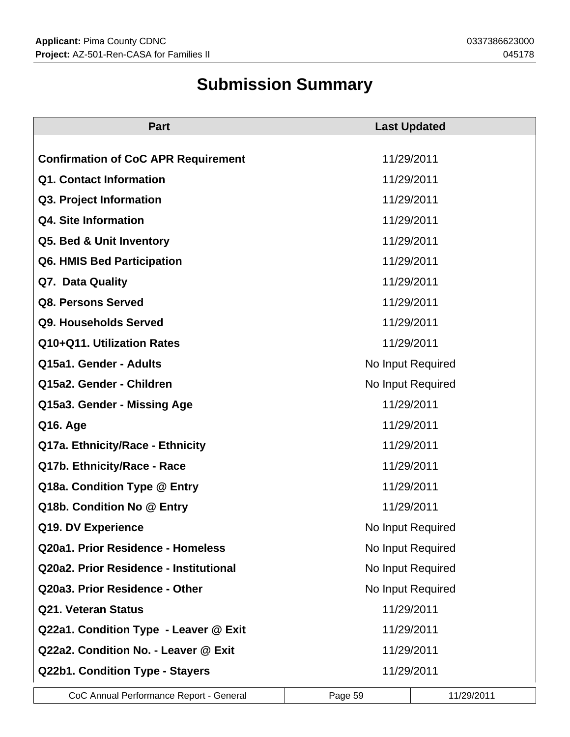# Submission Summary

| Part | Last Updated |
|---|---|
| **Confirmation of CoC APR Requirement** | 11/29/2011 |
| **Q1. Contact Information** | 11/29/2011 |
| **Q3. Project Information** | 11/29/2011 |
| **Q4. Site Information** | 11/29/2011 |
| **Q5. Bed & Unit Inventory** | 11/29/2011 |
| **Q6. HMIS Bed Participation** | 11/29/2011 |
| **Q7. Data Quality** | 11/29/2011 |
| **Q8. Persons Served** | 11/29/2011 |
| **Q9. Households Served** | 11/29/2011 |
| **Q10+Q11. Utilization Rates** | 11/29/2011 |
| **Q15a1. Gender - Adults** | No Input Required |
| **Q15a2. Gender - Children** | No Input Required |
| **Q15a3. Gender - Missing Age** | 11/29/2011 |
| **Q16. Age** | 11/29/2011 |
| **Q17a. Ethnicity/Race - Ethnicity** | 11/29/2011 |
| **Q17b. Ethnicity/Race - Race** | 11/29/2011 |
| **Q18a. Condition Type @ Entry** | 11/29/2011 |
| **Q18b. Condition No @ Entry** | 11/29/2011 |
| **Q19. DV Experience** | No Input Required |
| **Q20a1. Prior Residence - Homeless** | No Input Required |
| **Q20a2. Prior Residence - Institutional** | No Input Required |
| **Q20a3. Prior Residence - Other** | No Input Required |
| **Q21. Veteran Status** | 11/29/2011 |
| **Q22a1. Condition Type - Leaver @ Exit** | 11/29/2011 |
| **Q22a2. Condition No. - Leaver @ Exit** | 11/29/2011 |
| **Q22b1. Condition Type - Stayers** | 11/29/2011 |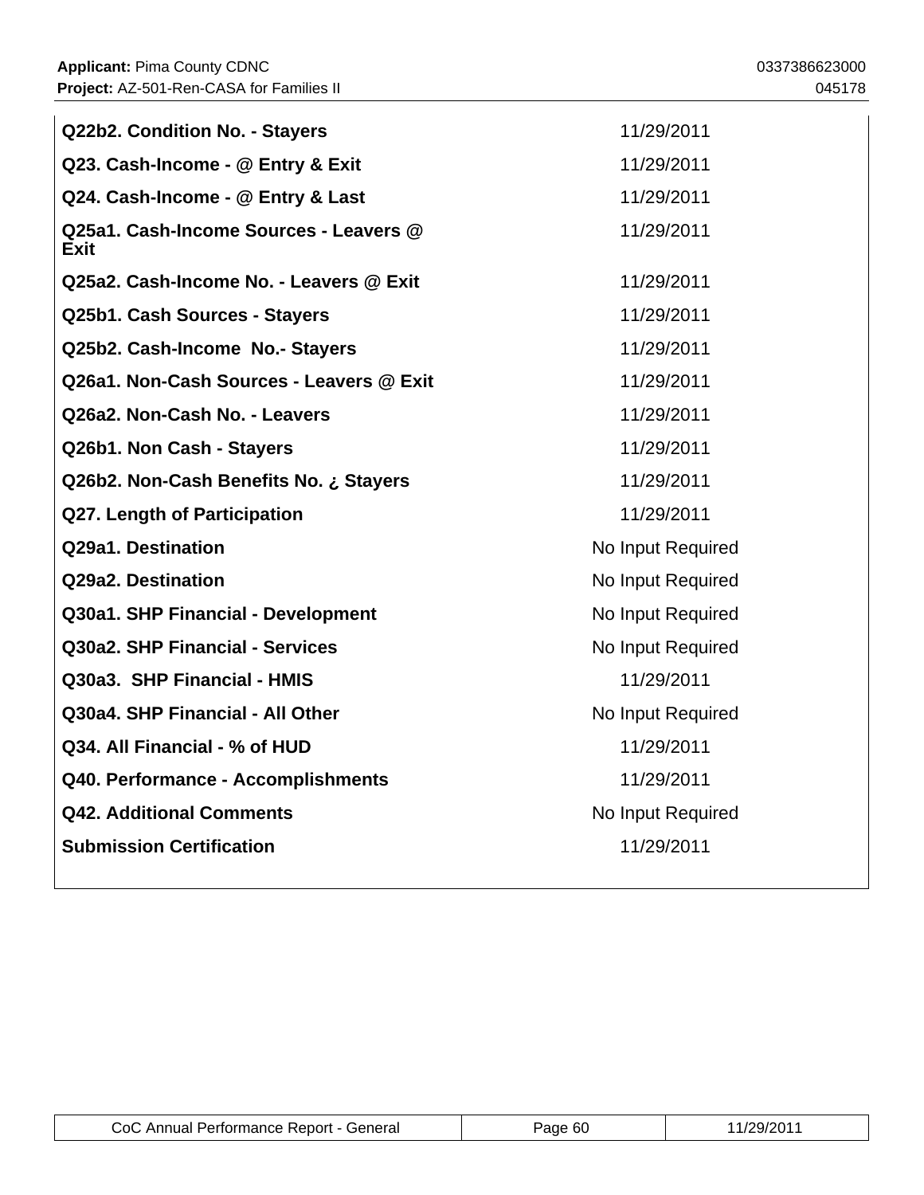| | |
|---|---|
| **Q22b2. Condition No. - Stayers** | 11/29/2011 |
| **Q23. Cash-Income - @ Entry & Exit** | 11/29/2011 |
| **Q24. Cash-Income - @ Entry & Last** | 11/29/2011 |
| **Q25a1. Cash-Income Sources - Leavers @ Exit** | 11/29/2011 |
| **Q25a2. Cash-Income No. - Leavers @ Exit** | 11/29/2011 |
| **Q25b1. Cash Sources - Stayers** | 11/29/2011 |
| **Q25b2. Cash-Income No.- Stayers** | 11/29/2011 |
| **Q26a1. Non-Cash Sources - Leavers @ Exit** | 11/29/2011 |
| **Q26a2. Non-Cash No. - Leavers** | 11/29/2011 |
| **Q26b1. Non Cash - Stayers** | 11/29/2011 |
| **Q26b2. Non-Cash Benefits No. ¿ Stayers** | 11/29/2011 |
| **Q27. Length of Participation** | 11/29/2011 |
| **Q29a1. Destination** | No Input Required |
| **Q29a2. Destination** | No Input Required |
| **Q30a1. SHP Financial - Development** | No Input Required |
| **Q30a2. SHP Financial - Services** | No Input Required |
| **Q30a3. SHP Financial - HMIS** | 11/29/2011 |
| **Q30a4. SHP Financial - All Other** | No Input Required |
| **Q34. All Financial - % of HUD** | 11/29/2011 |
| **Q40. Performance - Accomplishments** | 11/29/2011 |
| **Q42. Additional Comments** | No Input Required |
| **Submission Certification** | 11/29/2011 |